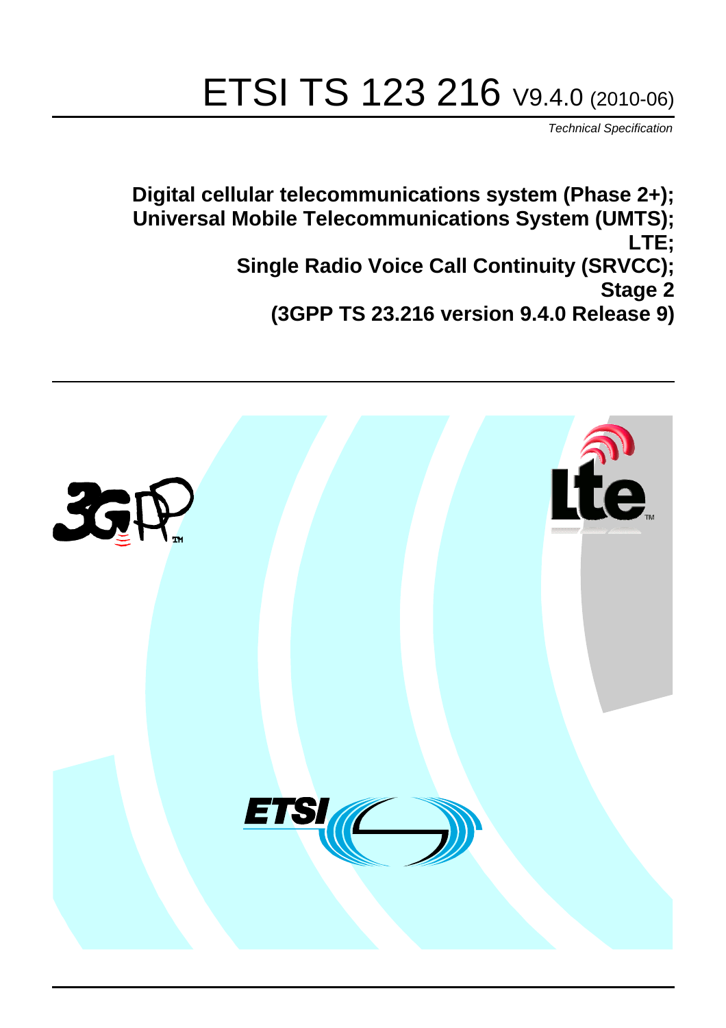# ETSI TS 123 216 V9.4.0 (2010-06)

*Technical Specification*

**Digital cellular telecommunications system (Phase 2+);**
**Universal Mobile Telecommunications System (UMTS);**
**LTE;**
**Single Radio Voice Call Continuity (SRVCC);**
**Stage 2**
**(3GPP TS 23.216 version 9.4.0 Release 9)**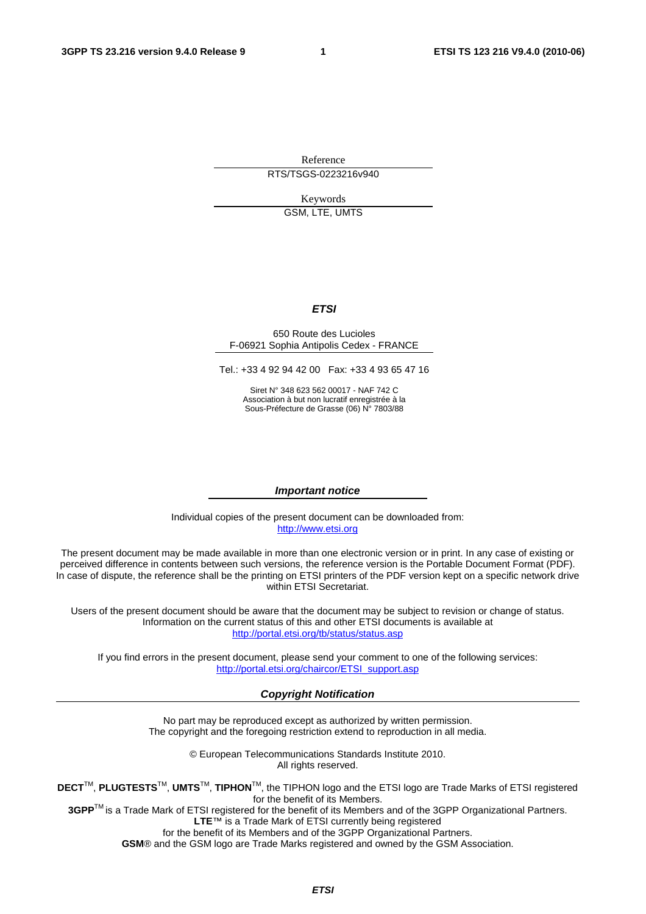Reference

RTS/TSGS-0223216v940

Keywords

GSM, LTE, UMTS

***ETSI***

650 Route des Lucioles
F-06921 Sophia Antipolis Cedex - FRANCE

Tel.: +33 4 92 94 42 00 Fax: +33 4 93 65 47 16

Siret N° 348 623 562 00017 - NAF 742 C
Association à but non lucratif enregistrée à la
Sous-Préfecture de Grasse (06) N° 7803/88

***Important notice***

Individual copies of the present document can be downloaded from:
http://www.etsi.org

The present document may be made available in more than one electronic version or in print. In any case of existing or perceived difference in contents between such versions, the reference version is the Portable Document Format (PDF). In case of dispute, the reference shall be the printing on ETSI printers of the PDF version kept on a specific network drive within ETSI Secretariat.

Users of the present document should be aware that the document may be subject to revision or change of status. Information on the current status of this and other ETSI documents is available at
http://portal.etsi.org/tb/status/status.asp

If you find errors in the present document, please send your comment to one of the following services:
http://portal.etsi.org/chaircor/ETSI_support.asp

***Copyright Notification***

No part may be reproduced except as authorized by written permission.
The copyright and the foregoing restriction extend to reproduction in all media.

© European Telecommunications Standards Institute 2010.
All rights reserved.

**DECT**™, **PLUGTESTS**™, **UMTS**™, **TIPHON**™, the TIPHON logo and the ETSI logo are Trade Marks of ETSI registered for the benefit of its Members.
**3GPP**™ is a Trade Mark of ETSI registered for the benefit of its Members and of the 3GPP Organizational Partners.
**LTE**™ is a Trade Mark of ETSI currently being registered
for the benefit of its Members and of the 3GPP Organizational Partners.
**GSM**® and the GSM logo are Trade Marks registered and owned by the GSM Association.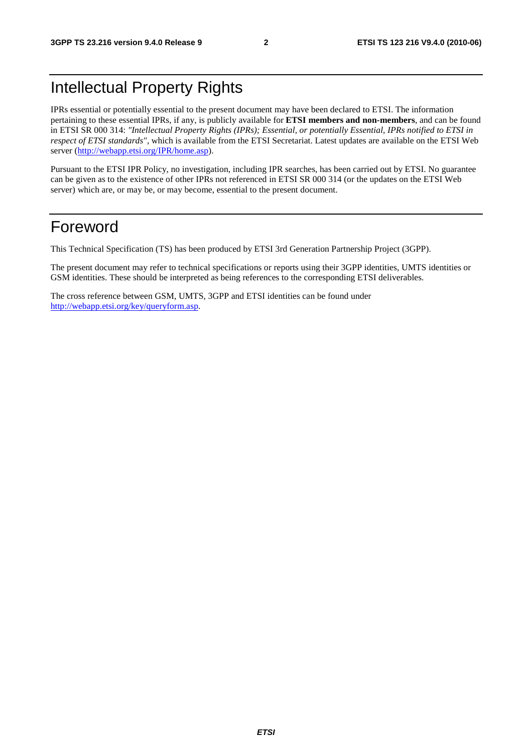# Intellectual Property Rights

IPRs essential or potentially essential to the present document may have been declared to ETSI. The information pertaining to these essential IPRs, if any, is publicly available for **ETSI members and non-members**, and can be found in ETSI SR 000 314: *"Intellectual Property Rights (IPRs); Essential, or potentially Essential, IPRs notified to ETSI in respect of ETSI standards"*, which is available from the ETSI Secretariat. Latest updates are available on the ETSI Web server (http://webapp.etsi.org/IPR/home.asp).

Pursuant to the ETSI IPR Policy, no investigation, including IPR searches, has been carried out by ETSI. No guarantee can be given as to the existence of other IPRs not referenced in ETSI SR 000 314 (or the updates on the ETSI Web server) which are, or may be, or may become, essential to the present document.

# Foreword

This Technical Specification (TS) has been produced by ETSI 3rd Generation Partnership Project (3GPP).

The present document may refer to technical specifications or reports using their 3GPP identities, UMTS identities or GSM identities. These should be interpreted as being references to the corresponding ETSI deliverables.

The cross reference between GSM, UMTS, 3GPP and ETSI identities can be found under http://webapp.etsi.org/key/queryform.asp.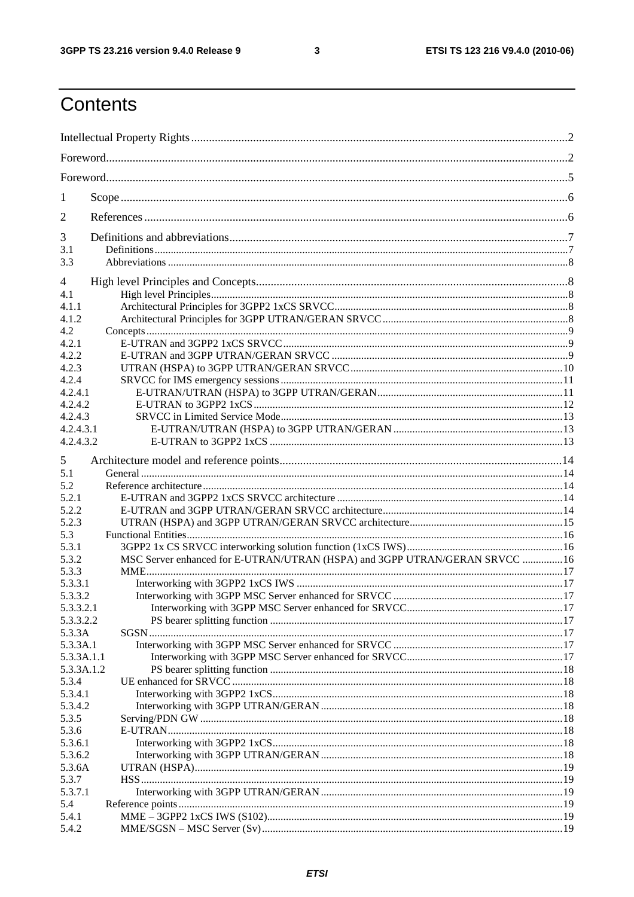# Contents

Intellectual Property Rights ..... 2
Foreword ..... 2
Foreword ..... 5
1 Scope ..... 6
2 References ..... 6
3 Definitions and abbreviations ..... 7
3.1 Definitions ..... 7
3.3 Abbreviations ..... 8
4 High level Principles and Concepts ..... 8
4.1 High level Principles ..... 8
4.1.1 Architectural Principles for 3GPP2 1xCS SRVCC ..... 8
4.1.2 Architectural Principles for 3GPP UTRAN/GERAN SRVCC ..... 8
4.2 Concepts ..... 9
4.2.1 E-UTRAN and 3GPP2 1xCS SRVCC ..... 9
4.2.2 E-UTRAN and 3GPP UTRAN/GERAN SRVCC ..... 9
4.2.3 UTRAN (HSPA) to 3GPP UTRAN/GERAN SRVCC ..... 10
4.2.4 SRVCC for IMS emergency sessions ..... 11
4.2.4.1 E-UTRAN/UTRAN (HSPA) to 3GPP UTRAN/GERAN ..... 11
4.2.4.2 E-UTRAN to 3GPP2 1xCS ..... 12
4.2.4.3 SRVCC in Limited Service Mode ..... 13
4.2.4.3.1 E-UTRAN/UTRAN (HSPA) to 3GPP UTRAN/GERAN ..... 13
4.2.4.3.2 E-UTRAN to 3GPP2 1xCS ..... 13
5 Architecture model and reference points ..... 14
5.1 General ..... 14
5.2 Reference architecture ..... 14
5.2.1 E-UTRAN and 3GPP2 1xCS SRVCC architecture ..... 14
5.2.2 E-UTRAN and 3GPP UTRAN/GERAN SRVCC architecture ..... 14
5.2.3 UTRAN (HSPA) and 3GPP UTRAN/GERAN SRVCC architecture ..... 15
5.3 Functional Entities ..... 16
5.3.1 3GPP2 1x CS SRVCC interworking solution function (1xCS IWS) ..... 16
5.3.2 MSC Server enhanced for E-UTRAN/UTRAN (HSPA) and 3GPP UTRAN/GERAN SRVCC ..... 16
5.3.3 MME ..... 17
5.3.3.1 Interworking with 3GPP2 1xCS IWS ..... 17
5.3.3.2 Interworking with 3GPP MSC Server enhanced for SRVCC ..... 17
5.3.3.2.1 Interworking with 3GPP MSC Server enhanced for SRVCC ..... 17
5.3.3.2.2 PS bearer splitting function ..... 17
5.3.3A SGSN ..... 17
5.3.3A.1 Interworking with 3GPP MSC Server enhanced for SRVCC ..... 17
5.3.3A.1.1 Interworking with 3GPP MSC Server enhanced for SRVCC ..... 17
5.3.3A.1.2 PS bearer splitting function ..... 18
5.3.4 UE enhanced for SRVCC ..... 18
5.3.4.1 Interworking with 3GPP2 1xCS ..... 18
5.3.4.2 Interworking with 3GPP UTRAN/GERAN ..... 18
5.3.5 Serving/PDN GW ..... 18
5.3.6 E-UTRAN ..... 18
5.3.6.1 Interworking with 3GPP2 1xCS ..... 18
5.3.6.2 Interworking with 3GPP UTRAN/GERAN ..... 18
5.3.6A UTRAN (HSPA) ..... 19
5.3.7 HSS ..... 19
5.3.7.1 Interworking with 3GPP UTRAN/GERAN ..... 19
5.4 Reference points ..... 19
5.4.1 MME – 3GPP2 1xCS IWS (S102) ..... 19
5.4.2 MME/SGSN – MSC Server (Sv) ..... 19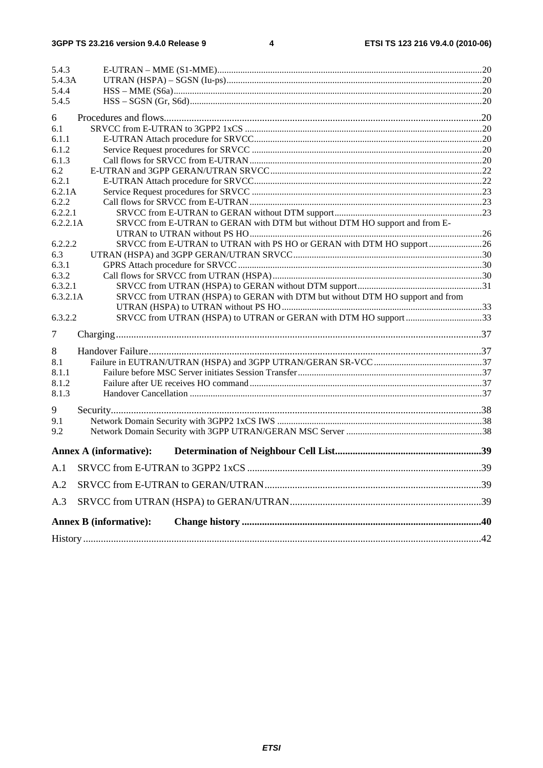5.4.3 E-UTRAN – MME (S1-MME) ... 20
5.4.3A UTRAN (HSPA) – SGSN (Iu-ps) ... 20
5.4.4 HSS – MME (S6a) ... 20
5.4.5 HSS – SGSN (Gr, S6d) ... 20

6 Procedures and flows ... 20
6.1 SRVCC from E-UTRAN to 3GPP2 1xCS ... 20
6.1.1 E-UTRAN Attach procedure for SRVCC ... 20
6.1.2 Service Request procedures for SRVCC ... 20
6.1.3 Call flows for SRVCC from E-UTRAN ... 20
6.2 E-UTRAN and 3GPP GERAN/UTRAN SRVCC ... 22
6.2.1 E-UTRAN Attach procedure for SRVCC ... 22
6.2.1A Service Request procedures for SRVCC ... 23
6.2.2 Call flows for SRVCC from E-UTRAN ... 23
6.2.2.1 SRVCC from E-UTRAN to GERAN without DTM support ... 23
6.2.2.1A SRVCC from E-UTRAN to GERAN with DTM but without DTM HO support and from E-UTRAN to UTRAN without PS HO ... 26
6.2.2.2 SRVCC from E-UTRAN to UTRAN with PS HO or GERAN with DTM HO support ... 26
6.3 UTRAN (HSPA) and 3GPP GERAN/UTRAN SRVCC ... 30
6.3.1 GPRS Attach procedure for SRVCC ... 30
6.3.2 Call flows for SRVCC from UTRAN (HSPA) ... 30
6.3.2.1 SRVCC from UTRAN (HSPA) to GERAN without DTM support ... 31
6.3.2.1A SRVCC from UTRAN (HSPA) to GERAN with DTM but without DTM HO support and from UTRAN (HSPA) to UTRAN without PS HO ... 33
6.3.2.2 SRVCC from UTRAN (HSPA) to UTRAN or GERAN with DTM HO support ... 33

7 Charging ... 37

8 Handover Failure ... 37
8.1 Failure in EUTRAN/UTRAN (HSPA) and 3GPP UTRAN/GERAN SR-VCC ... 37
8.1.1 Failure before MSC Server initiates Session Transfer ... 37
8.1.2 Failure after UE receives HO command ... 37
8.1.3 Handover Cancellation ... 37

9 Security ... 38
9.1 Network Domain Security with 3GPP2 1xCS IWS ... 38
9.2 Network Domain Security with 3GPP UTRAN/GERAN MSC Server ... 38

**Annex A (informative): Determination of Neighbour Cell List ... 39**

A.1 SRVCC from E-UTRAN to 3GPP2 1xCS ... 39

A.2 SRVCC from E-UTRAN to GERAN/UTRAN ... 39

A.3 SRVCC from UTRAN (HSPA) to GERAN/UTRAN ... 39

**Annex B (informative): Change history ... 40**

History ... 42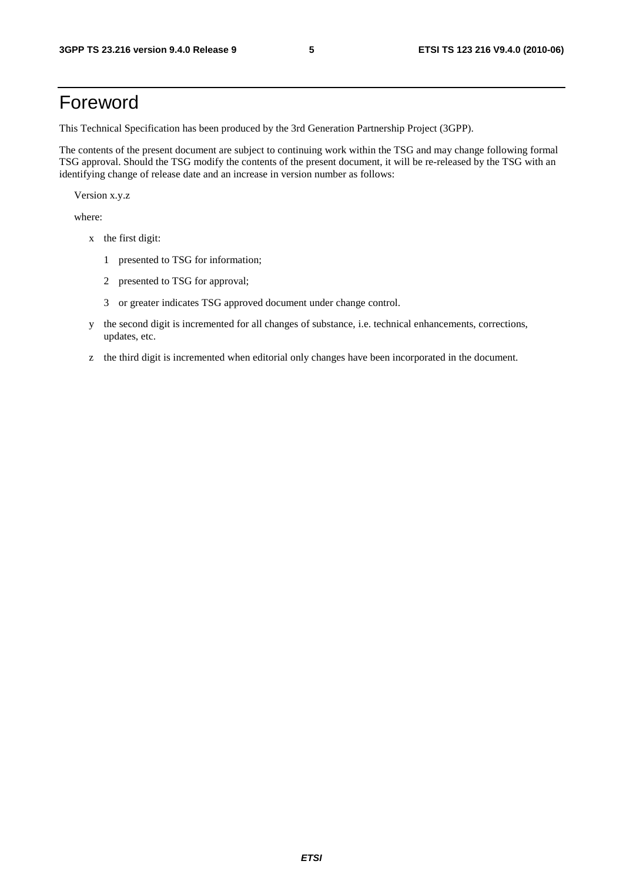# Foreword

This Technical Specification has been produced by the 3rd Generation Partnership Project (3GPP).

The contents of the present document are subject to continuing work within the TSG and may change following formal TSG approval. Should the TSG modify the contents of the present document, it will be re-released by the TSG with an identifying change of release date and an increase in version number as follows:

Version x.y.z

where:

- x the first digit:
  - 1 presented to TSG for information;
  - 2 presented to TSG for approval;
  - 3 or greater indicates TSG approved document under change control.
- y the second digit is incremented for all changes of substance, i.e. technical enhancements, corrections, updates, etc.
- z the third digit is incremented when editorial only changes have been incorporated in the document.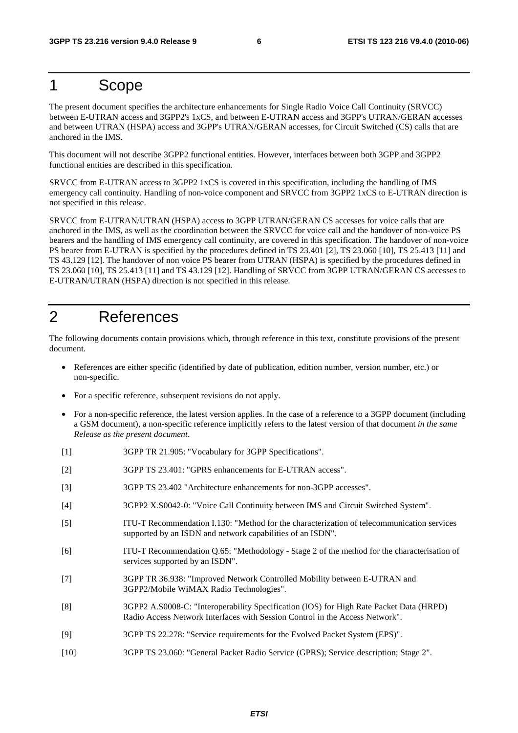# 1 Scope

The present document specifies the architecture enhancements for Single Radio Voice Call Continuity (SRVCC) between E-UTRAN access and 3GPP2's 1xCS, and between E-UTRAN access and 3GPP's UTRAN/GERAN accesses and between UTRAN (HSPA) access and 3GPP's UTRAN/GERAN accesses, for Circuit Switched (CS) calls that are anchored in the IMS.

This document will not describe 3GPP2 functional entities. However, interfaces between both 3GPP and 3GPP2 functional entities are described in this specification.

SRVCC from E-UTRAN access to 3GPP2 1xCS is covered in this specification, including the handling of IMS emergency call continuity. Handling of non-voice component and SRVCC from 3GPP2 1xCS to E-UTRAN direction is not specified in this release.

SRVCC from E-UTRAN/UTRAN (HSPA) access to 3GPP UTRAN/GERAN CS accesses for voice calls that are anchored in the IMS, as well as the coordination between the SRVCC for voice call and the handover of non-voice PS bearers and the handling of IMS emergency call continuity, are covered in this specification. The handover of non-voice PS bearer from E-UTRAN is specified by the procedures defined in TS 23.401 [2], TS 23.060 [10], TS 25.413 [11] and TS 43.129 [12]. The handover of non voice PS bearer from UTRAN (HSPA) is specified by the procedures defined in TS 23.060 [10], TS 25.413 [11] and TS 43.129 [12]. Handling of SRVCC from 3GPP UTRAN/GERAN CS accesses to E-UTRAN/UTRAN (HSPA) direction is not specified in this release.

# 2 References

The following documents contain provisions which, through reference in this text, constitute provisions of the present document.

- References are either specific (identified by date of publication, edition number, version number, etc.) or non-specific.
- For a specific reference, subsequent revisions do not apply.
- For a non-specific reference, the latest version applies. In the case of a reference to a 3GPP document (including a GSM document), a non-specific reference implicitly refers to the latest version of that document *in the same Release as the present document*.

[1] 3GPP TR 21.905: "Vocabulary for 3GPP Specifications".

[2] 3GPP TS 23.401: "GPRS enhancements for E-UTRAN access".

[3] 3GPP TS 23.402 "Architecture enhancements for non-3GPP accesses".

[4] 3GPP2 X.S0042-0: "Voice Call Continuity between IMS and Circuit Switched System".

[5] ITU-T Recommendation I.130: "Method for the characterization of telecommunication services supported by an ISDN and network capabilities of an ISDN".

[6] ITU-T Recommendation Q.65: "Methodology - Stage 2 of the method for the characterisation of services supported by an ISDN".

[7] 3GPP TR 36.938: "Improved Network Controlled Mobility between E-UTRAN and 3GPP2/Mobile WiMAX Radio Technologies".

[8] 3GPP2 A.S0008-C: "Interoperability Specification (IOS) for High Rate Packet Data (HRPD) Radio Access Network Interfaces with Session Control in the Access Network".

[9] 3GPP TS 22.278: "Service requirements for the Evolved Packet System (EPS)".

[10] 3GPP TS 23.060: "General Packet Radio Service (GPRS); Service description; Stage 2".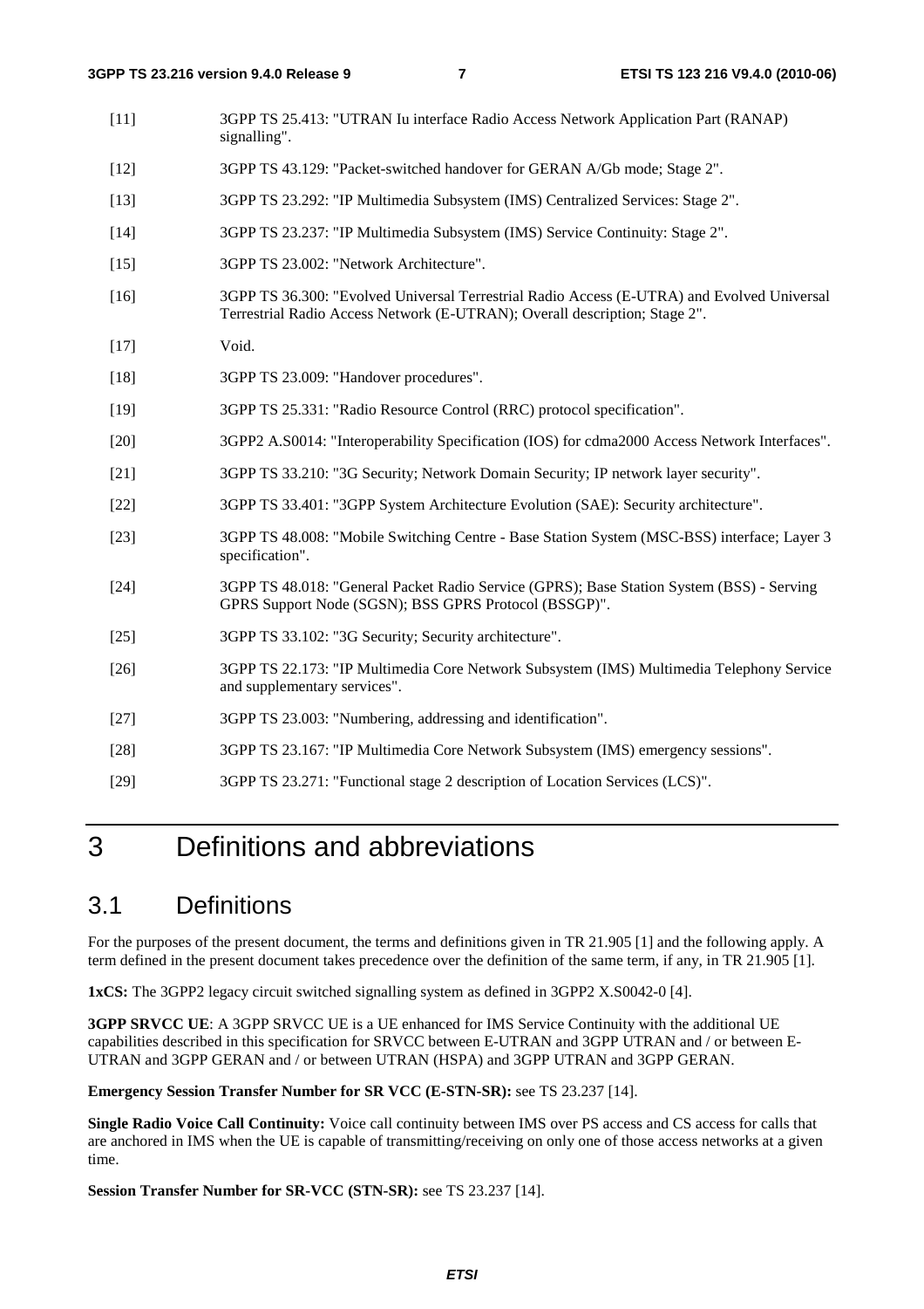[11] 3GPP TS 25.413: "UTRAN Iu interface Radio Access Network Application Part (RANAP) signalling".

[12] 3GPP TS 43.129: "Packet-switched handover for GERAN A/Gb mode; Stage 2".

[13] 3GPP TS 23.292: "IP Multimedia Subsystem (IMS) Centralized Services: Stage 2".

[14] 3GPP TS 23.237: "IP Multimedia Subsystem (IMS) Service Continuity: Stage 2".

[15] 3GPP TS 23.002: "Network Architecture".

[16] 3GPP TS 36.300: "Evolved Universal Terrestrial Radio Access (E-UTRA) and Evolved Universal Terrestrial Radio Access Network (E-UTRAN); Overall description; Stage 2".

[17] Void.

[18] 3GPP TS 23.009: "Handover procedures".

[19] 3GPP TS 25.331: "Radio Resource Control (RRC) protocol specification".

[20] 3GPP2 A.S0014: "Interoperability Specification (IOS) for cdma2000 Access Network Interfaces".

[21] 3GPP TS 33.210: "3G Security; Network Domain Security; IP network layer security".

[22] 3GPP TS 33.401: "3GPP System Architecture Evolution (SAE): Security architecture".

[23] 3GPP TS 48.008: "Mobile Switching Centre - Base Station System (MSC-BSS) interface; Layer 3 specification".

[24] 3GPP TS 48.018: "General Packet Radio Service (GPRS); Base Station System (BSS) - Serving GPRS Support Node (SGSN); BSS GPRS Protocol (BSSGP)".

[25] 3GPP TS 33.102: "3G Security; Security architecture".

[26] 3GPP TS 22.173: "IP Multimedia Core Network Subsystem (IMS) Multimedia Telephony Service and supplementary services".

[27] 3GPP TS 23.003: "Numbering, addressing and identification".

[28] 3GPP TS 23.167: "IP Multimedia Core Network Subsystem (IMS) emergency sessions".

[29] 3GPP TS 23.271: "Functional stage 2 description of Location Services (LCS)".

# 3 Definitions and abbreviations

## 3.1 Definitions

For the purposes of the present document, the terms and definitions given in TR 21.905 [1] and the following apply. A term defined in the present document takes precedence over the definition of the same term, if any, in TR 21.905 [1].

**1xCS:** The 3GPP2 legacy circuit switched signalling system as defined in 3GPP2 X.S0042-0 [4].

**3GPP SRVCC UE**: A 3GPP SRVCC UE is a UE enhanced for IMS Service Continuity with the additional UE capabilities described in this specification for SRVCC between E-UTRAN and 3GPP UTRAN and / or between E-UTRAN and 3GPP GERAN and / or between UTRAN (HSPA) and 3GPP UTRAN and 3GPP GERAN.

**Emergency Session Transfer Number for SR VCC (E-STN-SR):** see TS 23.237 [14].

**Single Radio Voice Call Continuity:** Voice call continuity between IMS over PS access and CS access for calls that are anchored in IMS when the UE is capable of transmitting/receiving on only one of those access networks at a given time.

**Session Transfer Number for SR-VCC (STN-SR):** see TS 23.237 [14].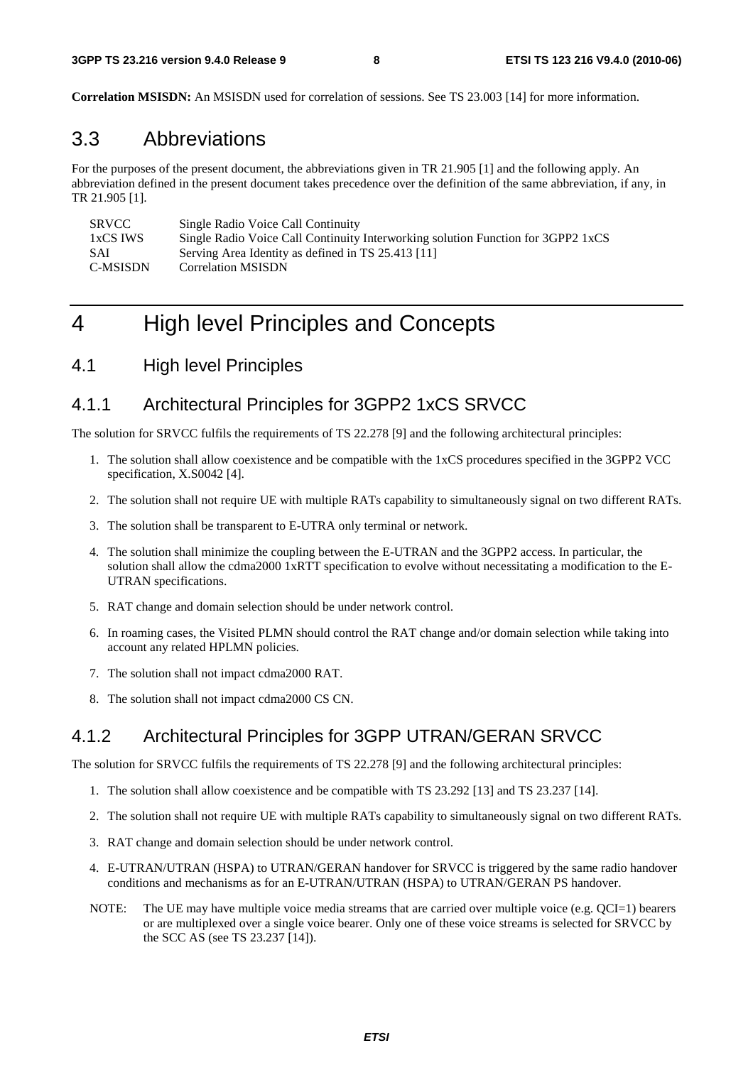**Correlation MSISDN:** An MSISDN used for correlation of sessions. See TS 23.003 [14] for more information.

## 3.3 Abbreviations

For the purposes of the present document, the abbreviations given in TR 21.905 [1] and the following apply. An abbreviation defined in the present document takes precedence over the definition of the same abbreviation, if any, in TR 21.905 [1].

| | |
|---|---|
| SRVCC | Single Radio Voice Call Continuity |
| 1xCS IWS | Single Radio Voice Call Continuity Interworking solution Function for 3GPP2 1xCS |
| SAI | Serving Area Identity as defined in TS 25.413 [11] |
| C-MSISDN | Correlation MSISDN |

# 4 High level Principles and Concepts

## 4.1 High level Principles

### 4.1.1 Architectural Principles for 3GPP2 1xCS SRVCC

The solution for SRVCC fulfils the requirements of TS 22.278 [9] and the following architectural principles:

1. The solution shall allow coexistence and be compatible with the 1xCS procedures specified in the 3GPP2 VCC specification, X.S0042 [4].
2. The solution shall not require UE with multiple RATs capability to simultaneously signal on two different RATs.
3. The solution shall be transparent to E-UTRA only terminal or network.
4. The solution shall minimize the coupling between the E-UTRAN and the 3GPP2 access. In particular, the solution shall allow the cdma2000 1xRTT specification to evolve without necessitating a modification to the E-UTRAN specifications.
5. RAT change and domain selection should be under network control.
6. In roaming cases, the Visited PLMN should control the RAT change and/or domain selection while taking into account any related HPLMN policies.
7. The solution shall not impact cdma2000 RAT.
8. The solution shall not impact cdma2000 CS CN.

### 4.1.2 Architectural Principles for 3GPP UTRAN/GERAN SRVCC

The solution for SRVCC fulfils the requirements of TS 22.278 [9] and the following architectural principles:

1. The solution shall allow coexistence and be compatible with TS 23.292 [13] and TS 23.237 [14].
2. The solution shall not require UE with multiple RATs capability to simultaneously signal on two different RATs.
3. RAT change and domain selection should be under network control.
4. E-UTRAN/UTRAN (HSPA) to UTRAN/GERAN handover for SRVCC is triggered by the same radio handover conditions and mechanisms as for an E-UTRAN/UTRAN (HSPA) to UTRAN/GERAN PS handover.

NOTE: The UE may have multiple voice media streams that are carried over multiple voice (e.g. QCI=1) bearers or are multiplexed over a single voice bearer. Only one of these voice streams is selected for SRVCC by the SCC AS (see TS 23.237 [14]).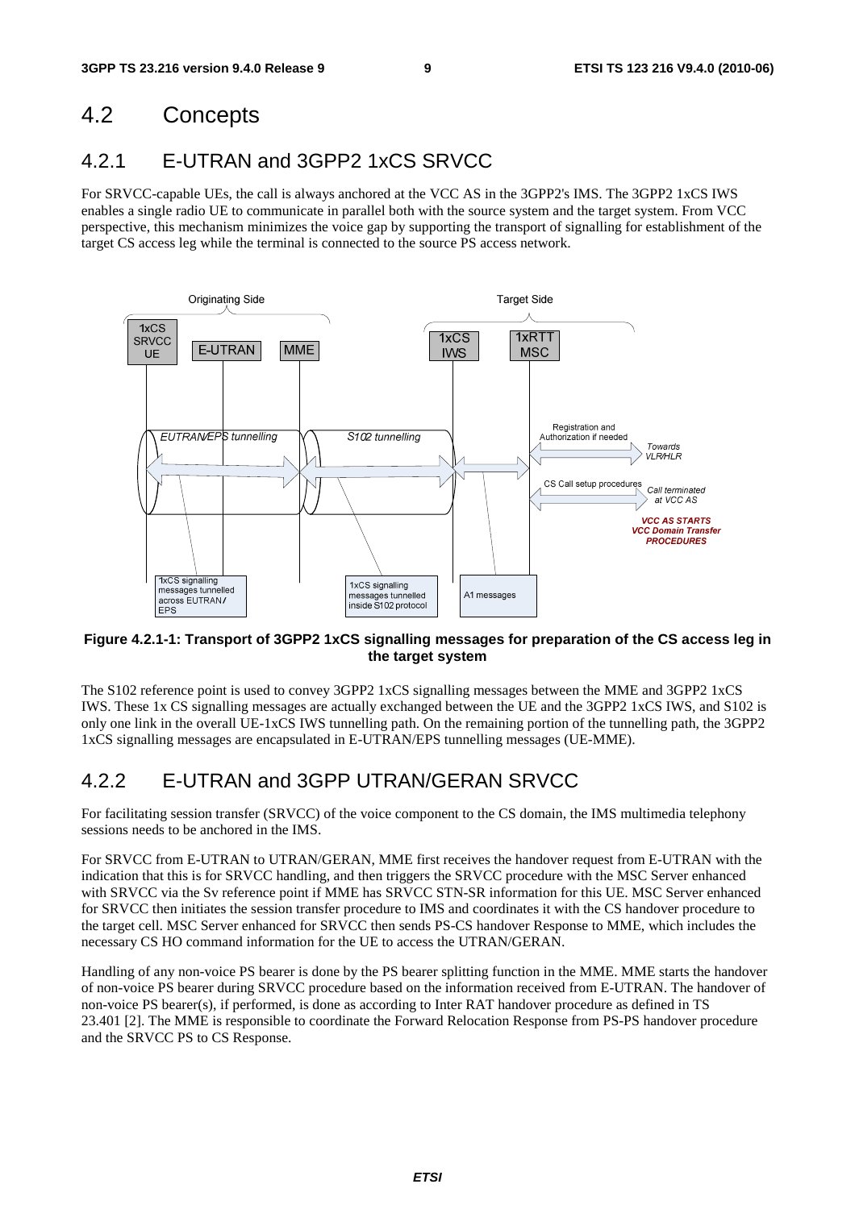## 4.2 Concepts

### 4.2.1 E-UTRAN and 3GPP2 1xCS SRVCC

For SRVCC-capable UEs, the call is always anchored at the VCC AS in the 3GPP2's IMS. The 3GPP2 1xCS IWS enables a single radio UE to communicate in parallel both with the source system and the target system. From VCC perspective, this mechanism minimizes the voice gap by supporting the transport of signalling for establishment of the target CS access leg while the terminal is connected to the source PS access network.

**Figure 4.2.1-1: Transport of 3GPP2 1xCS signalling messages for preparation of the CS access leg in the target system**

The S102 reference point is used to convey 3GPP2 1xCS signalling messages between the MME and 3GPP2 1xCS IWS. These 1x CS signalling messages are actually exchanged between the UE and the 3GPP2 1xCS IWS, and S102 is only one link in the overall UE-1xCS IWS tunnelling path. On the remaining portion of the tunnelling path, the 3GPP2 1xCS signalling messages are encapsulated in E-UTRAN/EPS tunnelling messages (UE-MME).

### 4.2.2 E-UTRAN and 3GPP UTRAN/GERAN SRVCC

For facilitating session transfer (SRVCC) of the voice component to the CS domain, the IMS multimedia telephony sessions needs to be anchored in the IMS.

For SRVCC from E-UTRAN to UTRAN/GERAN, MME first receives the handover request from E-UTRAN with the indication that this is for SRVCC handling, and then triggers the SRVCC procedure with the MSC Server enhanced with SRVCC via the Sv reference point if MME has SRVCC STN-SR information for this UE. MSC Server enhanced for SRVCC then initiates the session transfer procedure to IMS and coordinates it with the CS handover procedure to the target cell. MSC Server enhanced for SRVCC then sends PS-CS handover Response to MME, which includes the necessary CS HO command information for the UE to access the UTRAN/GERAN.

Handling of any non-voice PS bearer is done by the PS bearer splitting function in the MME. MME starts the handover of non-voice PS bearer during SRVCC procedure based on the information received from E-UTRAN. The handover of non-voice PS bearer(s), if performed, is done as according to Inter RAT handover procedure as defined in TS 23.401 [2]. The MME is responsible to coordinate the Forward Relocation Response from PS-PS handover procedure and the SRVCC PS to CS Response.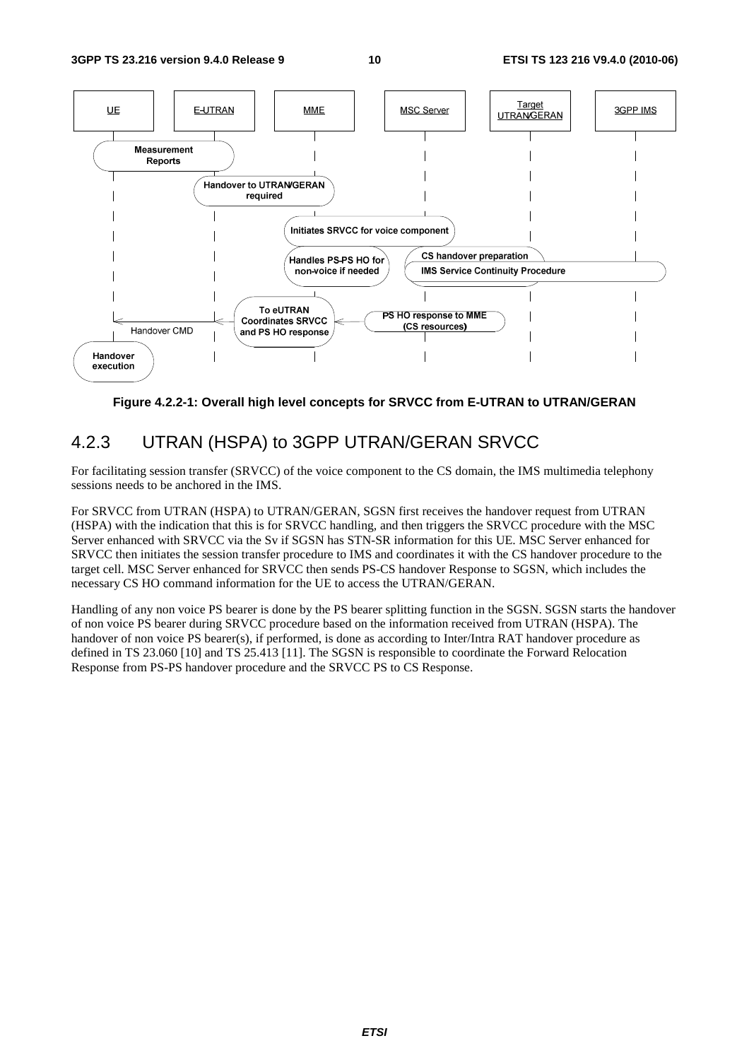Figure 4.2.2-1: Overall high level concepts for SRVCC from E-UTRAN to UTRAN/GERAN

### 4.2.3 UTRAN (HSPA) to 3GPP UTRAN/GERAN SRVCC

For facilitating session transfer (SRVCC) of the voice component to the CS domain, the IMS multimedia telephony sessions needs to be anchored in the IMS.

For SRVCC from UTRAN (HSPA) to UTRAN/GERAN, SGSN first receives the handover request from UTRAN (HSPA) with the indication that this is for SRVCC handling, and then triggers the SRVCC procedure with the MSC Server enhanced with SRVCC via the Sv if SGSN has STN-SR information for this UE. MSC Server enhanced for SRVCC then initiates the session transfer procedure to IMS and coordinates it with the CS handover procedure to the target cell. MSC Server enhanced for SRVCC then sends PS-CS handover Response to SGSN, which includes the necessary CS HO command information for the UE to access the UTRAN/GERAN.

Handling of any non voice PS bearer is done by the PS bearer splitting function in the SGSN. SGSN starts the handover of non voice PS bearer during SRVCC procedure based on the information received from UTRAN (HSPA). The handover of non voice PS bearer(s), if performed, is done as according to Inter/Intra RAT handover procedure as defined in TS 23.060 [10] and TS 25.413 [11]. The SGSN is responsible to coordinate the Forward Relocation Response from PS-PS handover procedure and the SRVCC PS to CS Response.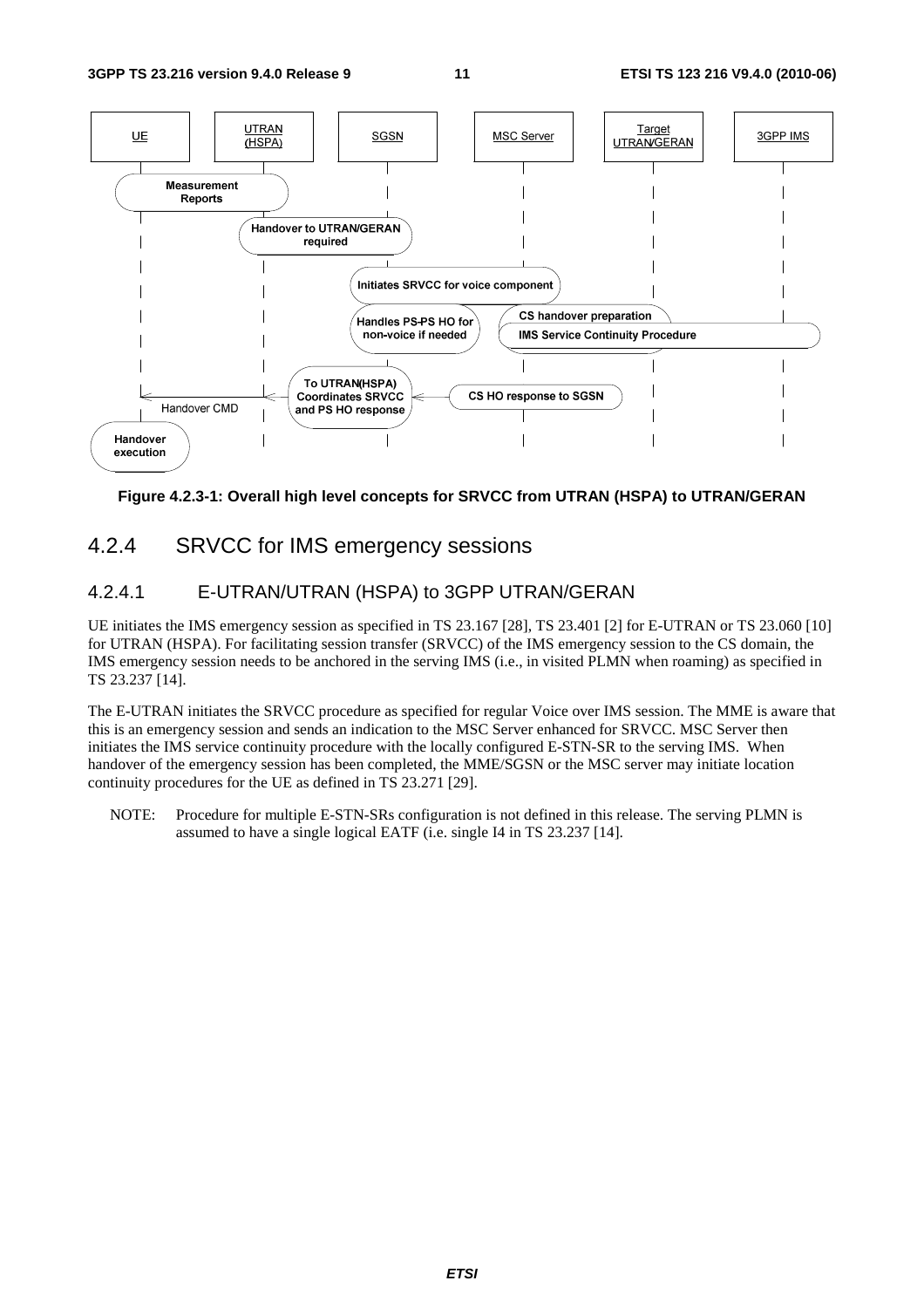Figure 4.2.3-1: Overall high level concepts for SRVCC from UTRAN (HSPA) to UTRAN/GERAN

## 4.2.4 SRVCC for IMS emergency sessions

### 4.2.4.1 E-UTRAN/UTRAN (HSPA) to 3GPP UTRAN/GERAN

UE initiates the IMS emergency session as specified in TS 23.167 [28], TS 23.401 [2] for E-UTRAN or TS 23.060 [10] for UTRAN (HSPA). For facilitating session transfer (SRVCC) of the IMS emergency session to the CS domain, the IMS emergency session needs to be anchored in the serving IMS (i.e., in visited PLMN when roaming) as specified in TS 23.237 [14].

The E-UTRAN initiates the SRVCC procedure as specified for regular Voice over IMS session. The MME is aware that this is an emergency session and sends an indication to the MSC Server enhanced for SRVCC. MSC Server then initiates the IMS service continuity procedure with the locally configured E-STN-SR to the serving IMS. When handover of the emergency session has been completed, the MME/SGSN or the MSC server may initiate location continuity procedures for the UE as defined in TS 23.271 [29].

NOTE: Procedure for multiple E-STN-SRs configuration is not defined in this release. The serving PLMN is assumed to have a single logical EATF (i.e. single I4 in TS 23.237 [14].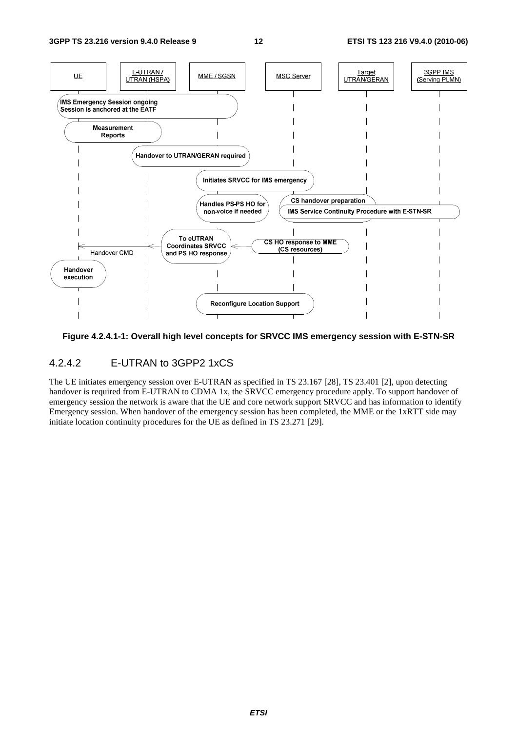Figure 4.2.4.1-1: Overall high level concepts for SRVCC IMS emergency session with E-STN-SR

### 4.2.4.2 E-UTRAN to 3GPP2 1xCS

The UE initiates emergency session over E-UTRAN as specified in TS 23.167 [28], TS 23.401 [2], upon detecting handover is required from E-UTRAN to CDMA 1x, the SRVCC emergency procedure apply. To support handover of emergency session the network is aware that the UE and core network support SRVCC and has information to identify Emergency session. When handover of the emergency session has been completed, the MME or the 1xRTT side may initiate location continuity procedures for the UE as defined in TS 23.271 [29].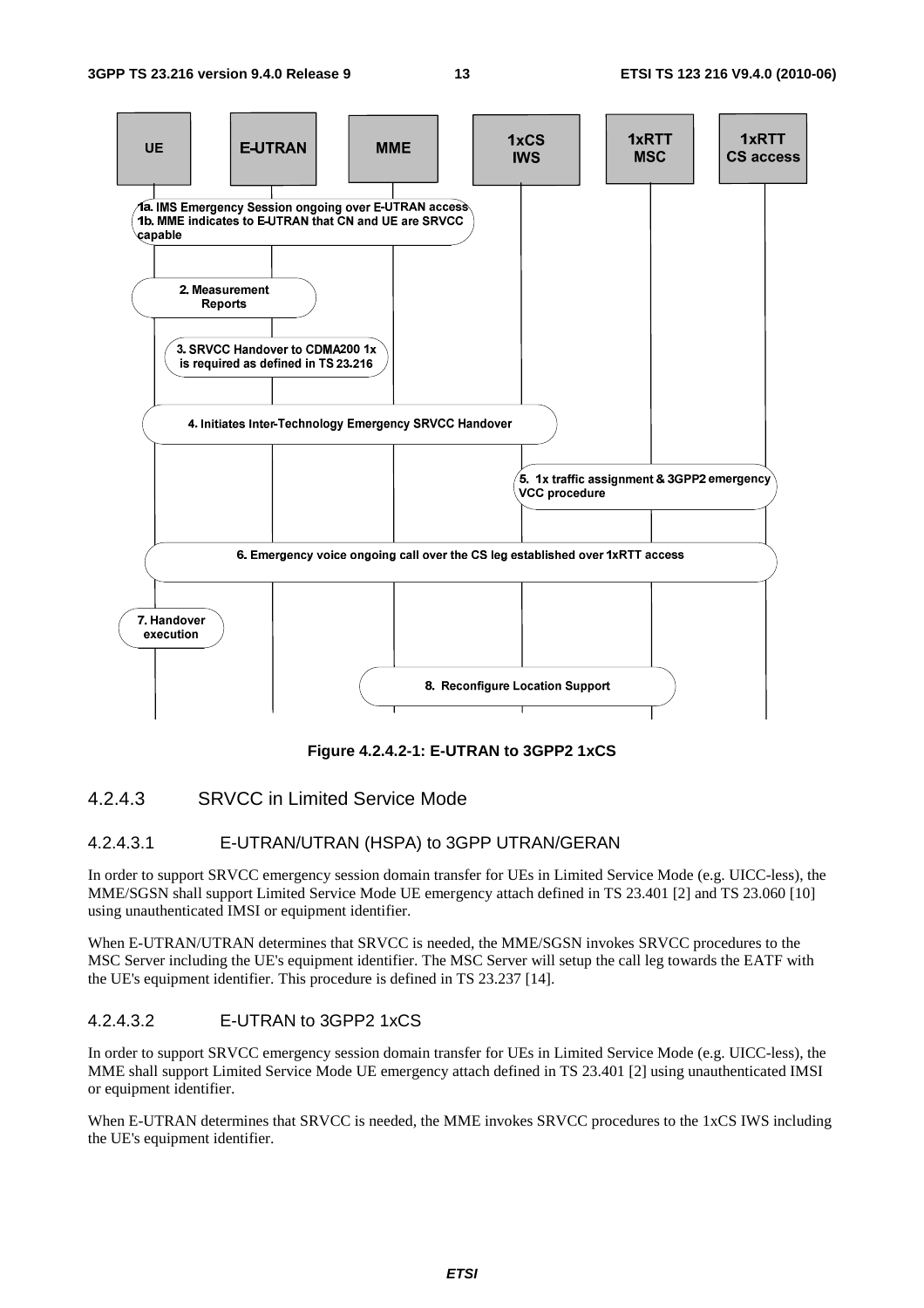Figure 4.2.4.2-1: E-UTRAN to 3GPP2 1xCS

### 4.2.4.3 SRVCC in Limited Service Mode

#### 4.2.4.3.1 E-UTRAN/UTRAN (HSPA) to 3GPP UTRAN/GERAN

In order to support SRVCC emergency session domain transfer for UEs in Limited Service Mode (e.g. UICC-less), the MME/SGSN shall support Limited Service Mode UE emergency attach defined in TS 23.401 [2] and TS 23.060 [10] using unauthenticated IMSI or equipment identifier.

When E-UTRAN/UTRAN determines that SRVCC is needed, the MME/SGSN invokes SRVCC procedures to the MSC Server including the UE's equipment identifier. The MSC Server will setup the call leg towards the EATF with the UE's equipment identifier. This procedure is defined in TS 23.237 [14].

#### 4.2.4.3.2 E-UTRAN to 3GPP2 1xCS

In order to support SRVCC emergency session domain transfer for UEs in Limited Service Mode (e.g. UICC-less), the MME shall support Limited Service Mode UE emergency attach defined in TS 23.401 [2] using unauthenticated IMSI or equipment identifier.

When E-UTRAN determines that SRVCC is needed, the MME invokes SRVCC procedures to the 1xCS IWS including the UE's equipment identifier.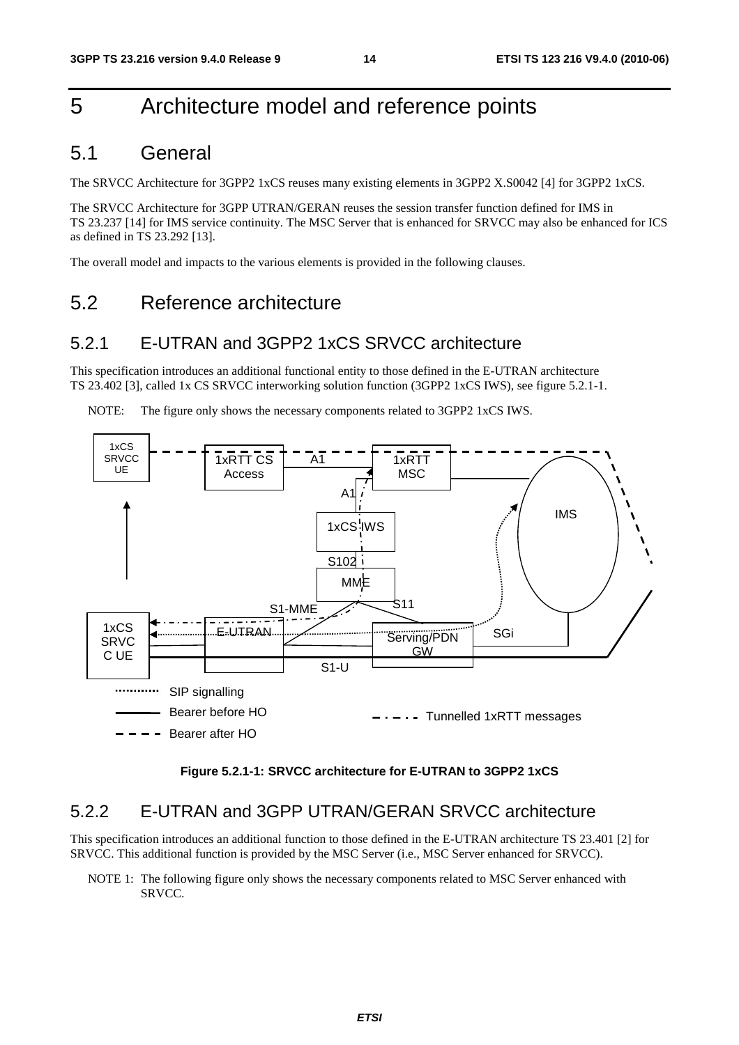# 5 Architecture model and reference points

## 5.1 General

The SRVCC Architecture for 3GPP2 1xCS reuses many existing elements in 3GPP2 X.S0042 [4] for 3GPP2 1xCS.

The SRVCC Architecture for 3GPP UTRAN/GERAN reuses the session transfer function defined for IMS in TS 23.237 [14] for IMS service continuity. The MSC Server that is enhanced for SRVCC may also be enhanced for ICS as defined in TS 23.292 [13].

The overall model and impacts to the various elements is provided in the following clauses.

## 5.2 Reference architecture

### 5.2.1 E-UTRAN and 3GPP2 1xCS SRVCC architecture

This specification introduces an additional functional entity to those defined in the E-UTRAN architecture TS 23.402 [3], called 1x CS SRVCC interworking solution function (3GPP2 1xCS IWS), see figure 5.2.1-1.

NOTE: The figure only shows the necessary components related to 3GPP2 1xCS IWS.

**Figure 5.2.1-1: SRVCC architecture for E-UTRAN to 3GPP2 1xCS**

### 5.2.2 E-UTRAN and 3GPP UTRAN/GERAN SRVCC architecture

This specification introduces an additional function to those defined in the E-UTRAN architecture TS 23.401 [2] for SRVCC. This additional function is provided by the MSC Server (i.e., MSC Server enhanced for SRVCC).

NOTE 1: The following figure only shows the necessary components related to MSC Server enhanced with SRVCC.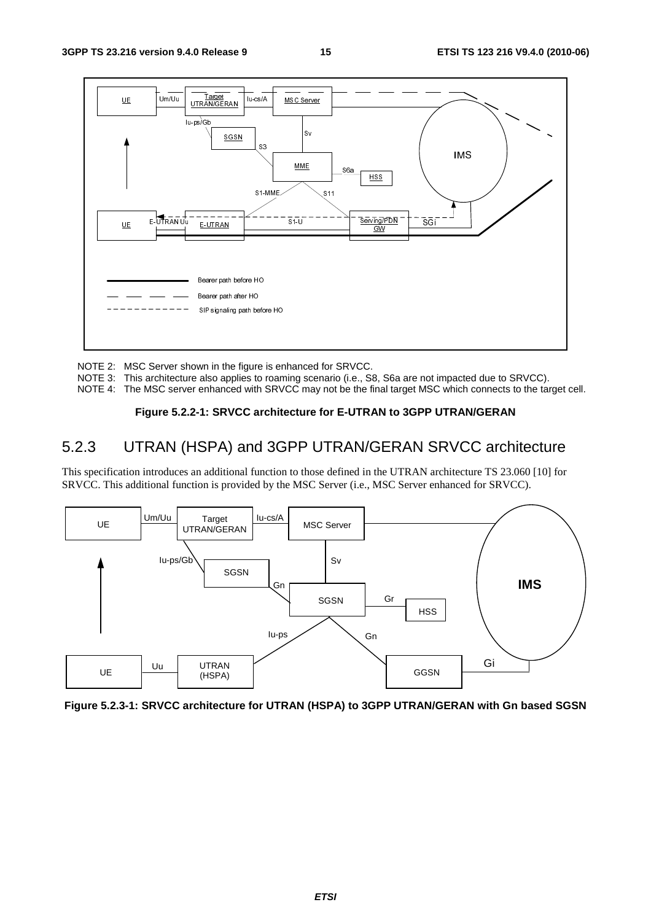NOTE 2: MSC Server shown in the figure is enhanced for SRVCC.

NOTE 3: This architecture also applies to roaming scenario (i.e., S8, S6a are not impacted due to SRVCC).

NOTE 4: The MSC server enhanced with SRVCC may not be the final target MSC which connects to the target cell.

**Figure 5.2.2-1: SRVCC architecture for E-UTRAN to 3GPP UTRAN/GERAN**

## 5.2.3 UTRAN (HSPA) and 3GPP UTRAN/GERAN SRVCC architecture

This specification introduces an additional function to those defined in the UTRAN architecture TS 23.060 [10] for SRVCC. This additional function is provided by the MSC Server (i.e., MSC Server enhanced for SRVCC).

**Figure 5.2.3-1: SRVCC architecture for UTRAN (HSPA) to 3GPP UTRAN/GERAN with Gn based SGSN**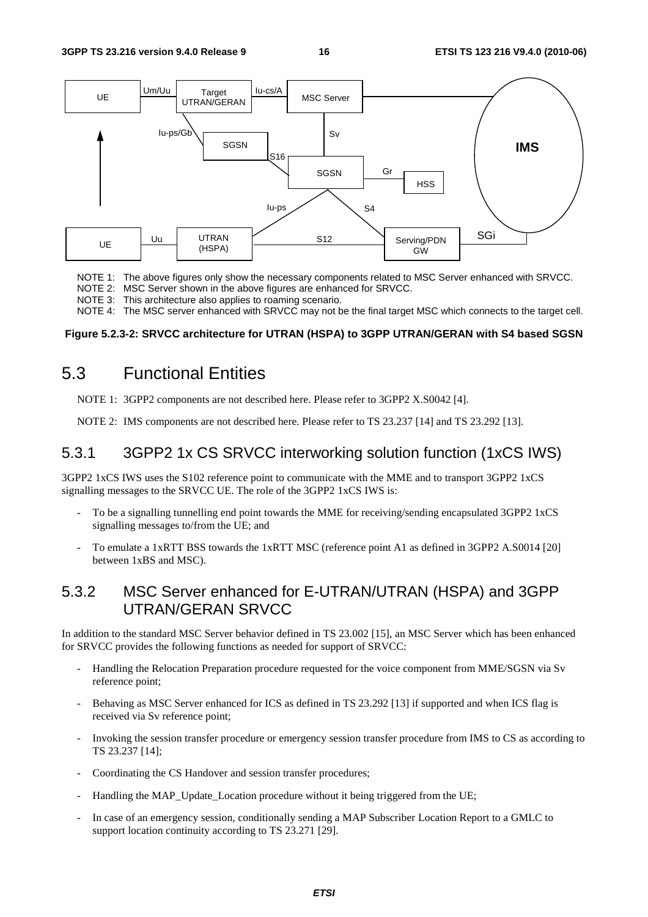NOTE 1: The above figures only show the necessary components related to MSC Server enhanced with SRVCC.

NOTE 2: MSC Server shown in the above figures are enhanced for SRVCC.

NOTE 3: This architecture also applies to roaming scenario.

NOTE 4: The MSC server enhanced with SRVCC may not be the final target MSC which connects to the target cell.

**Figure 5.2.3-2: SRVCC architecture for UTRAN (HSPA) to 3GPP UTRAN/GERAN with S4 based SGSN**

## 5.3 Functional Entities

NOTE 1: 3GPP2 components are not described here. Please refer to 3GPP2 X.S0042 [4].

NOTE 2: IMS components are not described here. Please refer to TS 23.237 [14] and TS 23.292 [13].

### 5.3.1 3GPP2 1x CS SRVCC interworking solution function (1xCS IWS)

3GPP2 1xCS IWS uses the S102 reference point to communicate with the MME and to transport 3GPP2 1xCS signalling messages to the SRVCC UE. The role of the 3GPP2 1xCS IWS is:

- To be a signalling tunnelling end point towards the MME for receiving/sending encapsulated 3GPP2 1xCS signalling messages to/from the UE; and
- To emulate a 1xRTT BSS towards the 1xRTT MSC (reference point A1 as defined in 3GPP2 A.S0014 [20] between 1xBS and MSC).

### 5.3.2 MSC Server enhanced for E-UTRAN/UTRAN (HSPA) and 3GPP UTRAN/GERAN SRVCC

In addition to the standard MSC Server behavior defined in TS 23.002 [15], an MSC Server which has been enhanced for SRVCC provides the following functions as needed for support of SRVCC:

- Handling the Relocation Preparation procedure requested for the voice component from MME/SGSN via Sv reference point;
- Behaving as MSC Server enhanced for ICS as defined in TS 23.292 [13] if supported and when ICS flag is received via Sv reference point;
- Invoking the session transfer procedure or emergency session transfer procedure from IMS to CS as according to TS 23.237 [14];
- Coordinating the CS Handover and session transfer procedures;
- Handling the MAP_Update_Location procedure without it being triggered from the UE;
- In case of an emergency session, conditionally sending a MAP Subscriber Location Report to a GMLC to support location continuity according to TS 23.271 [29].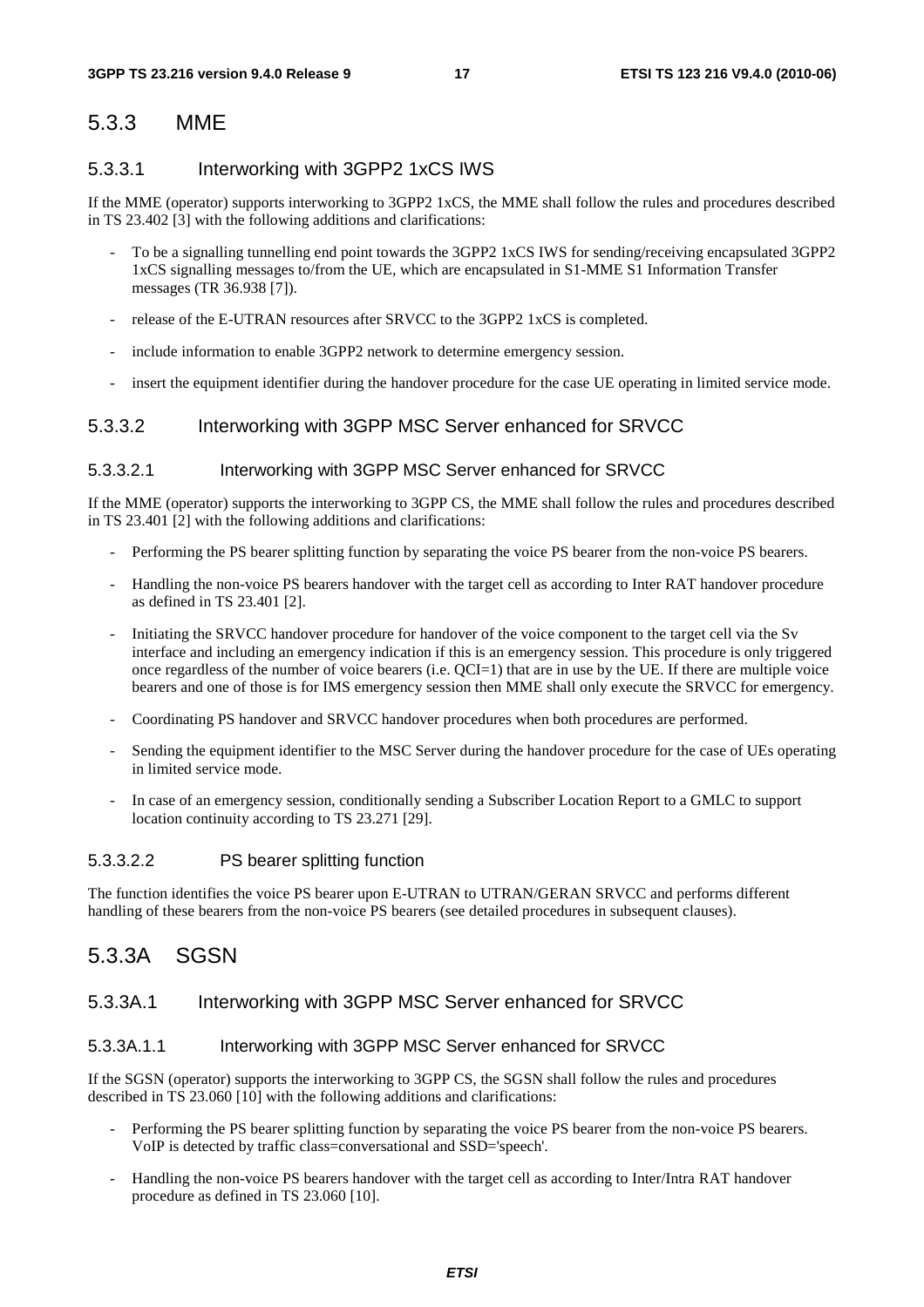## 5.3.3 MME

### 5.3.3.1 Interworking with 3GPP2 1xCS IWS

If the MME (operator) supports interworking to 3GPP2 1xCS, the MME shall follow the rules and procedures described in TS 23.402 [3] with the following additions and clarifications:

- To be a signalling tunnelling end point towards the 3GPP2 1xCS IWS for sending/receiving encapsulated 3GPP2 1xCS signalling messages to/from the UE, which are encapsulated in S1-MME S1 Information Transfer messages (TR 36.938 [7]).
- release of the E-UTRAN resources after SRVCC to the 3GPP2 1xCS is completed.
- include information to enable 3GPP2 network to determine emergency session.
- insert the equipment identifier during the handover procedure for the case UE operating in limited service mode.

### 5.3.3.2 Interworking with 3GPP MSC Server enhanced for SRVCC

#### 5.3.3.2.1 Interworking with 3GPP MSC Server enhanced for SRVCC

If the MME (operator) supports the interworking to 3GPP CS, the MME shall follow the rules and procedures described in TS 23.401 [2] with the following additions and clarifications:

- Performing the PS bearer splitting function by separating the voice PS bearer from the non-voice PS bearers.
- Handling the non-voice PS bearers handover with the target cell as according to Inter RAT handover procedure as defined in TS 23.401 [2].
- Initiating the SRVCC handover procedure for handover of the voice component to the target cell via the Sv interface and including an emergency indication if this is an emergency session. This procedure is only triggered once regardless of the number of voice bearers (i.e. QCI=1) that are in use by the UE. If there are multiple voice bearers and one of those is for IMS emergency session then MME shall only execute the SRVCC for emergency.
- Coordinating PS handover and SRVCC handover procedures when both procedures are performed.
- Sending the equipment identifier to the MSC Server during the handover procedure for the case of UEs operating in limited service mode.
- In case of an emergency session, conditionally sending a Subscriber Location Report to a GMLC to support location continuity according to TS 23.271 [29].

#### 5.3.3.2.2 PS bearer splitting function

The function identifies the voice PS bearer upon E-UTRAN to UTRAN/GERAN SRVCC and performs different handling of these bearers from the non-voice PS bearers (see detailed procedures in subsequent clauses).

## 5.3.3A SGSN

### 5.3.3A.1 Interworking with 3GPP MSC Server enhanced for SRVCC

#### 5.3.3A.1.1 Interworking with 3GPP MSC Server enhanced for SRVCC

If the SGSN (operator) supports the interworking to 3GPP CS, the SGSN shall follow the rules and procedures described in TS 23.060 [10] with the following additions and clarifications:

- Performing the PS bearer splitting function by separating the voice PS bearer from the non-voice PS bearers. VoIP is detected by traffic class=conversational and SSD='speech'.
- Handling the non-voice PS bearers handover with the target cell as according to Inter/Intra RAT handover procedure as defined in TS 23.060 [10].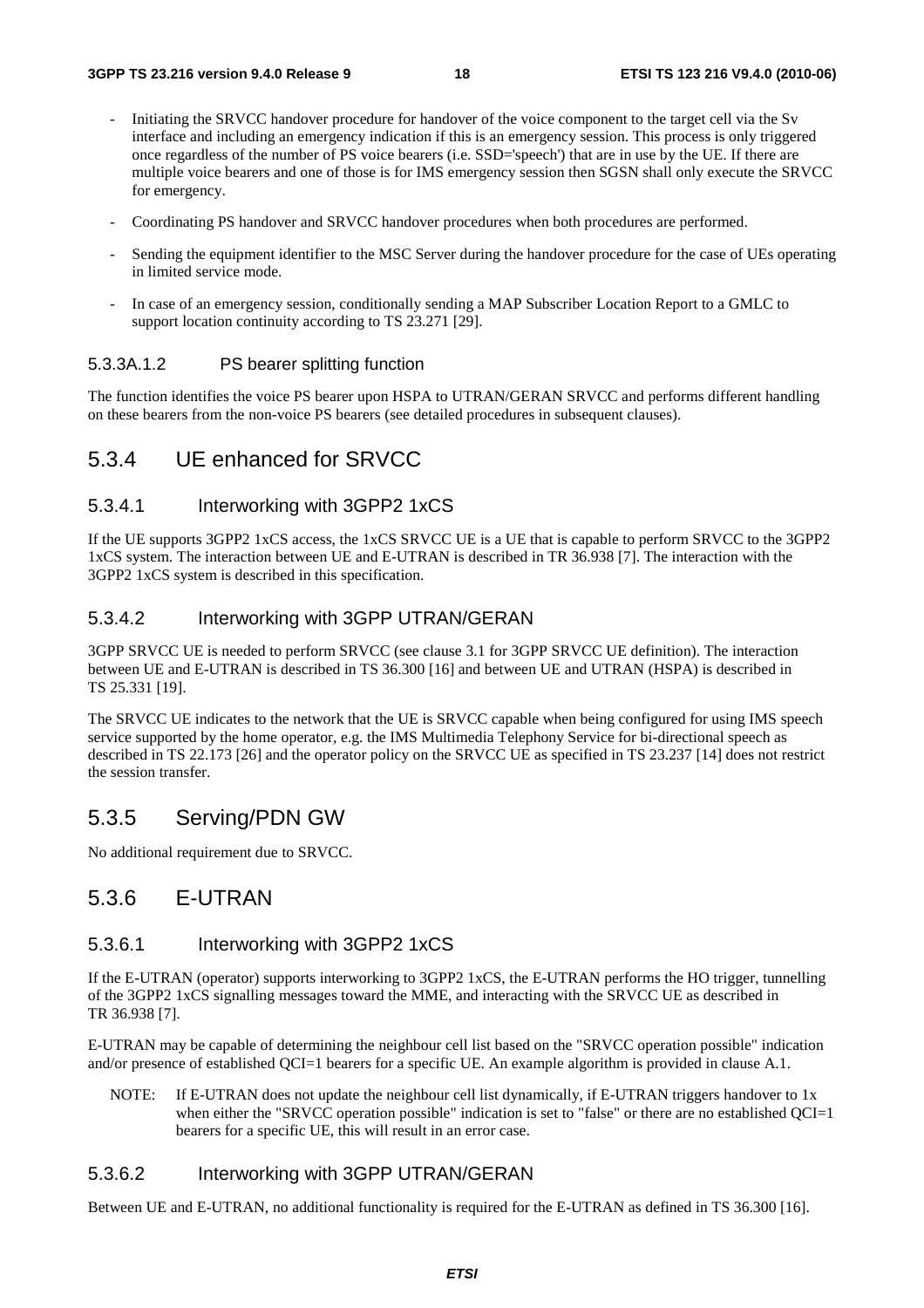- Initiating the SRVCC handover procedure for handover of the voice component to the target cell via the Sv interface and including an emergency indication if this is an emergency session. This process is only triggered once regardless of the number of PS voice bearers (i.e. SSD='speech') that are in use by the UE. If there are multiple voice bearers and one of those is for IMS emergency session then SGSN shall only execute the SRVCC for emergency.
- Coordinating PS handover and SRVCC handover procedures when both procedures are performed.
- Sending the equipment identifier to the MSC Server during the handover procedure for the case of UEs operating in limited service mode.
- In case of an emergency session, conditionally sending a MAP Subscriber Location Report to a GMLC to support location continuity according to TS 23.271 [29].

#### 5.3.3A.1.2 PS bearer splitting function

The function identifies the voice PS bearer upon HSPA to UTRAN/GERAN SRVCC and performs different handling on these bearers from the non-voice PS bearers (see detailed procedures in subsequent clauses).

## 5.3.4 UE enhanced for SRVCC

### 5.3.4.1 Interworking with 3GPP2 1xCS

If the UE supports 3GPP2 1xCS access, the 1xCS SRVCC UE is a UE that is capable to perform SRVCC to the 3GPP2 1xCS system. The interaction between UE and E-UTRAN is described in TR 36.938 [7]. The interaction with the 3GPP2 1xCS system is described in this specification.

### 5.3.4.2 Interworking with 3GPP UTRAN/GERAN

3GPP SRVCC UE is needed to perform SRVCC (see clause 3.1 for 3GPP SRVCC UE definition). The interaction between UE and E-UTRAN is described in TS 36.300 [16] and between UE and UTRAN (HSPA) is described in TS 25.331 [19].

The SRVCC UE indicates to the network that the UE is SRVCC capable when being configured for using IMS speech service supported by the home operator, e.g. the IMS Multimedia Telephony Service for bi-directional speech as described in TS 22.173 [26] and the operator policy on the SRVCC UE as specified in TS 23.237 [14] does not restrict the session transfer.

## 5.3.5 Serving/PDN GW

No additional requirement due to SRVCC.

## 5.3.6 E-UTRAN

### 5.3.6.1 Interworking with 3GPP2 1xCS

If the E-UTRAN (operator) supports interworking to 3GPP2 1xCS, the E-UTRAN performs the HO trigger, tunnelling of the 3GPP2 1xCS signalling messages toward the MME, and interacting with the SRVCC UE as described in TR 36.938 [7].

E-UTRAN may be capable of determining the neighbour cell list based on the "SRVCC operation possible" indication and/or presence of established QCI=1 bearers for a specific UE. An example algorithm is provided in clause A.1.

NOTE: If E-UTRAN does not update the neighbour cell list dynamically, if E-UTRAN triggers handover to 1x when either the "SRVCC operation possible" indication is set to "false" or there are no established QCI=1 bearers for a specific UE, this will result in an error case.

### 5.3.6.2 Interworking with 3GPP UTRAN/GERAN

Between UE and E-UTRAN, no additional functionality is required for the E-UTRAN as defined in TS 36.300 [16].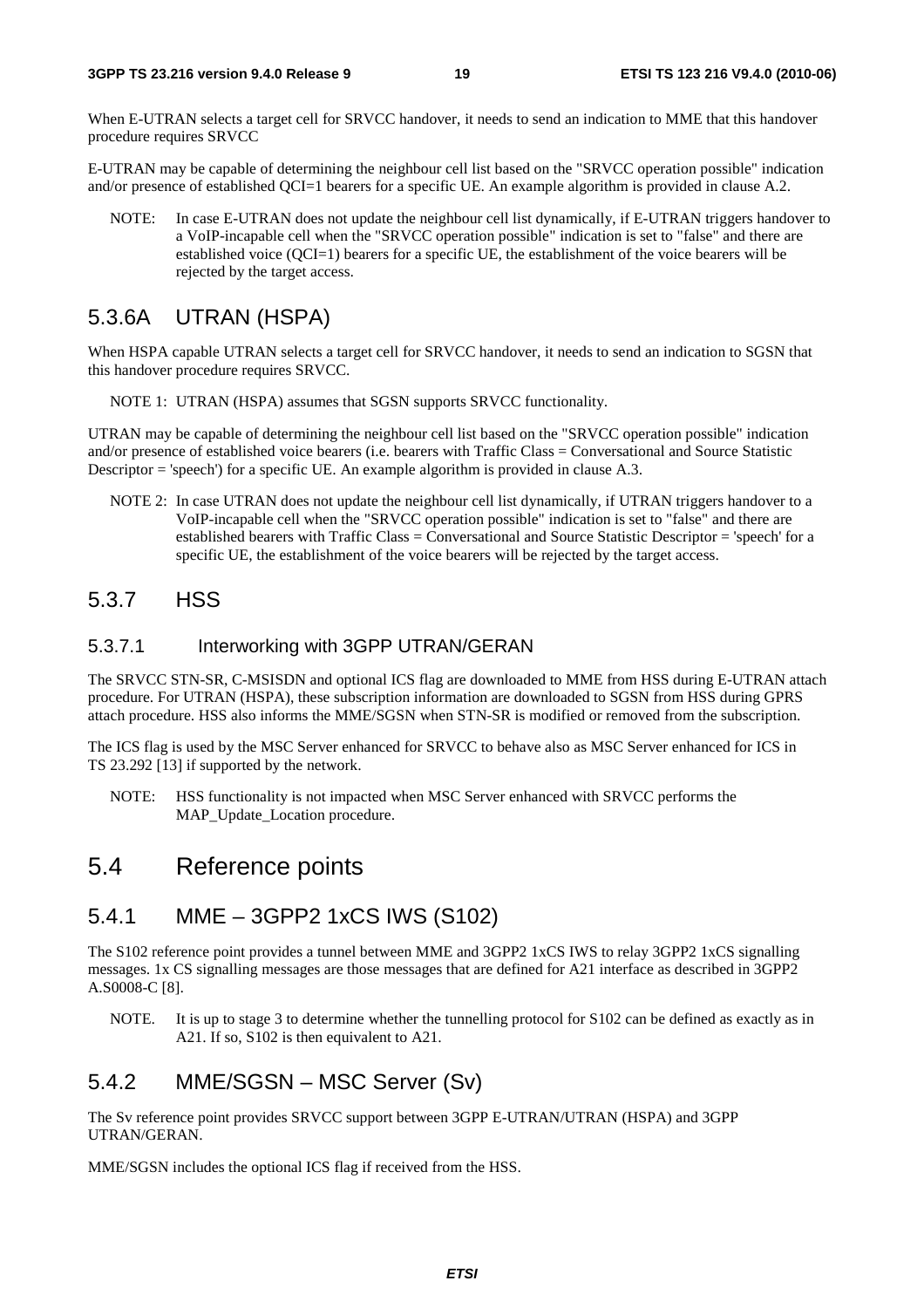When E-UTRAN selects a target cell for SRVCC handover, it needs to send an indication to MME that this handover procedure requires SRVCC

E-UTRAN may be capable of determining the neighbour cell list based on the "SRVCC operation possible" indication and/or presence of established QCI=1 bearers for a specific UE. An example algorithm is provided in clause A.2.

NOTE: In case E-UTRAN does not update the neighbour cell list dynamically, if E-UTRAN triggers handover to a VoIP-incapable cell when the "SRVCC operation possible" indication is set to "false" and there are established voice (QCI=1) bearers for a specific UE, the establishment of the voice bearers will be rejected by the target access.

## 5.3.6A UTRAN (HSPA)

When HSPA capable UTRAN selects a target cell for SRVCC handover, it needs to send an indication to SGSN that this handover procedure requires SRVCC.

NOTE 1: UTRAN (HSPA) assumes that SGSN supports SRVCC functionality.

UTRAN may be capable of determining the neighbour cell list based on the "SRVCC operation possible" indication and/or presence of established voice bearers (i.e. bearers with Traffic Class = Conversational and Source Statistic Descriptor = 'speech') for a specific UE. An example algorithm is provided in clause A.3.

NOTE 2: In case UTRAN does not update the neighbour cell list dynamically, if UTRAN triggers handover to a VoIP-incapable cell when the "SRVCC operation possible" indication is set to "false" and there are established bearers with Traffic Class = Conversational and Source Statistic Descriptor = 'speech' for a specific UE, the establishment of the voice bearers will be rejected by the target access.

## 5.3.7 HSS

### 5.3.7.1 Interworking with 3GPP UTRAN/GERAN

The SRVCC STN-SR, C-MSISDN and optional ICS flag are downloaded to MME from HSS during E-UTRAN attach procedure. For UTRAN (HSPA), these subscription information are downloaded to SGSN from HSS during GPRS attach procedure. HSS also informs the MME/SGSN when STN-SR is modified or removed from the subscription.

The ICS flag is used by the MSC Server enhanced for SRVCC to behave also as MSC Server enhanced for ICS in TS 23.292 [13] if supported by the network.

NOTE: HSS functionality is not impacted when MSC Server enhanced with SRVCC performs the MAP_Update_Location procedure.

# 5.4 Reference points

## 5.4.1 MME – 3GPP2 1xCS IWS (S102)

The S102 reference point provides a tunnel between MME and 3GPP2 1xCS IWS to relay 3GPP2 1xCS signalling messages. 1x CS signalling messages are those messages that are defined for A21 interface as described in 3GPP2 A.S0008-C [8].

NOTE. It is up to stage 3 to determine whether the tunnelling protocol for S102 can be defined as exactly as in A21. If so, S102 is then equivalent to A21.

## 5.4.2 MME/SGSN – MSC Server (Sv)

The Sv reference point provides SRVCC support between 3GPP E-UTRAN/UTRAN (HSPA) and 3GPP UTRAN/GERAN.

MME/SGSN includes the optional ICS flag if received from the HSS.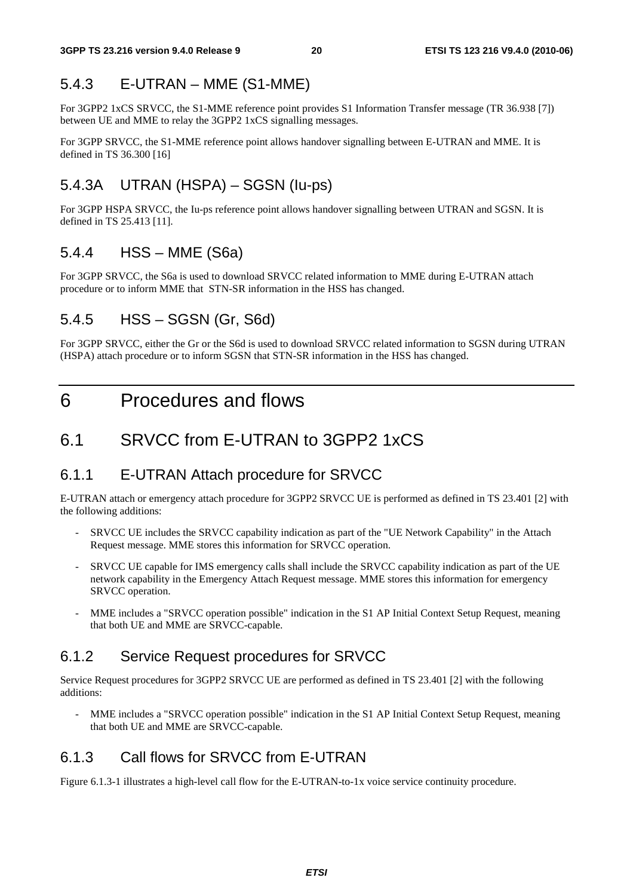### 5.4.3 E-UTRAN – MME (S1-MME)

For 3GPP2 1xCS SRVCC, the S1-MME reference point provides S1 Information Transfer message (TR 36.938 [7]) between UE and MME to relay the 3GPP2 1xCS signalling messages.

For 3GPP SRVCC, the S1-MME reference point allows handover signalling between E-UTRAN and MME. It is defined in TS 36.300 [16]

### 5.4.3A UTRAN (HSPA) – SGSN (Iu-ps)

For 3GPP HSPA SRVCC, the Iu-ps reference point allows handover signalling between UTRAN and SGSN. It is defined in TS 25.413 [11].

### 5.4.4 HSS – MME (S6a)

For 3GPP SRVCC, the S6a is used to download SRVCC related information to MME during E-UTRAN attach procedure or to inform MME that STN-SR information in the HSS has changed.

### 5.4.5 HSS – SGSN (Gr, S6d)

For 3GPP SRVCC, either the Gr or the S6d is used to download SRVCC related information to SGSN during UTRAN (HSPA) attach procedure or to inform SGSN that STN-SR information in the HSS has changed.

# 6 Procedures and flows

## 6.1 SRVCC from E-UTRAN to 3GPP2 1xCS

### 6.1.1 E-UTRAN Attach procedure for SRVCC

E-UTRAN attach or emergency attach procedure for 3GPP2 SRVCC UE is performed as defined in TS 23.401 [2] with the following additions:

- SRVCC UE includes the SRVCC capability indication as part of the "UE Network Capability" in the Attach Request message. MME stores this information for SRVCC operation.
- SRVCC UE capable for IMS emergency calls shall include the SRVCC capability indication as part of the UE network capability in the Emergency Attach Request message. MME stores this information for emergency SRVCC operation.
- MME includes a "SRVCC operation possible" indication in the S1 AP Initial Context Setup Request, meaning that both UE and MME are SRVCC-capable.

### 6.1.2 Service Request procedures for SRVCC

Service Request procedures for 3GPP2 SRVCC UE are performed as defined in TS 23.401 [2] with the following additions:

- MME includes a "SRVCC operation possible" indication in the S1 AP Initial Context Setup Request, meaning that both UE and MME are SRVCC-capable.

### 6.1.3 Call flows for SRVCC from E-UTRAN

Figure 6.1.3-1 illustrates a high-level call flow for the E-UTRAN-to-1x voice service continuity procedure.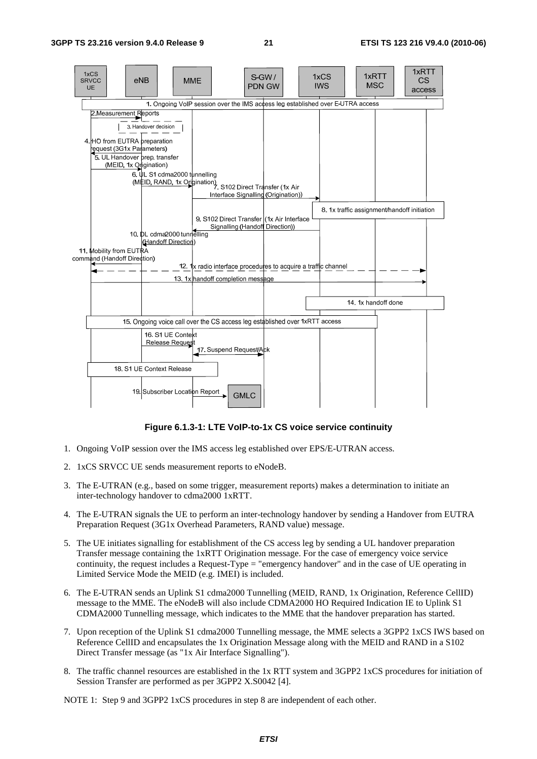**Figure 6.1.3-1: LTE VoIP-to-1x CS voice service continuity**

1. Ongoing VoIP session over the IMS access leg established over EPS/E-UTRAN access.
2. 1xCS SRVCC UE sends measurement reports to eNodeB.
3. The E-UTRAN (e.g., based on some trigger, measurement reports) makes a determination to initiate an inter-technology handover to cdma2000 1xRTT.
4. The E-UTRAN signals the UE to perform an inter-technology handover by sending a Handover from EUTRA Preparation Request (3G1x Overhead Parameters, RAND value) message.
5. The UE initiates signalling for establishment of the CS access leg by sending a UL handover preparation Transfer message containing the 1xRTT Origination message. For the case of emergency voice service continuity, the request includes a Request-Type = "emergency handover" and in the case of UE operating in Limited Service Mode the MEID (e.g. IMEI) is included.
6. The E-UTRAN sends an Uplink S1 cdma2000 Tunnelling (MEID, RAND, 1x Origination, Reference CellID) message to the MME. The eNodeB will also include CDMA2000 HO Required Indication IE to Uplink S1 CDMA2000 Tunnelling message, which indicates to the MME that the handover preparation has started.
7. Upon reception of the Uplink S1 cdma2000 Tunnelling message, the MME selects a 3GPP2 1xCS IWS based on Reference CellID and encapsulates the 1x Origination Message along with the MEID and RAND in a S102 Direct Transfer message (as "1x Air Interface Signalling").
8. The traffic channel resources are established in the 1x RTT system and 3GPP2 1xCS procedures for initiation of Session Transfer are performed as per 3GPP2 X.S0042 [4].

NOTE 1: Step 9 and 3GPP2 1xCS procedures in step 8 are independent of each other.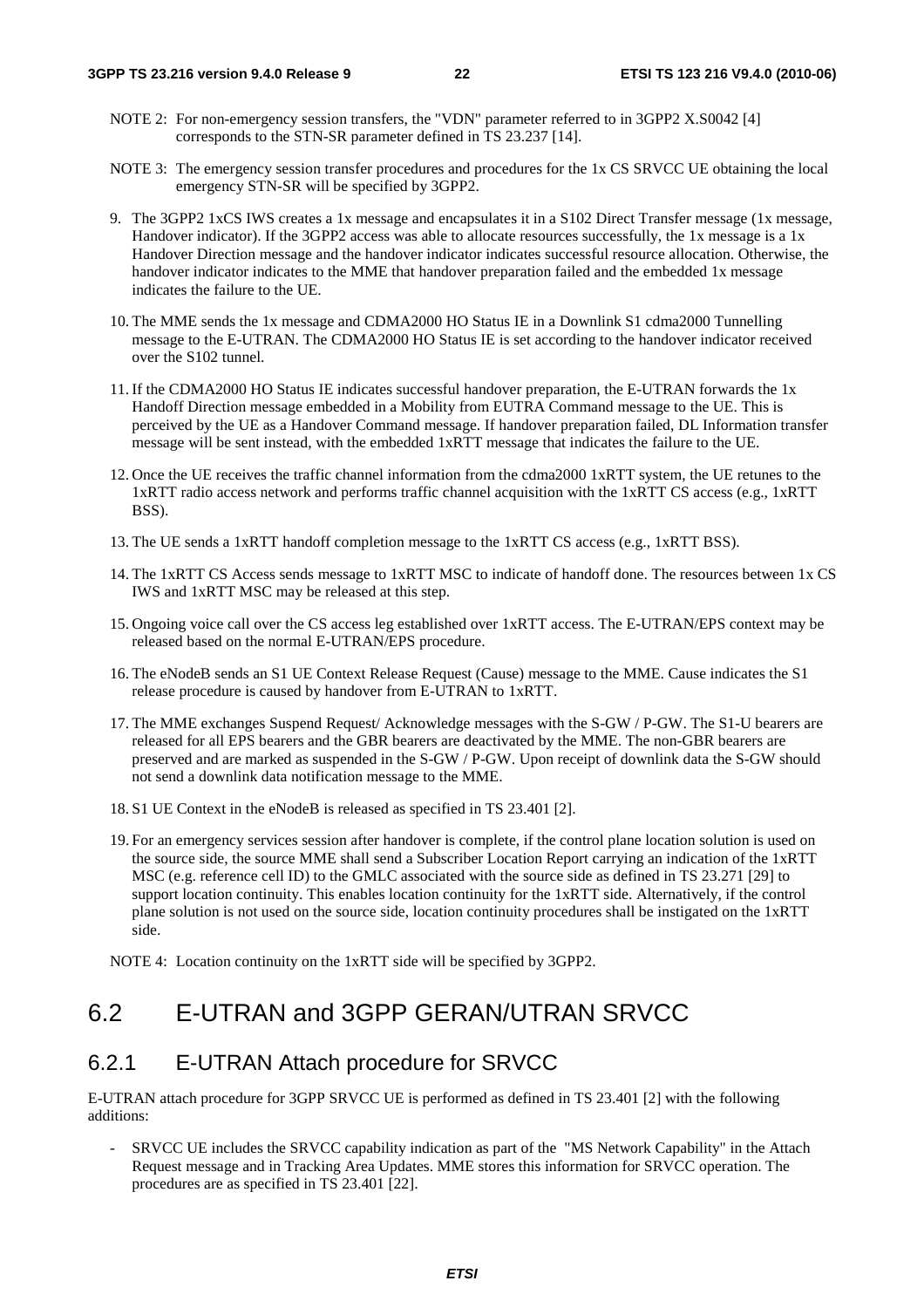NOTE 2: For non-emergency session transfers, the "VDN" parameter referred to in 3GPP2 X.S0042 [4] corresponds to the STN-SR parameter defined in TS 23.237 [14].

NOTE 3: The emergency session transfer procedures and procedures for the 1x CS SRVCC UE obtaining the local emergency STN-SR will be specified by 3GPP2.

9. The 3GPP2 1xCS IWS creates a 1x message and encapsulates it in a S102 Direct Transfer message (1x message, Handover indicator). If the 3GPP2 access was able to allocate resources successfully, the 1x message is a 1x Handover Direction message and the handover indicator indicates successful resource allocation. Otherwise, the handover indicator indicates to the MME that handover preparation failed and the embedded 1x message indicates the failure to the UE.

10. The MME sends the 1x message and CDMA2000 HO Status IE in a Downlink S1 cdma2000 Tunnelling message to the E-UTRAN. The CDMA2000 HO Status IE is set according to the handover indicator received over the S102 tunnel.

11. If the CDMA2000 HO Status IE indicates successful handover preparation, the E-UTRAN forwards the 1x Handoff Direction message embedded in a Mobility from EUTRA Command message to the UE. This is perceived by the UE as a Handover Command message. If handover preparation failed, DL Information transfer message will be sent instead, with the embedded 1xRTT message that indicates the failure to the UE.

12. Once the UE receives the traffic channel information from the cdma2000 1xRTT system, the UE retunes to the 1xRTT radio access network and performs traffic channel acquisition with the 1xRTT CS access (e.g., 1xRTT BSS).

13. The UE sends a 1xRTT handoff completion message to the 1xRTT CS access (e.g., 1xRTT BSS).

14. The 1xRTT CS Access sends message to 1xRTT MSC to indicate of handoff done. The resources between 1x CS IWS and 1xRTT MSC may be released at this step.

15. Ongoing voice call over the CS access leg established over 1xRTT access. The E-UTRAN/EPS context may be released based on the normal E-UTRAN/EPS procedure.

16. The eNodeB sends an S1 UE Context Release Request (Cause) message to the MME. Cause indicates the S1 release procedure is caused by handover from E-UTRAN to 1xRTT.

17. The MME exchanges Suspend Request/ Acknowledge messages with the S-GW / P-GW. The S1-U bearers are released for all EPS bearers and the GBR bearers are deactivated by the MME. The non-GBR bearers are preserved and are marked as suspended in the S-GW / P-GW. Upon receipt of downlink data the S-GW should not send a downlink data notification message to the MME.

18. S1 UE Context in the eNodeB is released as specified in TS 23.401 [2].

19. For an emergency services session after handover is complete, if the control plane location solution is used on the source side, the source MME shall send a Subscriber Location Report carrying an indication of the 1xRTT MSC (e.g. reference cell ID) to the GMLC associated with the source side as defined in TS 23.271 [29] to support location continuity. This enables location continuity for the 1xRTT side. Alternatively, if the control plane solution is not used on the source side, location continuity procedures shall be instigated on the 1xRTT side.

NOTE 4: Location continuity on the 1xRTT side will be specified by 3GPP2.

## 6.2 E-UTRAN and 3GPP GERAN/UTRAN SRVCC

### 6.2.1 E-UTRAN Attach procedure for SRVCC

E-UTRAN attach procedure for 3GPP SRVCC UE is performed as defined in TS 23.401 [2] with the following additions:

- SRVCC UE includes the SRVCC capability indication as part of the "MS Network Capability" in the Attach Request message and in Tracking Area Updates. MME stores this information for SRVCC operation. The procedures are as specified in TS 23.401 [22].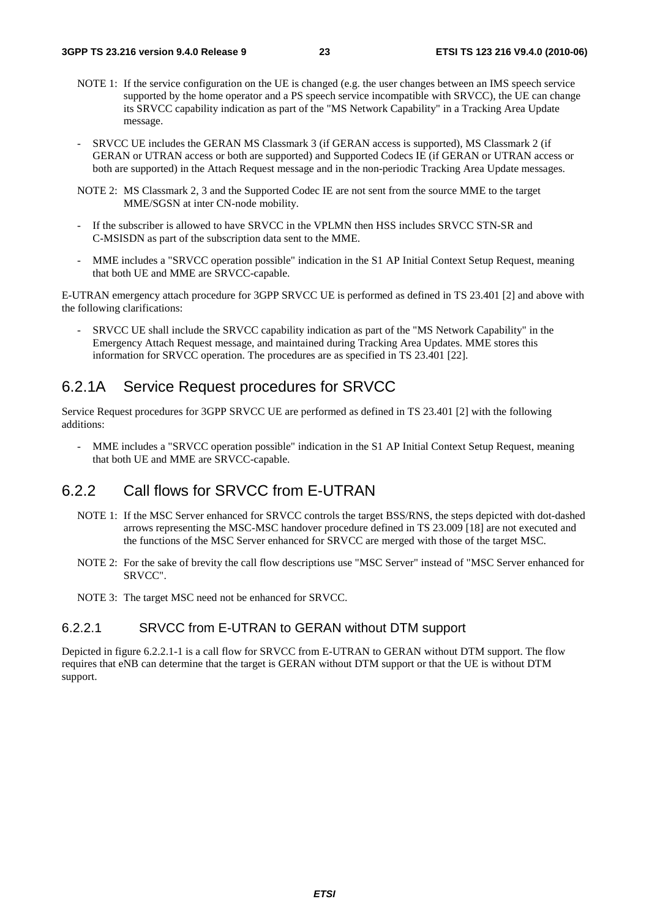NOTE 1: If the service configuration on the UE is changed (e.g. the user changes between an IMS speech service supported by the home operator and a PS speech service incompatible with SRVCC), the UE can change its SRVCC capability indication as part of the "MS Network Capability" in a Tracking Area Update message.

- SRVCC UE includes the GERAN MS Classmark 3 (if GERAN access is supported), MS Classmark 2 (if GERAN or UTRAN access or both are supported) and Supported Codecs IE (if GERAN or UTRAN access or both are supported) in the Attach Request message and in the non-periodic Tracking Area Update messages.

NOTE 2: MS Classmark 2, 3 and the Supported Codec IE are not sent from the source MME to the target MME/SGSN at inter CN-node mobility.

- If the subscriber is allowed to have SRVCC in the VPLMN then HSS includes SRVCC STN-SR and C-MSISDN as part of the subscription data sent to the MME.
- MME includes a "SRVCC operation possible" indication in the S1 AP Initial Context Setup Request, meaning that both UE and MME are SRVCC-capable.

E-UTRAN emergency attach procedure for 3GPP SRVCC UE is performed as defined in TS 23.401 [2] and above with the following clarifications:

- SRVCC UE shall include the SRVCC capability indication as part of the "MS Network Capability" in the Emergency Attach Request message, and maintained during Tracking Area Updates. MME stores this information for SRVCC operation. The procedures are as specified in TS 23.401 [22].

## 6.2.1A Service Request procedures for SRVCC

Service Request procedures for 3GPP SRVCC UE are performed as defined in TS 23.401 [2] with the following additions:

- MME includes a "SRVCC operation possible" indication in the S1 AP Initial Context Setup Request, meaning that both UE and MME are SRVCC-capable.

## 6.2.2 Call flows for SRVCC from E-UTRAN

NOTE 1: If the MSC Server enhanced for SRVCC controls the target BSS/RNS, the steps depicted with dot-dashed arrows representing the MSC-MSC handover procedure defined in TS 23.009 [18] are not executed and the functions of the MSC Server enhanced for SRVCC are merged with those of the target MSC.

NOTE 2: For the sake of brevity the call flow descriptions use "MSC Server" instead of "MSC Server enhanced for SRVCC".

NOTE 3: The target MSC need not be enhanced for SRVCC.

### 6.2.2.1 SRVCC from E-UTRAN to GERAN without DTM support

Depicted in figure 6.2.2.1-1 is a call flow for SRVCC from E-UTRAN to GERAN without DTM support. The flow requires that eNB can determine that the target is GERAN without DTM support or that the UE is without DTM support.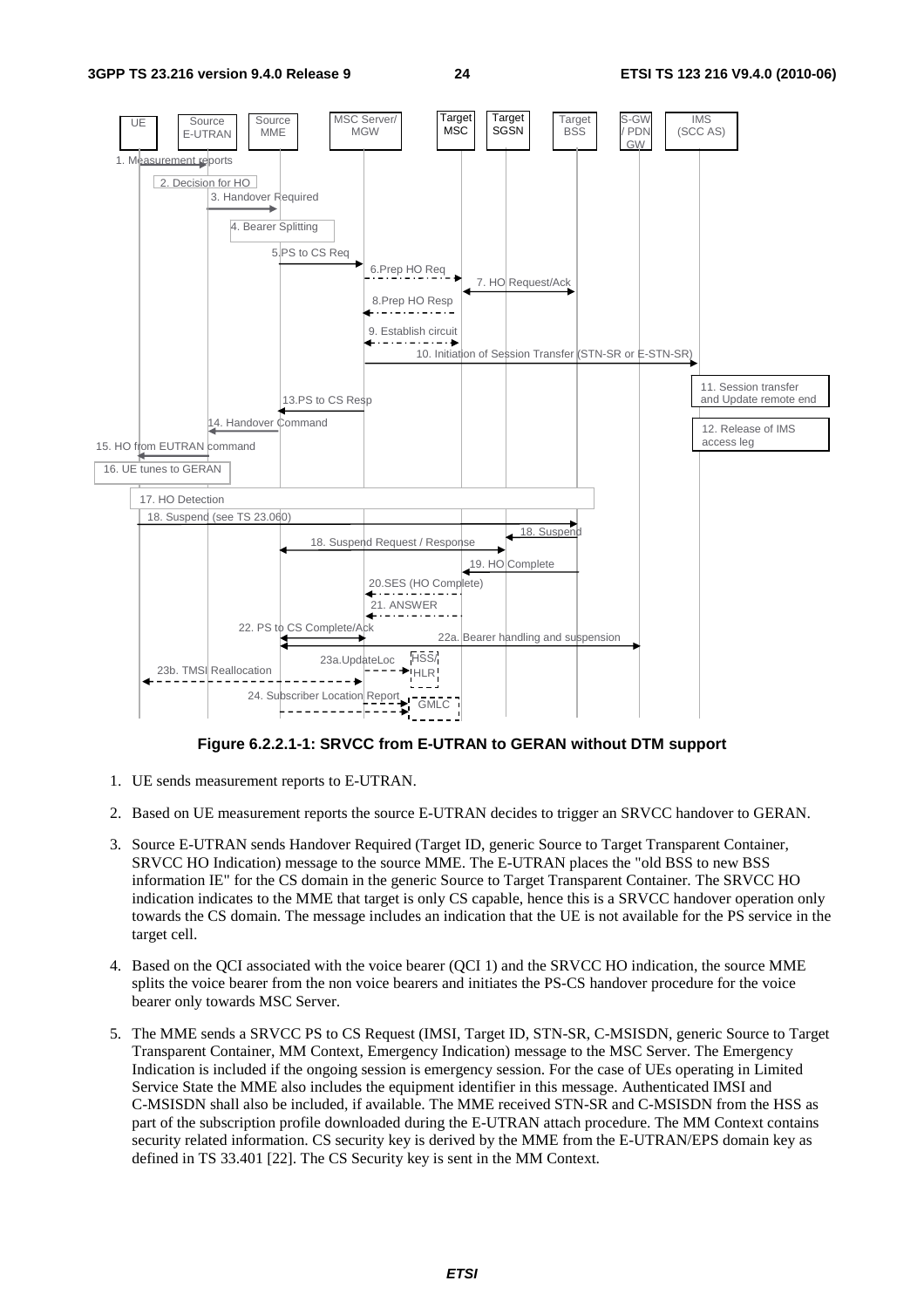**Figure 6.2.2.1-1: SRVCC from E-UTRAN to GERAN without DTM support**

1. UE sends measurement reports to E-UTRAN.

2. Based on UE measurement reports the source E-UTRAN decides to trigger an SRVCC handover to GERAN.

3. Source E-UTRAN sends Handover Required (Target ID, generic Source to Target Transparent Container, SRVCC HO Indication) message to the source MME. The E-UTRAN places the "old BSS to new BSS information IE" for the CS domain in the generic Source to Target Transparent Container. The SRVCC HO indication indicates to the MME that target is only CS capable, hence this is a SRVCC handover operation only towards the CS domain. The message includes an indication that the UE is not available for the PS service in the target cell.

4. Based on the QCI associated with the voice bearer (QCI 1) and the SRVCC HO indication, the source MME splits the voice bearer from the non voice bearers and initiates the PS-CS handover procedure for the voice bearer only towards MSC Server.

5. The MME sends a SRVCC PS to CS Request (IMSI, Target ID, STN-SR, C-MSISDN, generic Source to Target Transparent Container, MM Context, Emergency Indication) message to the MSC Server. The Emergency Indication is included if the ongoing session is emergency session. For the case of UEs operating in Limited Service State the MME also includes the equipment identifier in this message. Authenticated IMSI and C-MSISDN shall also be included, if available. The MME received STN-SR and C-MSISDN from the HSS as part of the subscription profile downloaded during the E-UTRAN attach procedure. The MM Context contains security related information. CS security key is derived by the MME from the E-UTRAN/EPS domain key as defined in TS 33.401 [22]. The CS Security key is sent in the MM Context.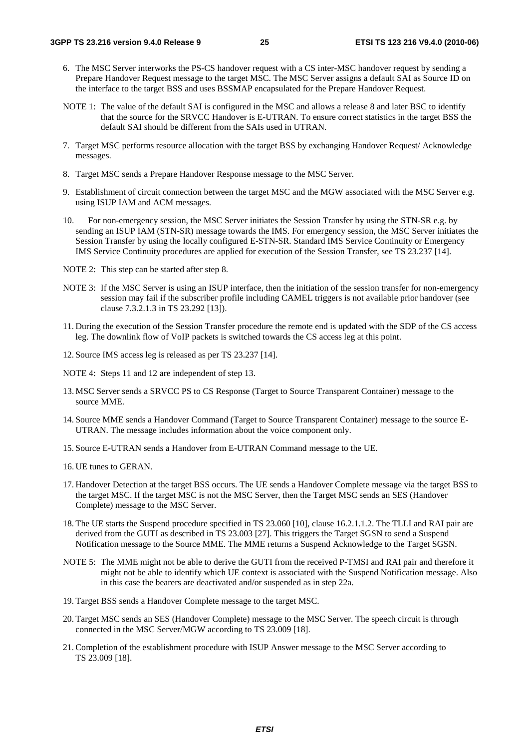6. The MSC Server interworks the PS-CS handover request with a CS inter-MSC handover request by sending a Prepare Handover Request message to the target MSC. The MSC Server assigns a default SAI as Source ID on the interface to the target BSS and uses BSSMAP encapsulated for the Prepare Handover Request.

NOTE 1: The value of the default SAI is configured in the MSC and allows a release 8 and later BSC to identify that the source for the SRVCC Handover is E-UTRAN. To ensure correct statistics in the target BSS the default SAI should be different from the SAIs used in UTRAN.

7. Target MSC performs resource allocation with the target BSS by exchanging Handover Request/ Acknowledge messages.

8. Target MSC sends a Prepare Handover Response message to the MSC Server.

9. Establishment of circuit connection between the target MSC and the MGW associated with the MSC Server e.g. using ISUP IAM and ACM messages.

10. For non-emergency session, the MSC Server initiates the Session Transfer by using the STN-SR e.g. by sending an ISUP IAM (STN-SR) message towards the IMS. For emergency session, the MSC Server initiates the Session Transfer by using the locally configured E-STN-SR. Standard IMS Service Continuity or Emergency IMS Service Continuity procedures are applied for execution of the Session Transfer, see TS 23.237 [14].

NOTE 2: This step can be started after step 8.

NOTE 3: If the MSC Server is using an ISUP interface, then the initiation of the session transfer for non-emergency session may fail if the subscriber profile including CAMEL triggers is not available prior handover (see clause 7.3.2.1.3 in TS 23.292 [13]).

11. During the execution of the Session Transfer procedure the remote end is updated with the SDP of the CS access leg. The downlink flow of VoIP packets is switched towards the CS access leg at this point.

12. Source IMS access leg is released as per TS 23.237 [14].

NOTE 4: Steps 11 and 12 are independent of step 13.

13. MSC Server sends a SRVCC PS to CS Response (Target to Source Transparent Container) message to the source MME.

14. Source MME sends a Handover Command (Target to Source Transparent Container) message to the source E-UTRAN. The message includes information about the voice component only.

15. Source E-UTRAN sends a Handover from E-UTRAN Command message to the UE.

16. UE tunes to GERAN.

17. Handover Detection at the target BSS occurs. The UE sends a Handover Complete message via the target BSS to the target MSC. If the target MSC is not the MSC Server, then the Target MSC sends an SES (Handover Complete) message to the MSC Server.

18. The UE starts the Suspend procedure specified in TS 23.060 [10], clause 16.2.1.1.2. The TLLI and RAI pair are derived from the GUTI as described in TS 23.003 [27]. This triggers the Target SGSN to send a Suspend Notification message to the Source MME. The MME returns a Suspend Acknowledge to the Target SGSN.

NOTE 5: The MME might not be able to derive the GUTI from the received P-TMSI and RAI pair and therefore it might not be able to identify which UE context is associated with the Suspend Notification message. Also in this case the bearers are deactivated and/or suspended as in step 22a.

19. Target BSS sends a Handover Complete message to the target MSC.

20. Target MSC sends an SES (Handover Complete) message to the MSC Server. The speech circuit is through connected in the MSC Server/MGW according to TS 23.009 [18].

21. Completion of the establishment procedure with ISUP Answer message to the MSC Server according to TS 23.009 [18].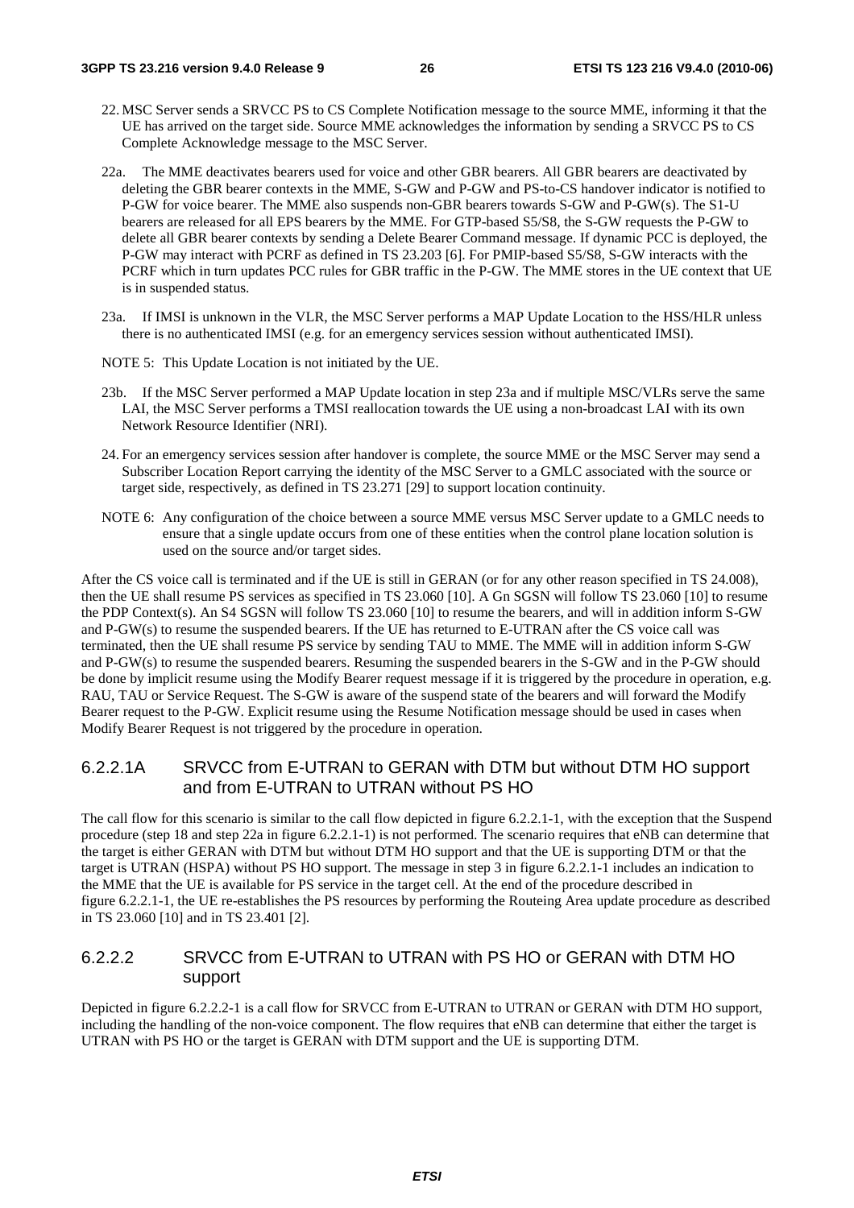22. MSC Server sends a SRVCC PS to CS Complete Notification message to the source MME, informing it that the UE has arrived on the target side. Source MME acknowledges the information by sending a SRVCC PS to CS Complete Acknowledge message to the MSC Server.

22a. The MME deactivates bearers used for voice and other GBR bearers. All GBR bearers are deactivated by deleting the GBR bearer contexts in the MME, S-GW and P-GW and PS-to-CS handover indicator is notified to P-GW for voice bearer. The MME also suspends non-GBR bearers towards S-GW and P-GW(s). The S1-U bearers are released for all EPS bearers by the MME. For GTP-based S5/S8, the S-GW requests the P-GW to delete all GBR bearer contexts by sending a Delete Bearer Command message. If dynamic PCC is deployed, the P-GW may interact with PCRF as defined in TS 23.203 [6]. For PMIP-based S5/S8, S-GW interacts with the PCRF which in turn updates PCC rules for GBR traffic in the P-GW. The MME stores in the UE context that UE is in suspended status.

23a. If IMSI is unknown in the VLR, the MSC Server performs a MAP Update Location to the HSS/HLR unless there is no authenticated IMSI (e.g. for an emergency services session without authenticated IMSI).

NOTE 5: This Update Location is not initiated by the UE.

23b. If the MSC Server performed a MAP Update location in step 23a and if multiple MSC/VLRs serve the same LAI, the MSC Server performs a TMSI reallocation towards the UE using a non-broadcast LAI with its own Network Resource Identifier (NRI).

24. For an emergency services session after handover is complete, the source MME or the MSC Server may send a Subscriber Location Report carrying the identity of the MSC Server to a GMLC associated with the source or target side, respectively, as defined in TS 23.271 [29] to support location continuity.

NOTE 6: Any configuration of the choice between a source MME versus MSC Server update to a GMLC needs to ensure that a single update occurs from one of these entities when the control plane location solution is used on the source and/or target sides.

After the CS voice call is terminated and if the UE is still in GERAN (or for any other reason specified in TS 24.008), then the UE shall resume PS services as specified in TS 23.060 [10]. A Gn SGSN will follow TS 23.060 [10] to resume the PDP Context(s). An S4 SGSN will follow TS 23.060 [10] to resume the bearers, and will in addition inform S-GW and P-GW(s) to resume the suspended bearers. If the UE has returned to E-UTRAN after the CS voice call was terminated, then the UE shall resume PS service by sending TAU to MME. The MME will in addition inform S-GW and P-GW(s) to resume the suspended bearers. Resuming the suspended bearers in the S-GW and in the P-GW should be done by implicit resume using the Modify Bearer request message if it is triggered by the procedure in operation, e.g. RAU, TAU or Service Request. The S-GW is aware of the suspend state of the bearers and will forward the Modify Bearer request to the P-GW. Explicit resume using the Resume Notification message should be used in cases when Modify Bearer Request is not triggered by the procedure in operation.

### 6.2.2.1A SRVCC from E-UTRAN to GERAN with DTM but without DTM HO support and from E-UTRAN to UTRAN without PS HO

The call flow for this scenario is similar to the call flow depicted in figure 6.2.2.1-1, with the exception that the Suspend procedure (step 18 and step 22a in figure 6.2.2.1-1) is not performed. The scenario requires that eNB can determine that the target is either GERAN with DTM but without DTM HO support and that the UE is supporting DTM or that the target is UTRAN (HSPA) without PS HO support. The message in step 3 in figure 6.2.2.1-1 includes an indication to the MME that the UE is available for PS service in the target cell. At the end of the procedure described in figure 6.2.2.1-1, the UE re-establishes the PS resources by performing the Routeing Area update procedure as described in TS 23.060 [10] and in TS 23.401 [2].

### 6.2.2.2 SRVCC from E-UTRAN to UTRAN with PS HO or GERAN with DTM HO support

Depicted in figure 6.2.2.2-1 is a call flow for SRVCC from E-UTRAN to UTRAN or GERAN with DTM HO support, including the handling of the non-voice component. The flow requires that eNB can determine that either the target is UTRAN with PS HO or the target is GERAN with DTM support and the UE is supporting DTM.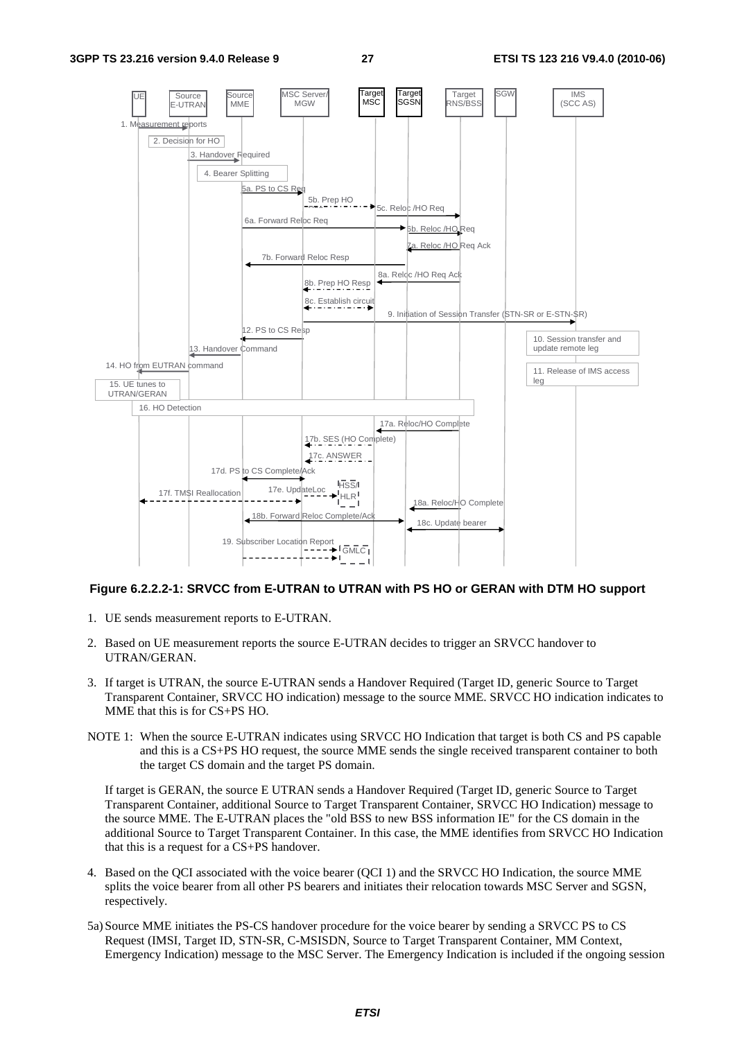**Figure 6.2.2.2-1: SRVCC from E-UTRAN to UTRAN with PS HO or GERAN with DTM HO support**

1. UE sends measurement reports to E-UTRAN.

2. Based on UE measurement reports the source E-UTRAN decides to trigger an SRVCC handover to UTRAN/GERAN.

3. If target is UTRAN, the source E-UTRAN sends a Handover Required (Target ID, generic Source to Target Transparent Container, SRVCC HO indication) message to the source MME. SRVCC HO indication indicates to MME that this is for CS+PS HO.

NOTE 1: When the source E-UTRAN indicates using SRVCC HO Indication that target is both CS and PS capable and this is a CS+PS HO request, the source MME sends the single received transparent container to both the target CS domain and the target PS domain.

If target is GERAN, the source E UTRAN sends a Handover Required (Target ID, generic Source to Target Transparent Container, additional Source to Target Transparent Container, SRVCC HO Indication) message to the source MME. The E-UTRAN places the "old BSS to new BSS information IE" for the CS domain in the additional Source to Target Transparent Container. In this case, the MME identifies from SRVCC HO Indication that this is a request for a CS+PS handover.

4. Based on the QCI associated with the voice bearer (QCI 1) and the SRVCC HO Indication, the source MME splits the voice bearer from all other PS bearers and initiates their relocation towards MSC Server and SGSN, respectively.

5a) Source MME initiates the PS-CS handover procedure for the voice bearer by sending a SRVCC PS to CS Request (IMSI, Target ID, STN-SR, C-MSISDN, Source to Target Transparent Container, MM Context, Emergency Indication) message to the MSC Server. The Emergency Indication is included if the ongoing session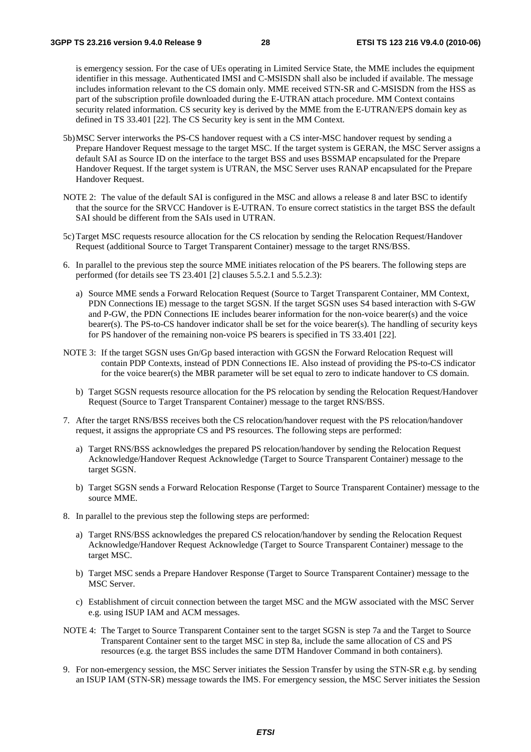is emergency session. For the case of UEs operating in Limited Service State, the MME includes the equipment identifier in this message. Authenticated IMSI and C-MSISDN shall also be included if available. The message includes information relevant to the CS domain only. MME received STN-SR and C-MSISDN from the HSS as part of the subscription profile downloaded during the E-UTRAN attach procedure. MM Context contains security related information. CS security key is derived by the MME from the E-UTRAN/EPS domain key as defined in TS 33.401 [22]. The CS Security key is sent in the MM Context.

5b) MSC Server interworks the PS-CS handover request with a CS inter-MSC handover request by sending a Prepare Handover Request message to the target MSC. If the target system is GERAN, the MSC Server assigns a default SAI as Source ID on the interface to the target BSS and uses BSSMAP encapsulated for the Prepare Handover Request. If the target system is UTRAN, the MSC Server uses RANAP encapsulated for the Prepare Handover Request.

NOTE 2: The value of the default SAI is configured in the MSC and allows a release 8 and later BSC to identify that the source for the SRVCC Handover is E-UTRAN. To ensure correct statistics in the target BSS the default SAI should be different from the SAIs used in UTRAN.

5c) Target MSC requests resource allocation for the CS relocation by sending the Relocation Request/Handover Request (additional Source to Target Transparent Container) message to the target RNS/BSS.

6. In parallel to the previous step the source MME initiates relocation of the PS bearers. The following steps are performed (for details see TS 23.401 [2] clauses 5.5.2.1 and 5.5.2.3):

   a) Source MME sends a Forward Relocation Request (Source to Target Transparent Container, MM Context, PDN Connections IE) message to the target SGSN. If the target SGSN uses S4 based interaction with S-GW and P-GW, the PDN Connections IE includes bearer information for the non-voice bearer(s) and the voice bearer(s). The PS-to-CS handover indicator shall be set for the voice bearer(s). The handling of security keys for PS handover of the remaining non-voice PS bearers is specified in TS 33.401 [22].

NOTE 3: If the target SGSN uses Gn/Gp based interaction with GGSN the Forward Relocation Request will contain PDP Contexts, instead of PDN Connections IE. Also instead of providing the PS-to-CS indicator for the voice bearer(s) the MBR parameter will be set equal to zero to indicate handover to CS domain.

   b) Target SGSN requests resource allocation for the PS relocation by sending the Relocation Request/Handover Request (Source to Target Transparent Container) message to the target RNS/BSS.

7. After the target RNS/BSS receives both the CS relocation/handover request with the PS relocation/handover request, it assigns the appropriate CS and PS resources. The following steps are performed:

   a) Target RNS/BSS acknowledges the prepared PS relocation/handover by sending the Relocation Request Acknowledge/Handover Request Acknowledge (Target to Source Transparent Container) message to the target SGSN.

   b) Target SGSN sends a Forward Relocation Response (Target to Source Transparent Container) message to the source MME.

8. In parallel to the previous step the following steps are performed:

   a) Target RNS/BSS acknowledges the prepared CS relocation/handover by sending the Relocation Request Acknowledge/Handover Request Acknowledge (Target to Source Transparent Container) message to the target MSC.

   b) Target MSC sends a Prepare Handover Response (Target to Source Transparent Container) message to the MSC Server.

   c) Establishment of circuit connection between the target MSC and the MGW associated with the MSC Server e.g. using ISUP IAM and ACM messages.

NOTE 4: The Target to Source Transparent Container sent to the target SGSN is step 7a and the Target to Source Transparent Container sent to the target MSC in step 8a, include the same allocation of CS and PS resources (e.g. the target BSS includes the same DTM Handover Command in both containers).

9. For non-emergency session, the MSC Server initiates the Session Transfer by using the STN-SR e.g. by sending an ISUP IAM (STN-SR) message towards the IMS. For emergency session, the MSC Server initiates the Session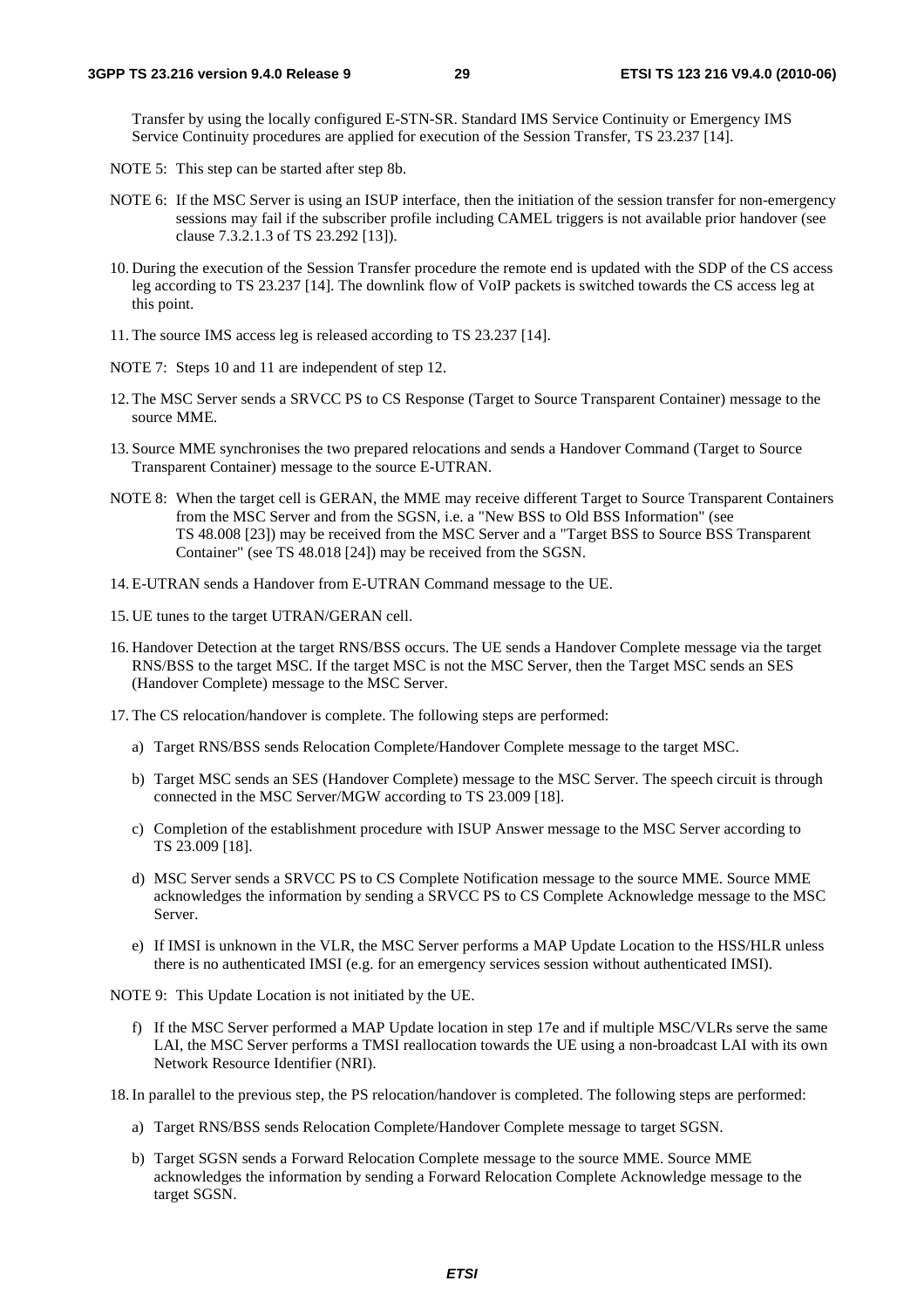Transfer by using the locally configured E-STN-SR. Standard IMS Service Continuity or Emergency IMS Service Continuity procedures are applied for execution of the Session Transfer, TS 23.237 [14].

NOTE 5: This step can be started after step 8b.

NOTE 6: If the MSC Server is using an ISUP interface, then the initiation of the session transfer for non-emergency sessions may fail if the subscriber profile including CAMEL triggers is not available prior handover (see clause 7.3.2.1.3 of TS 23.292 [13]).

10. During the execution of the Session Transfer procedure the remote end is updated with the SDP of the CS access leg according to TS 23.237 [14]. The downlink flow of VoIP packets is switched towards the CS access leg at this point.

11. The source IMS access leg is released according to TS 23.237 [14].

NOTE 7: Steps 10 and 11 are independent of step 12.

12. The MSC Server sends a SRVCC PS to CS Response (Target to Source Transparent Container) message to the source MME.

13. Source MME synchronises the two prepared relocations and sends a Handover Command (Target to Source Transparent Container) message to the source E-UTRAN.

NOTE 8: When the target cell is GERAN, the MME may receive different Target to Source Transparent Containers from the MSC Server and from the SGSN, i.e. a "New BSS to Old BSS Information" (see TS 48.008 [23]) may be received from the MSC Server and a "Target BSS to Source BSS Transparent Container" (see TS 48.018 [24]) may be received from the SGSN.

14. E-UTRAN sends a Handover from E-UTRAN Command message to the UE.

15. UE tunes to the target UTRAN/GERAN cell.

16. Handover Detection at the target RNS/BSS occurs. The UE sends a Handover Complete message via the target RNS/BSS to the target MSC. If the target MSC is not the MSC Server, then the Target MSC sends an SES (Handover Complete) message to the MSC Server.

17. The CS relocation/handover is complete. The following steps are performed:

   a) Target RNS/BSS sends Relocation Complete/Handover Complete message to the target MSC.

   b) Target MSC sends an SES (Handover Complete) message to the MSC Server. The speech circuit is through connected in the MSC Server/MGW according to TS 23.009 [18].

   c) Completion of the establishment procedure with ISUP Answer message to the MSC Server according to TS 23.009 [18].

   d) MSC Server sends a SRVCC PS to CS Complete Notification message to the source MME. Source MME acknowledges the information by sending a SRVCC PS to CS Complete Acknowledge message to the MSC Server.

   e) If IMSI is unknown in the VLR, the MSC Server performs a MAP Update Location to the HSS/HLR unless there is no authenticated IMSI (e.g. for an emergency services session without authenticated IMSI).

NOTE 9: This Update Location is not initiated by the UE.

   f) If the MSC Server performed a MAP Update location in step 17e and if multiple MSC/VLRs serve the same LAI, the MSC Server performs a TMSI reallocation towards the UE using a non-broadcast LAI with its own Network Resource Identifier (NRI).

18. In parallel to the previous step, the PS relocation/handover is completed. The following steps are performed:

   a) Target RNS/BSS sends Relocation Complete/Handover Complete message to target SGSN.

   b) Target SGSN sends a Forward Relocation Complete message to the source MME. Source MME acknowledges the information by sending a Forward Relocation Complete Acknowledge message to the target SGSN.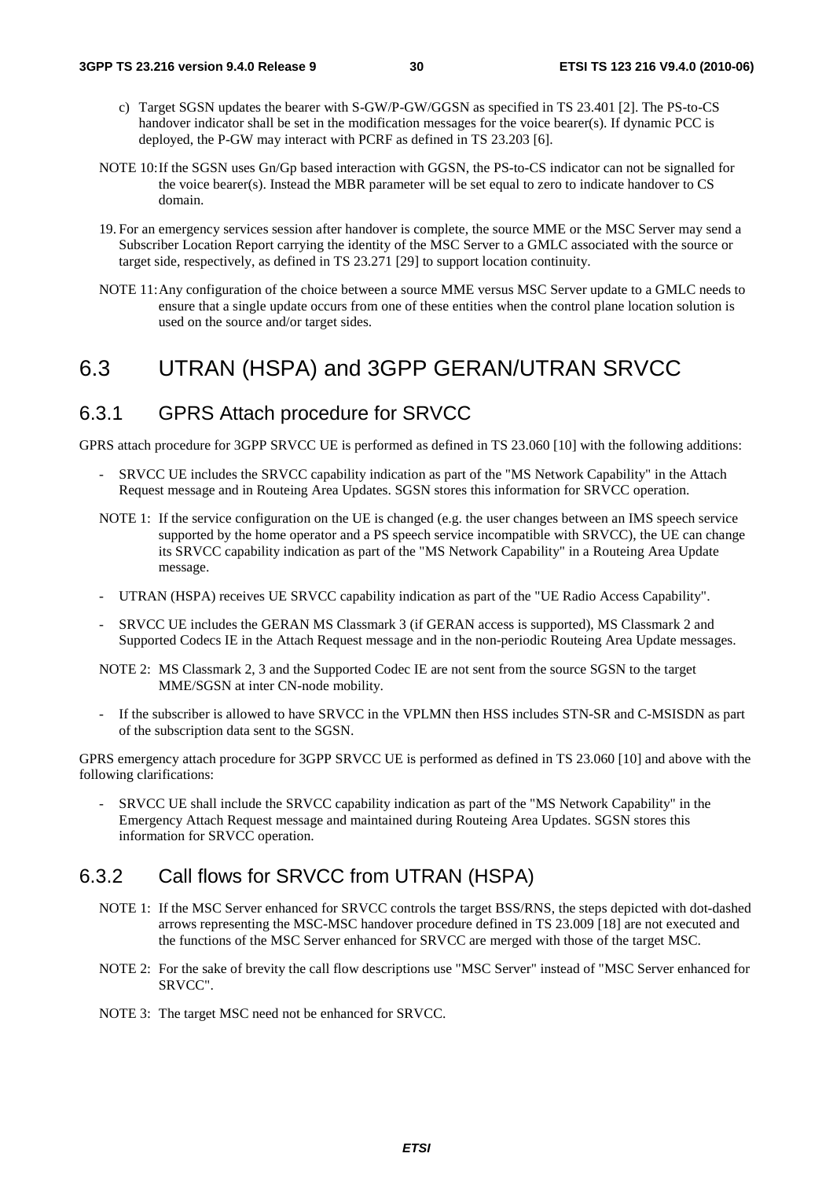c) Target SGSN updates the bearer with S-GW/P-GW/GGSN as specified in TS 23.401 [2]. The PS-to-CS handover indicator shall be set in the modification messages for the voice bearer(s). If dynamic PCC is deployed, the P-GW may interact with PCRF as defined in TS 23.203 [6].

NOTE 10: If the SGSN uses Gn/Gp based interaction with GGSN, the PS-to-CS indicator can not be signalled for the voice bearer(s). Instead the MBR parameter will be set equal to zero to indicate handover to CS domain.

19. For an emergency services session after handover is complete, the source MME or the MSC Server may send a Subscriber Location Report carrying the identity of the MSC Server to a GMLC associated with the source or target side, respectively, as defined in TS 23.271 [29] to support location continuity.

NOTE 11: Any configuration of the choice between a source MME versus MSC Server update to a GMLC needs to ensure that a single update occurs from one of these entities when the control plane location solution is used on the source and/or target sides.

# 6.3 UTRAN (HSPA) and 3GPP GERAN/UTRAN SRVCC

## 6.3.1 GPRS Attach procedure for SRVCC

GPRS attach procedure for 3GPP SRVCC UE is performed as defined in TS 23.060 [10] with the following additions:

- SRVCC UE includes the SRVCC capability indication as part of the "MS Network Capability" in the Attach Request message and in Routeing Area Updates. SGSN stores this information for SRVCC operation.

NOTE 1: If the service configuration on the UE is changed (e.g. the user changes between an IMS speech service supported by the home operator and a PS speech service incompatible with SRVCC), the UE can change its SRVCC capability indication as part of the "MS Network Capability" in a Routeing Area Update message.

- UTRAN (HSPA) receives UE SRVCC capability indication as part of the "UE Radio Access Capability".
- SRVCC UE includes the GERAN MS Classmark 3 (if GERAN access is supported), MS Classmark 2 and Supported Codecs IE in the Attach Request message and in the non-periodic Routeing Area Update messages.

NOTE 2: MS Classmark 2, 3 and the Supported Codec IE are not sent from the source SGSN to the target MME/SGSN at inter CN-node mobility.

- If the subscriber is allowed to have SRVCC in the VPLMN then HSS includes STN-SR and C-MSISDN as part of the subscription data sent to the SGSN.

GPRS emergency attach procedure for 3GPP SRVCC UE is performed as defined in TS 23.060 [10] and above with the following clarifications:

- SRVCC UE shall include the SRVCC capability indication as part of the "MS Network Capability" in the Emergency Attach Request message and maintained during Routeing Area Updates. SGSN stores this information for SRVCC operation.

## 6.3.2 Call flows for SRVCC from UTRAN (HSPA)

NOTE 1: If the MSC Server enhanced for SRVCC controls the target BSS/RNS, the steps depicted with dot-dashed arrows representing the MSC-MSC handover procedure defined in TS 23.009 [18] are not executed and the functions of the MSC Server enhanced for SRVCC are merged with those of the target MSC.

NOTE 2: For the sake of brevity the call flow descriptions use "MSC Server" instead of "MSC Server enhanced for SRVCC".

NOTE 3: The target MSC need not be enhanced for SRVCC.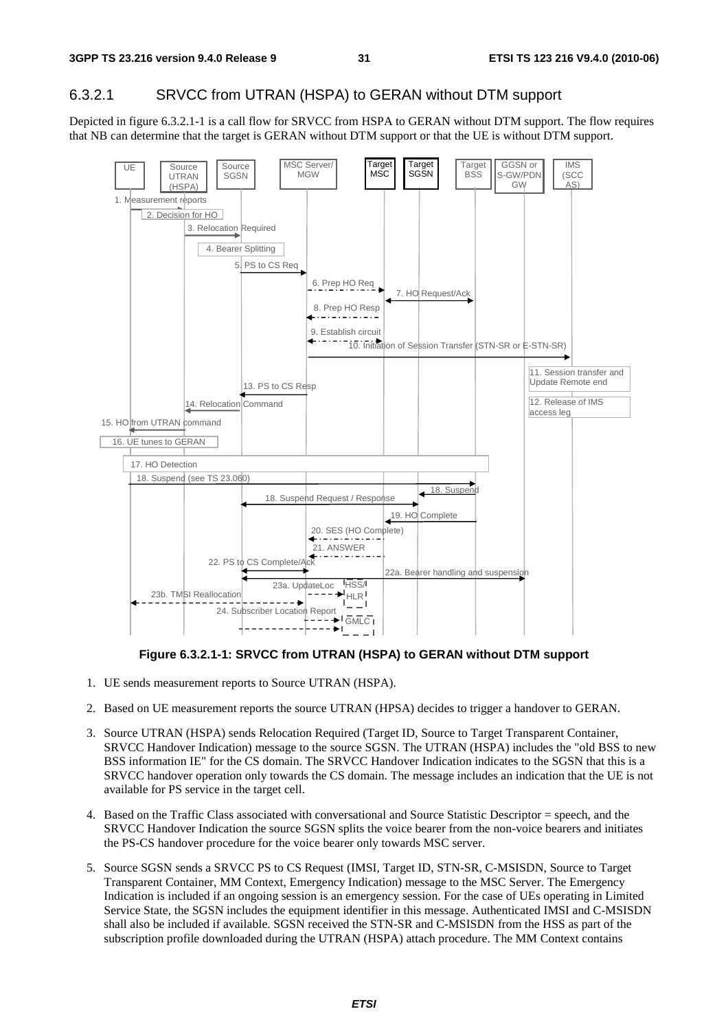### 6.3.2.1 SRVCC from UTRAN (HSPA) to GERAN without DTM support

Depicted in figure 6.3.2.1-1 is a call flow for SRVCC from HSPA to GERAN without DTM support. The flow requires that NB can determine that the target is GERAN without DTM support or that the UE is without DTM support.

**Figure 6.3.2.1-1: SRVCC from UTRAN (HSPA) to GERAN without DTM support**

1. UE sends measurement reports to Source UTRAN (HSPA).
2. Based on UE measurement reports the source UTRAN (HPSA) decides to trigger a handover to GERAN.
3. Source UTRAN (HSPA) sends Relocation Required (Target ID, Source to Target Transparent Container, SRVCC Handover Indication) message to the source SGSN. The UTRAN (HSPA) includes the "old BSS to new BSS information IE" for the CS domain. The SRVCC Handover Indication indicates to the SGSN that this is a SRVCC handover operation only towards the CS domain. The message includes an indication that the UE is not available for PS service in the target cell.
4. Based on the Traffic Class associated with conversational and Source Statistic Descriptor = speech, and the SRVCC Handover Indication the source SGSN splits the voice bearer from the non-voice bearers and initiates the PS-CS handover procedure for the voice bearer only towards MSC server.
5. Source SGSN sends a SRVCC PS to CS Request (IMSI, Target ID, STN-SR, C-MSISDN, Source to Target Transparent Container, MM Context, Emergency Indication) message to the MSC Server. The Emergency Indication is included if an ongoing session is an emergency session. For the case of UEs operating in Limited Service State, the SGSN includes the equipment identifier in this message. Authenticated IMSI and C-MSISDN shall also be included if available. SGSN received the STN-SR and C-MSISDN from the HSS as part of the subscription profile downloaded during the UTRAN (HSPA) attach procedure. The MM Context contains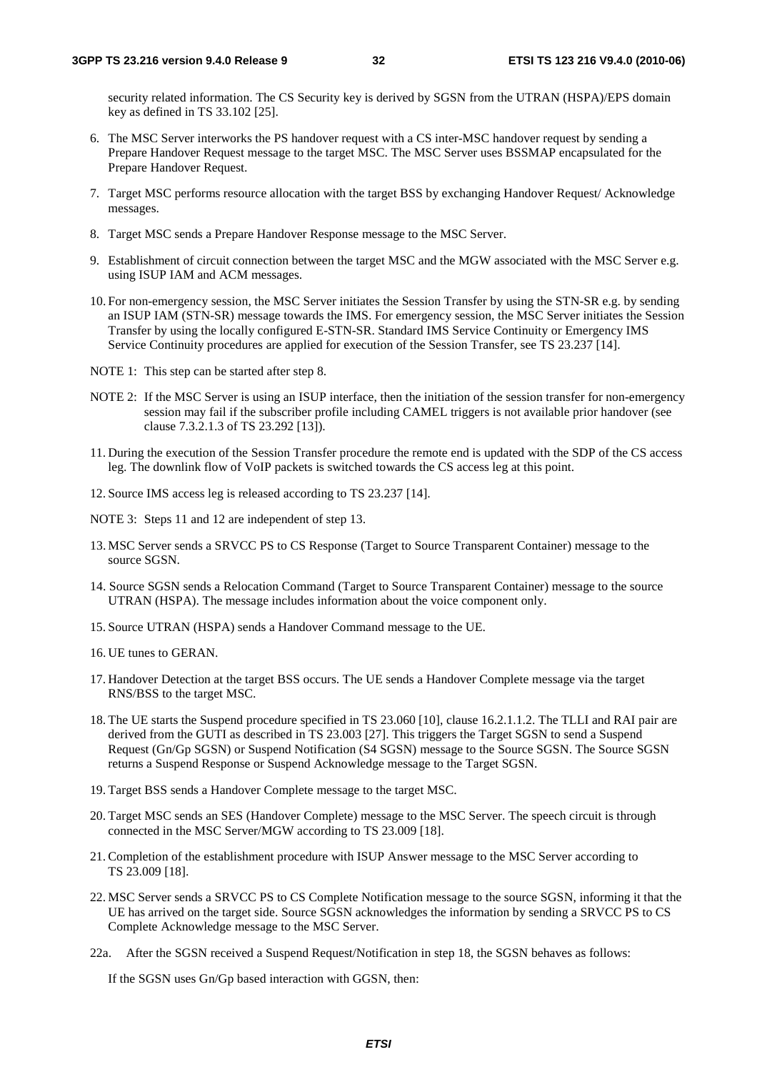security related information. The CS Security key is derived by SGSN from the UTRAN (HSPA)/EPS domain key as defined in TS 33.102 [25].

6. The MSC Server interworks the PS handover request with a CS inter-MSC handover request by sending a Prepare Handover Request message to the target MSC. The MSC Server uses BSSMAP encapsulated for the Prepare Handover Request.

7. Target MSC performs resource allocation with the target BSS by exchanging Handover Request/ Acknowledge messages.

8. Target MSC sends a Prepare Handover Response message to the MSC Server.

9. Establishment of circuit connection between the target MSC and the MGW associated with the MSC Server e.g. using ISUP IAM and ACM messages.

10. For non-emergency session, the MSC Server initiates the Session Transfer by using the STN-SR e.g. by sending an ISUP IAM (STN-SR) message towards the IMS. For emergency session, the MSC Server initiates the Session Transfer by using the locally configured E-STN-SR. Standard IMS Service Continuity or Emergency IMS Service Continuity procedures are applied for execution of the Session Transfer, see TS 23.237 [14].

NOTE 1: This step can be started after step 8.

NOTE 2: If the MSC Server is using an ISUP interface, then the initiation of the session transfer for non-emergency session may fail if the subscriber profile including CAMEL triggers is not available prior handover (see clause 7.3.2.1.3 of TS 23.292 [13]).

11. During the execution of the Session Transfer procedure the remote end is updated with the SDP of the CS access leg. The downlink flow of VoIP packets is switched towards the CS access leg at this point.

12. Source IMS access leg is released according to TS 23.237 [14].

NOTE 3: Steps 11 and 12 are independent of step 13.

13. MSC Server sends a SRVCC PS to CS Response (Target to Source Transparent Container) message to the source SGSN.

14. Source SGSN sends a Relocation Command (Target to Source Transparent Container) message to the source UTRAN (HSPA). The message includes information about the voice component only.

15. Source UTRAN (HSPA) sends a Handover Command message to the UE.

16. UE tunes to GERAN.

17. Handover Detection at the target BSS occurs. The UE sends a Handover Complete message via the target RNS/BSS to the target MSC.

18. The UE starts the Suspend procedure specified in TS 23.060 [10], clause 16.2.1.1.2. The TLLI and RAI pair are derived from the GUTI as described in TS 23.003 [27]. This triggers the Target SGSN to send a Suspend Request (Gn/Gp SGSN) or Suspend Notification (S4 SGSN) message to the Source SGSN. The Source SGSN returns a Suspend Response or Suspend Acknowledge message to the Target SGSN.

19. Target BSS sends a Handover Complete message to the target MSC.

20. Target MSC sends an SES (Handover Complete) message to the MSC Server. The speech circuit is through connected in the MSC Server/MGW according to TS 23.009 [18].

21. Completion of the establishment procedure with ISUP Answer message to the MSC Server according to TS 23.009 [18].

22. MSC Server sends a SRVCC PS to CS Complete Notification message to the source SGSN, informing it that the UE has arrived on the target side. Source SGSN acknowledges the information by sending a SRVCC PS to CS Complete Acknowledge message to the MSC Server.

22a. After the SGSN received a Suspend Request/Notification in step 18, the SGSN behaves as follows:

If the SGSN uses Gn/Gp based interaction with GGSN, then: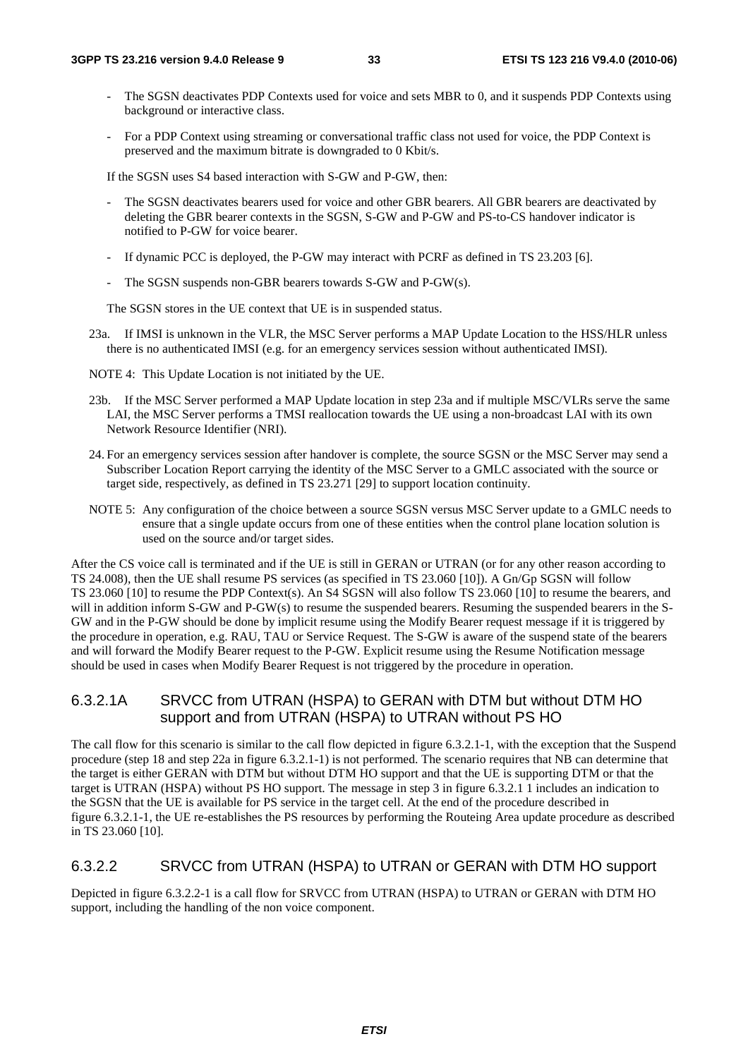- The SGSN deactivates PDP Contexts used for voice and sets MBR to 0, and it suspends PDP Contexts using background or interactive class.
- For a PDP Context using streaming or conversational traffic class not used for voice, the PDP Context is preserved and the maximum bitrate is downgraded to 0 Kbit/s.

If the SGSN uses S4 based interaction with S-GW and P-GW, then:

- The SGSN deactivates bearers used for voice and other GBR bearers. All GBR bearers are deactivated by deleting the GBR bearer contexts in the SGSN, S-GW and P-GW and PS-to-CS handover indicator is notified to P-GW for voice bearer.
- If dynamic PCC is deployed, the P-GW may interact with PCRF as defined in TS 23.203 [6].
- The SGSN suspends non-GBR bearers towards S-GW and P-GW(s).

The SGSN stores in the UE context that UE is in suspended status.

23a. If IMSI is unknown in the VLR, the MSC Server performs a MAP Update Location to the HSS/HLR unless there is no authenticated IMSI (e.g. for an emergency services session without authenticated IMSI).

NOTE 4: This Update Location is not initiated by the UE.

23b. If the MSC Server performed a MAP Update location in step 23a and if multiple MSC/VLRs serve the same LAI, the MSC Server performs a TMSI reallocation towards the UE using a non-broadcast LAI with its own Network Resource Identifier (NRI).

24. For an emergency services session after handover is complete, the source SGSN or the MSC Server may send a Subscriber Location Report carrying the identity of the MSC Server to a GMLC associated with the source or target side, respectively, as defined in TS 23.271 [29] to support location continuity.

NOTE 5: Any configuration of the choice between a source SGSN versus MSC Server update to a GMLC needs to ensure that a single update occurs from one of these entities when the control plane location solution is used on the source and/or target sides.

After the CS voice call is terminated and if the UE is still in GERAN or UTRAN (or for any other reason according to TS 24.008), then the UE shall resume PS services (as specified in TS 23.060 [10]). A Gn/Gp SGSN will follow TS 23.060 [10] to resume the PDP Context(s). An S4 SGSN will also follow TS 23.060 [10] to resume the bearers, and will in addition inform S-GW and P-GW(s) to resume the suspended bearers. Resuming the suspended bearers in the S-GW and in the P-GW should be done by implicit resume using the Modify Bearer request message if it is triggered by the procedure in operation, e.g. RAU, TAU or Service Request. The S-GW is aware of the suspend state of the bearers and will forward the Modify Bearer request to the P-GW. Explicit resume using the Resume Notification message should be used in cases when Modify Bearer Request is not triggered by the procedure in operation.

### 6.3.2.1A SRVCC from UTRAN (HSPA) to GERAN with DTM but without DTM HO support and from UTRAN (HSPA) to UTRAN without PS HO

The call flow for this scenario is similar to the call flow depicted in figure 6.3.2.1-1, with the exception that the Suspend procedure (step 18 and step 22a in figure 6.3.2.1-1) is not performed. The scenario requires that NB can determine that the target is either GERAN with DTM but without DTM HO support and that the UE is supporting DTM or that the target is UTRAN (HSPA) without PS HO support. The message in step 3 in figure 6.3.2.1 1 includes an indication to the SGSN that the UE is available for PS service in the target cell. At the end of the procedure described in figure 6.3.2.1-1, the UE re-establishes the PS resources by performing the Routeing Area update procedure as described in TS 23.060 [10].

### 6.3.2.2 SRVCC from UTRAN (HSPA) to UTRAN or GERAN with DTM HO support

Depicted in figure 6.3.2.2-1 is a call flow for SRVCC from UTRAN (HSPA) to UTRAN or GERAN with DTM HO support, including the handling of the non voice component.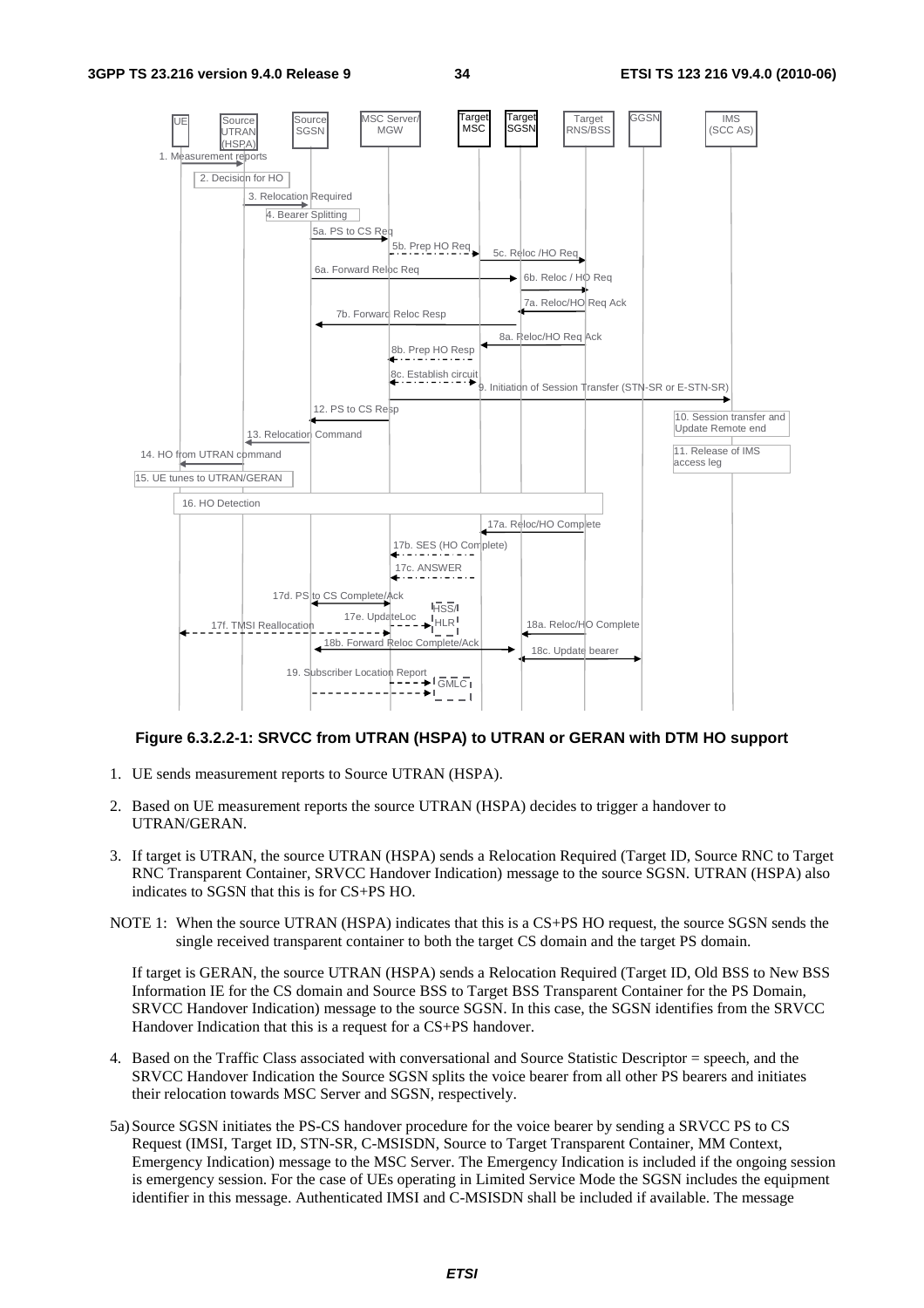**Figure 6.3.2.2-1: SRVCC from UTRAN (HSPA) to UTRAN or GERAN with DTM HO support**

1. UE sends measurement reports to Source UTRAN (HSPA).

2. Based on UE measurement reports the source UTRAN (HSPA) decides to trigger a handover to UTRAN/GERAN.

3. If target is UTRAN, the source UTRAN (HSPA) sends a Relocation Required (Target ID, Source RNC to Target RNC Transparent Container, SRVCC Handover Indication) message to the source SGSN. UTRAN (HSPA) also indicates to SGSN that this is for CS+PS HO.

NOTE 1: When the source UTRAN (HSPA) indicates that this is a CS+PS HO request, the source SGSN sends the single received transparent container to both the target CS domain and the target PS domain.

If target is GERAN, the source UTRAN (HSPA) sends a Relocation Required (Target ID, Old BSS to New BSS Information IE for the CS domain and Source BSS to Target BSS Transparent Container for the PS Domain, SRVCC Handover Indication) message to the source SGSN. In this case, the SGSN identifies from the SRVCC Handover Indication that this is a request for a CS+PS handover.

4. Based on the Traffic Class associated with conversational and Source Statistic Descriptor = speech, and the SRVCC Handover Indication the Source SGSN splits the voice bearer from all other PS bearers and initiates their relocation towards MSC Server and SGSN, respectively.

5a) Source SGSN initiates the PS-CS handover procedure for the voice bearer by sending a SRVCC PS to CS Request (IMSI, Target ID, STN-SR, C-MSISDN, Source to Target Transparent Container, MM Context, Emergency Indication) message to the MSC Server. The Emergency Indication is included if the ongoing session is emergency session. For the case of UEs operating in Limited Service Mode the SGSN includes the equipment identifier in this message. Authenticated IMSI and C-MSISDN shall be included if available. The message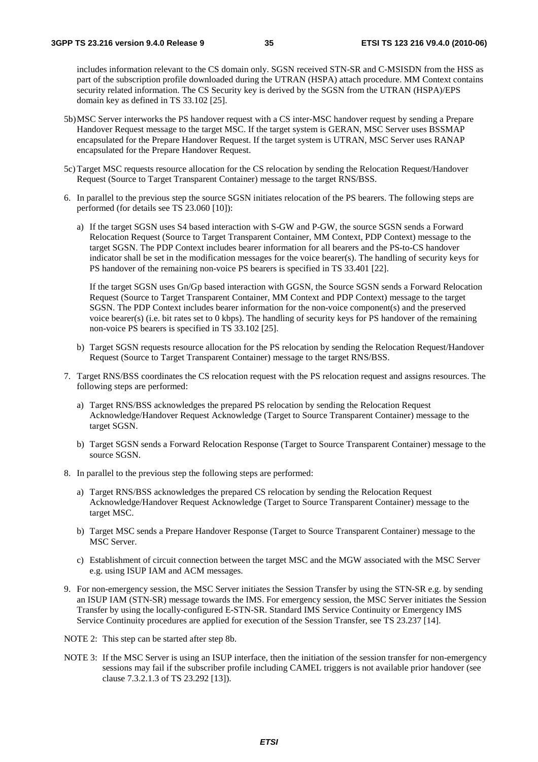includes information relevant to the CS domain only. SGSN received STN-SR and C-MSISDN from the HSS as part of the subscription profile downloaded during the UTRAN (HSPA) attach procedure. MM Context contains security related information. The CS Security key is derived by the SGSN from the UTRAN (HSPA)/EPS domain key as defined in TS 33.102 [25].

5b) MSC Server interworks the PS handover request with a CS inter-MSC handover request by sending a Prepare Handover Request message to the target MSC. If the target system is GERAN, MSC Server uses BSSMAP encapsulated for the Prepare Handover Request. If the target system is UTRAN, MSC Server uses RANAP encapsulated for the Prepare Handover Request.

5c) Target MSC requests resource allocation for the CS relocation by sending the Relocation Request/Handover Request (Source to Target Transparent Container) message to the target RNS/BSS.

6. In parallel to the previous step the source SGSN initiates relocation of the PS bearers. The following steps are performed (for details see TS 23.060 [10]):

   a) If the target SGSN uses S4 based interaction with S-GW and P-GW, the source SGSN sends a Forward Relocation Request (Source to Target Transparent Container, MM Context, PDP Context) message to the target SGSN. The PDP Context includes bearer information for all bearers and the PS-to-CS handover indicator shall be set in the modification messages for the voice bearer(s). The handling of security keys for PS handover of the remaining non-voice PS bearers is specified in TS 33.401 [22].

      If the target SGSN uses Gn/Gp based interaction with GGSN, the Source SGSN sends a Forward Relocation Request (Source to Target Transparent Container, MM Context and PDP Context) message to the target SGSN. The PDP Context includes bearer information for the non-voice component(s) and the preserved voice bearer(s) (i.e. bit rates set to 0 kbps). The handling of security keys for PS handover of the remaining non-voice PS bearers is specified in TS 33.102 [25].

   b) Target SGSN requests resource allocation for the PS relocation by sending the Relocation Request/Handover Request (Source to Target Transparent Container) message to the target RNS/BSS.

7. Target RNS/BSS coordinates the CS relocation request with the PS relocation request and assigns resources. The following steps are performed:

   a) Target RNS/BSS acknowledges the prepared PS relocation by sending the Relocation Request Acknowledge/Handover Request Acknowledge (Target to Source Transparent Container) message to the target SGSN.

   b) Target SGSN sends a Forward Relocation Response (Target to Source Transparent Container) message to the source SGSN.

8. In parallel to the previous step the following steps are performed:

   a) Target RNS/BSS acknowledges the prepared CS relocation by sending the Relocation Request Acknowledge/Handover Request Acknowledge (Target to Source Transparent Container) message to the target MSC.

   b) Target MSC sends a Prepare Handover Response (Target to Source Transparent Container) message to the MSC Server.

   c) Establishment of circuit connection between the target MSC and the MGW associated with the MSC Server e.g. using ISUP IAM and ACM messages.

9. For non-emergency session, the MSC Server initiates the Session Transfer by using the STN-SR e.g. by sending an ISUP IAM (STN-SR) message towards the IMS. For emergency session, the MSC Server initiates the Session Transfer by using the locally-configured E-STN-SR. Standard IMS Service Continuity or Emergency IMS Service Continuity procedures are applied for execution of the Session Transfer, see TS 23.237 [14].

NOTE 2: This step can be started after step 8b.

NOTE 3: If the MSC Server is using an ISUP interface, then the initiation of the session transfer for non-emergency sessions may fail if the subscriber profile including CAMEL triggers is not available prior handover (see clause 7.3.2.1.3 of TS 23.292 [13]).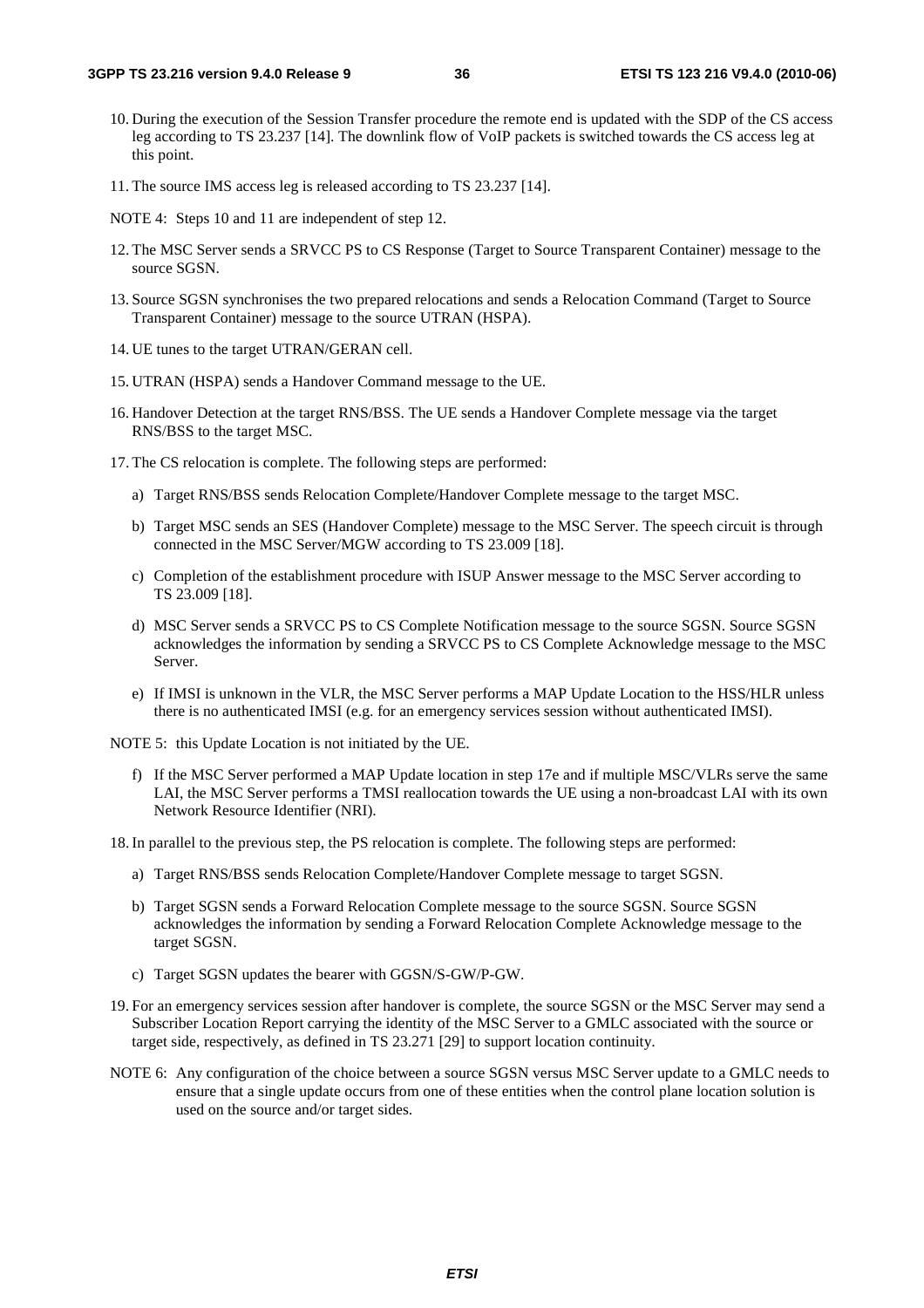10. During the execution of the Session Transfer procedure the remote end is updated with the SDP of the CS access leg according to TS 23.237 [14]. The downlink flow of VoIP packets is switched towards the CS access leg at this point.

11. The source IMS access leg is released according to TS 23.237 [14].

NOTE 4: Steps 10 and 11 are independent of step 12.

12. The MSC Server sends a SRVCC PS to CS Response (Target to Source Transparent Container) message to the source SGSN.

13. Source SGSN synchronises the two prepared relocations and sends a Relocation Command (Target to Source Transparent Container) message to the source UTRAN (HSPA).

14. UE tunes to the target UTRAN/GERAN cell.

15. UTRAN (HSPA) sends a Handover Command message to the UE.

16. Handover Detection at the target RNS/BSS. The UE sends a Handover Complete message via the target RNS/BSS to the target MSC.

17. The CS relocation is complete. The following steps are performed:

    a) Target RNS/BSS sends Relocation Complete/Handover Complete message to the target MSC.

    b) Target MSC sends an SES (Handover Complete) message to the MSC Server. The speech circuit is through connected in the MSC Server/MGW according to TS 23.009 [18].

    c) Completion of the establishment procedure with ISUP Answer message to the MSC Server according to TS 23.009 [18].

    d) MSC Server sends a SRVCC PS to CS Complete Notification message to the source SGSN. Source SGSN acknowledges the information by sending a SRVCC PS to CS Complete Acknowledge message to the MSC Server.

    e) If IMSI is unknown in the VLR, the MSC Server performs a MAP Update Location to the HSS/HLR unless there is no authenticated IMSI (e.g. for an emergency services session without authenticated IMSI).

NOTE 5: this Update Location is not initiated by the UE.

    f) If the MSC Server performed a MAP Update location in step 17e and if multiple MSC/VLRs serve the same LAI, the MSC Server performs a TMSI reallocation towards the UE using a non-broadcast LAI with its own Network Resource Identifier (NRI).

18. In parallel to the previous step, the PS relocation is complete. The following steps are performed:

    a) Target RNS/BSS sends Relocation Complete/Handover Complete message to target SGSN.

    b) Target SGSN sends a Forward Relocation Complete message to the source SGSN. Source SGSN acknowledges the information by sending a Forward Relocation Complete Acknowledge message to the target SGSN.

    c) Target SGSN updates the bearer with GGSN/S-GW/P-GW.

19. For an emergency services session after handover is complete, the source SGSN or the MSC Server may send a Subscriber Location Report carrying the identity of the MSC Server to a GMLC associated with the source or target side, respectively, as defined in TS 23.271 [29] to support location continuity.

NOTE 6: Any configuration of the choice between a source SGSN versus MSC Server update to a GMLC needs to ensure that a single update occurs from one of these entities when the control plane location solution is used on the source and/or target sides.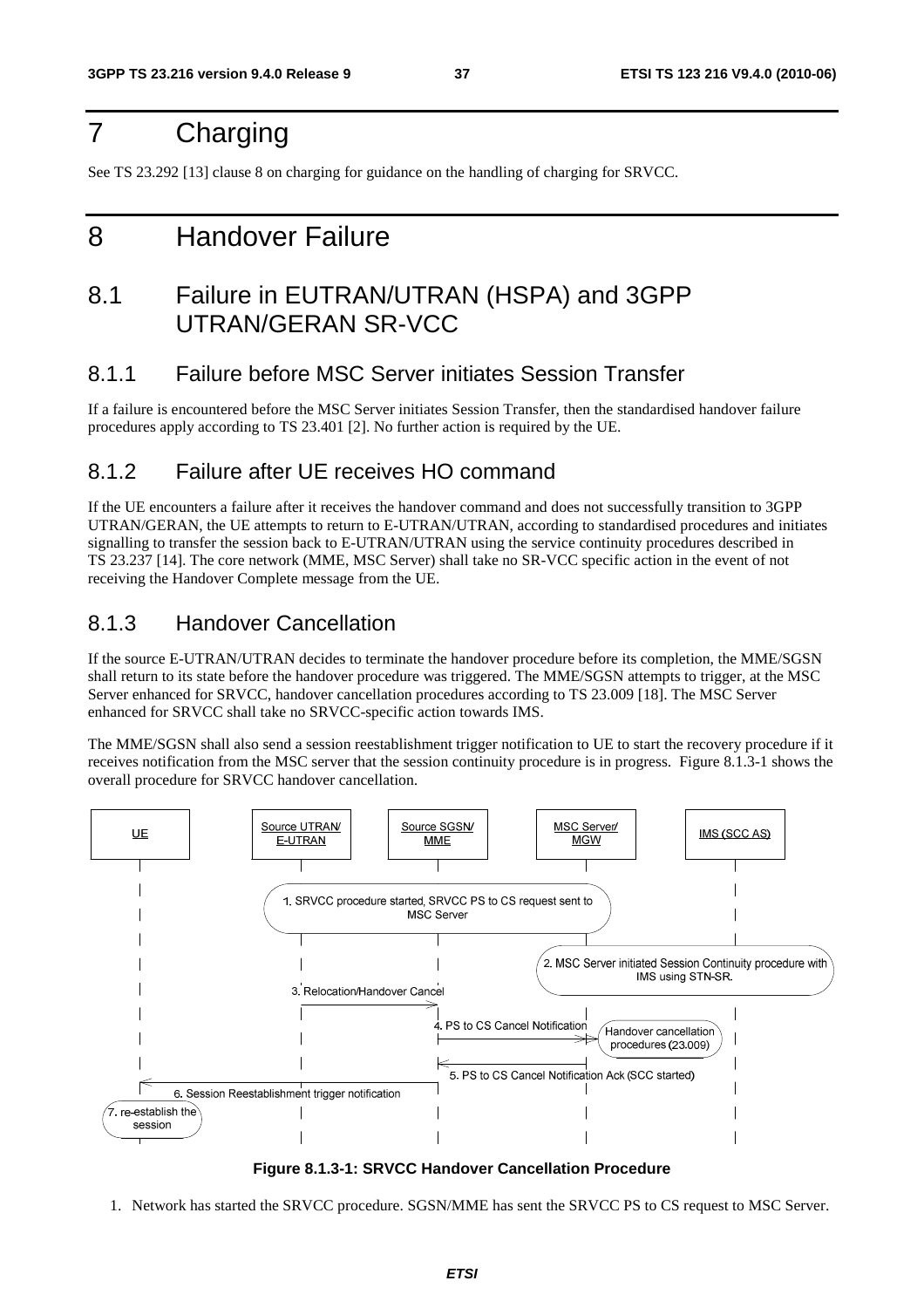# 7 Charging

See TS 23.292 [13] clause 8 on charging for guidance on the handling of charging for SRVCC.

# 8 Handover Failure

## 8.1 Failure in EUTRAN/UTRAN (HSPA) and 3GPP UTRAN/GERAN SR-VCC

### 8.1.1 Failure before MSC Server initiates Session Transfer

If a failure is encountered before the MSC Server initiates Session Transfer, then the standardised handover failure procedures apply according to TS 23.401 [2]. No further action is required by the UE.

### 8.1.2 Failure after UE receives HO command

If the UE encounters a failure after it receives the handover command and does not successfully transition to 3GPP UTRAN/GERAN, the UE attempts to return to E-UTRAN/UTRAN, according to standardised procedures and initiates signalling to transfer the session back to E-UTRAN/UTRAN using the service continuity procedures described in TS 23.237 [14]. The core network (MME, MSC Server) shall take no SR-VCC specific action in the event of not receiving the Handover Complete message from the UE.

### 8.1.3 Handover Cancellation

If the source E-UTRAN/UTRAN decides to terminate the handover procedure before its completion, the MME/SGSN shall return to its state before the handover procedure was triggered. The MME/SGSN attempts to trigger, at the MSC Server enhanced for SRVCC, handover cancellation procedures according to TS 23.009 [18]. The MSC Server enhanced for SRVCC shall take no SRVCC-specific action towards IMS.

The MME/SGSN shall also send a session reestablishment trigger notification to UE to start the recovery procedure if it receives notification from the MSC server that the session continuity procedure is in progress. Figure 8.1.3-1 shows the overall procedure for SRVCC handover cancellation.

**Figure 8.1.3-1: SRVCC Handover Cancellation Procedure**

1. Network has started the SRVCC procedure. SGSN/MME has sent the SRVCC PS to CS request to MSC Server.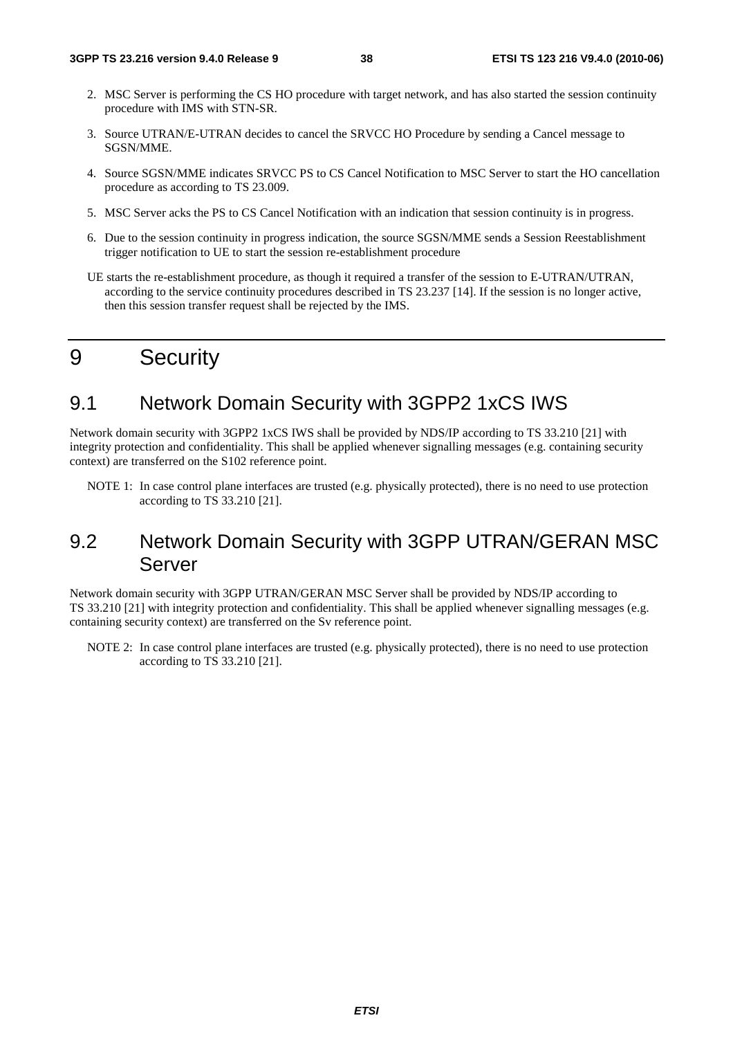2. MSC Server is performing the CS HO procedure with target network, and has also started the session continuity procedure with IMS with STN-SR.

3. Source UTRAN/E-UTRAN decides to cancel the SRVCC HO Procedure by sending a Cancel message to SGSN/MME.

4. Source SGSN/MME indicates SRVCC PS to CS Cancel Notification to MSC Server to start the HO cancellation procedure as according to TS 23.009.

5. MSC Server acks the PS to CS Cancel Notification with an indication that session continuity is in progress.

6. Due to the session continuity in progress indication, the source SGSN/MME sends a Session Reestablishment trigger notification to UE to start the session re-establishment procedure

UE starts the re-establishment procedure, as though it required a transfer of the session to E-UTRAN/UTRAN, according to the service continuity procedures described in TS 23.237 [14]. If the session is no longer active, then this session transfer request shall be rejected by the IMS.

# 9 Security

## 9.1 Network Domain Security with 3GPP2 1xCS IWS

Network domain security with 3GPP2 1xCS IWS shall be provided by NDS/IP according to TS 33.210 [21] with integrity protection and confidentiality. This shall be applied whenever signalling messages (e.g. containing security context) are transferred on the S102 reference point.

NOTE 1: In case control plane interfaces are trusted (e.g. physically protected), there is no need to use protection according to TS 33.210 [21].

## 9.2 Network Domain Security with 3GPP UTRAN/GERAN MSC Server

Network domain security with 3GPP UTRAN/GERAN MSC Server shall be provided by NDS/IP according to TS 33.210 [21] with integrity protection and confidentiality. This shall be applied whenever signalling messages (e.g. containing security context) are transferred on the Sv reference point.

NOTE 2: In case control plane interfaces are trusted (e.g. physically protected), there is no need to use protection according to TS 33.210 [21].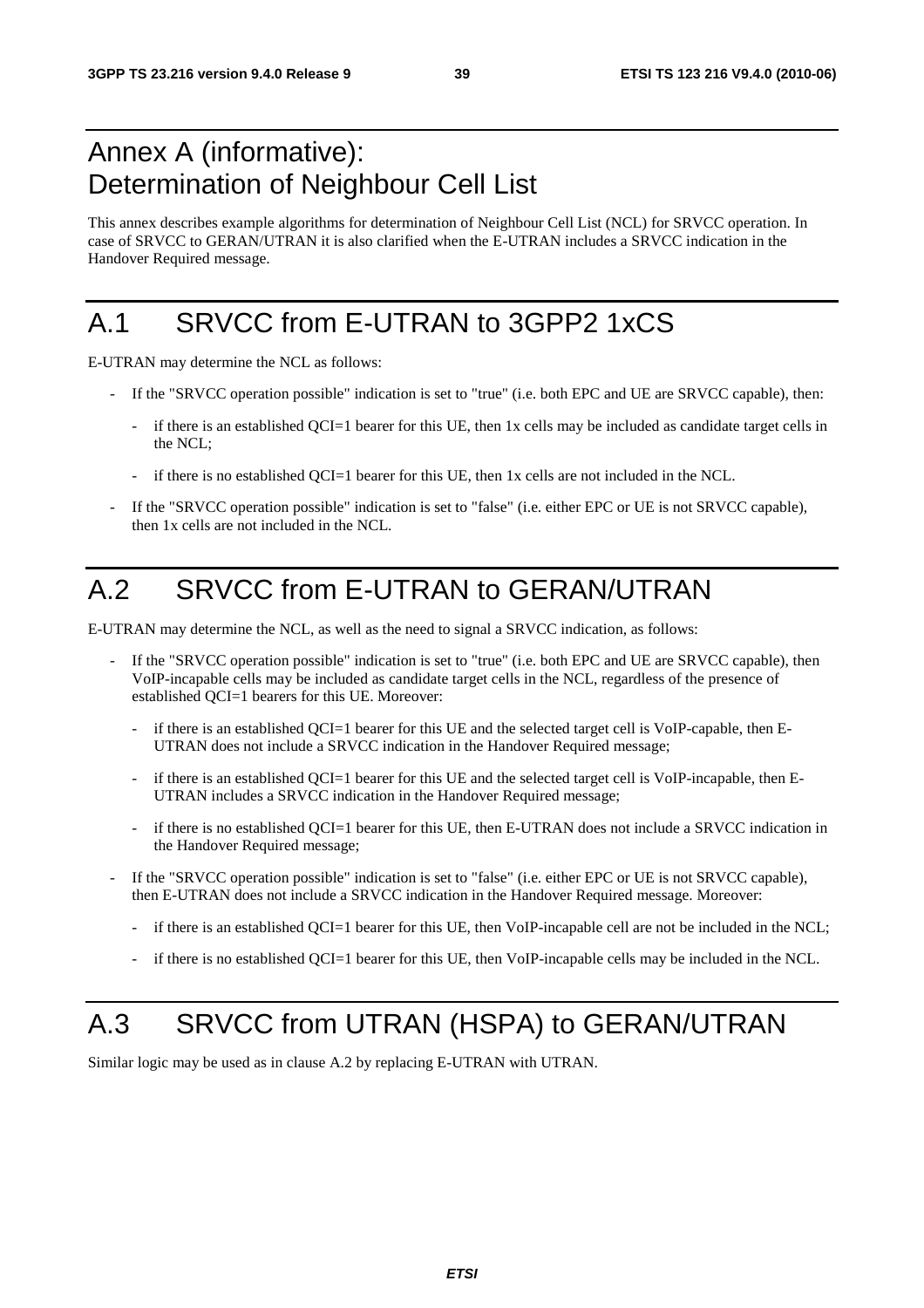# Annex A (informative): Determination of Neighbour Cell List

This annex describes example algorithms for determination of Neighbour Cell List (NCL) for SRVCC operation. In case of SRVCC to GERAN/UTRAN it is also clarified when the E-UTRAN includes a SRVCC indication in the Handover Required message.

# A.1 SRVCC from E-UTRAN to 3GPP2 1xCS

E-UTRAN may determine the NCL as follows:

- If the "SRVCC operation possible" indication is set to "true" (i.e. both EPC and UE are SRVCC capable), then:
  - if there is an established QCI=1 bearer for this UE, then 1x cells may be included as candidate target cells in the NCL;
  - if there is no established QCI=1 bearer for this UE, then 1x cells are not included in the NCL.
- If the "SRVCC operation possible" indication is set to "false" (i.e. either EPC or UE is not SRVCC capable), then 1x cells are not included in the NCL.

# A.2 SRVCC from E-UTRAN to GERAN/UTRAN

E-UTRAN may determine the NCL, as well as the need to signal a SRVCC indication, as follows:

- If the "SRVCC operation possible" indication is set to "true" (i.e. both EPC and UE are SRVCC capable), then VoIP-incapable cells may be included as candidate target cells in the NCL, regardless of the presence of established QCI=1 bearers for this UE. Moreover:
  - if there is an established QCI=1 bearer for this UE and the selected target cell is VoIP-capable, then E-UTRAN does not include a SRVCC indication in the Handover Required message;
  - if there is an established QCI=1 bearer for this UE and the selected target cell is VoIP-incapable, then E-UTRAN includes a SRVCC indication in the Handover Required message;
  - if there is no established QCI=1 bearer for this UE, then E-UTRAN does not include a SRVCC indication in the Handover Required message;
- If the "SRVCC operation possible" indication is set to "false" (i.e. either EPC or UE is not SRVCC capable), then E-UTRAN does not include a SRVCC indication in the Handover Required message. Moreover:
  - if there is an established QCI=1 bearer for this UE, then VoIP-incapable cell are not be included in the NCL;
  - if there is no established QCI=1 bearer for this UE, then VoIP-incapable cells may be included in the NCL.

# A.3 SRVCC from UTRAN (HSPA) to GERAN/UTRAN

Similar logic may be used as in clause A.2 by replacing E-UTRAN with UTRAN.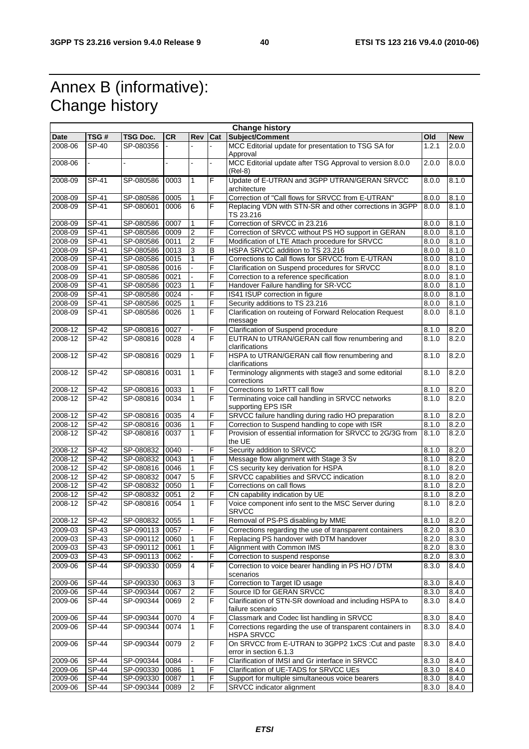# Annex B (informative): Change history

| Change history | | | | | | | | |
|---|---|---|---|---|---|---|---|---|
| **Date** | **TSG #** | **TSG Doc.** | **CR** | **Rev** | **Cat** | **Subject/Comment** | **Old** | **New** |
| 2008-06 | SP-40 | SP-080356 | - | - | - | MCC Editorial update for presentation to TSG SA for Approval | 1.2.1 | 2.0.0 |
| 2008-06 | - | - | - | - | - | MCC Editorial update after TSG Approval to version 8.0.0 (Rel-8) | 2.0.0 | 8.0.0 |
| 2008-09 | SP-41 | SP-080586 | 0003 | 1 | F | Update of E-UTRAN and 3GPP UTRAN/GERAN SRVCC architecture | 8.0.0 | 8.1.0 |
| 2008-09 | SP-41 | SP-080586 | 0005 | 1 | F | Correction of "Call flows for SRVCC from E-UTRAN" | 8.0.0 | 8.1.0 |
| 2008-09 | SP-41 | SP-080601 | 0006 | 6 | F | Replacing VDN with STN-SR and other corrections in 3GPP TS 23.216 | 8.0.0 | 8.1.0 |
| 2008-09 | SP-41 | SP-080586 | 0007 | 1 | F | Correction of SRVCC in 23.216 | 8.0.0 | 8.1.0 |
| 2008-09 | SP-41 | SP-080586 | 0009 | 2 | F | Correction of SRVCC without PS HO support in GERAN | 8.0.0 | 8.1.0 |
| 2008-09 | SP-41 | SP-080586 | 0011 | 2 | F | Modification of LTE Attach procedure for SRVCC | 8.0.0 | 8.1.0 |
| 2008-09 | SP-41 | SP-080586 | 0013 | 3 | B | HSPA SRVCC addition to TS 23.216 | 8.0.0 | 8.1.0 |
| 2008-09 | SP-41 | SP-080586 | 0015 | 1 | F | Corrections to Call flows for SRVCC from E-UTRAN | 8.0.0 | 8.1.0 |
| 2008-09 | SP-41 | SP-080586 | 0016 | - | F | Clarification on Suspend procedures for SRVCC | 8.0.0 | 8.1.0 |
| 2008-09 | SP-41 | SP-080586 | 0021 | - | F | Correction to a reference specification | 8.0.0 | 8.1.0 |
| 2008-09 | SP-41 | SP-080586 | 0023 | 1 | F | Handover Failure handling for SR-VCC | 8.0.0 | 8.1.0 |
| 2008-09 | SP-41 | SP-080586 | 0024 | - | F | IS41 ISUP correction in figure | 8.0.0 | 8.1.0 |
| 2008-09 | SP-41 | SP-080586 | 0025 | 1 | F | Security additions to TS 23.216 | 8.0.0 | 8.1.0 |
| 2008-09 | SP-41 | SP-080586 | 0026 | 1 | F | Clarification on routeing of Forward Relocation Request message | 8.0.0 | 8.1.0 |
| 2008-12 | SP-42 | SP-080816 | 0027 | - | F | Clarification of Suspend procedure | 8.1.0 | 8.2.0 |
| 2008-12 | SP-42 | SP-080816 | 0028 | 4 | F | EUTRAN to UTRAN/GERAN call flow renumbering and clarifications | 8.1.0 | 8.2.0 |
| 2008-12 | SP-42 | SP-080816 | 0029 | 1 | F | HSPA to UTRAN/GERAN call flow renumbering and clarifications | 8.1.0 | 8.2.0 |
| 2008-12 | SP-42 | SP-080816 | 0031 | 1 | F | Terminology alignments with stage3 and some editorial corrections | 8.1.0 | 8.2.0 |
| 2008-12 | SP-42 | SP-080816 | 0033 | 1 | F | Corrections to 1xRTT call flow | 8.1.0 | 8.2.0 |
| 2008-12 | SP-42 | SP-080816 | 0034 | 1 | F | Terminating voice call handling in SRVCC networks supporting EPS ISR | 8.1.0 | 8.2.0 |
| 2008-12 | SP-42 | SP-080816 | 0035 | 4 | F | SRVCC failure handling during radio HO preparation | 8.1.0 | 8.2.0 |
| 2008-12 | SP-42 | SP-080816 | 0036 | 1 | F | Correction to Suspend handling to cope with ISR | 8.1.0 | 8.2.0 |
| 2008-12 | SP-42 | SP-080816 | 0037 | 1 | F | Provision of essential information for SRVCC to 2G/3G from the UE | 8.1.0 | 8.2.0 |
| 2008-12 | SP-42 | SP-080832 | 0040 | - | F | Security addition to SRVCC | 8.1.0 | 8.2.0 |
| 2008-12 | SP-42 | SP-080832 | 0043 | 1 | F | Message flow alignment with Stage 3 Sv | 8.1.0 | 8.2.0 |
| 2008-12 | SP-42 | SP-080816 | 0046 | 1 | F | CS security key derivation for HSPA | 8.1.0 | 8.2.0 |
| 2008-12 | SP-42 | SP-080832 | 0047 | 5 | F | SRVCC capabilities and SRVCC indication | 8.1.0 | 8.2.0 |
| 2008-12 | SP-42 | SP-080832 | 0050 | 1 | F | Corrections on call flows | 8.1.0 | 8.2.0 |
| 2008-12 | SP-42 | SP-080832 | 0051 | 2 | F | CN capability indication by UE | 8.1.0 | 8.2.0 |
| 2008-12 | SP-42 | SP-080816 | 0054 | 1 | F | Voice component info sent to the MSC Server during SRVCC | 8.1.0 | 8.2.0 |
| 2008-12 | SP-42 | SP-080832 | 0055 | 1 | F | Removal of PS-PS disabling by MME | 8.1.0 | 8.2.0 |
| 2009-03 | SP-43 | SP-090113 | 0057 | - | F | Corrections regarding the use of transparent containers | 8.2.0 | 8.3.0 |
| 2009-03 | SP-43 | SP-090112 | 0060 | 1 | F | Replacing PS handover with DTM handover | 8.2.0 | 8.3.0 |
| 2009-03 | SP-43 | SP-090112 | 0061 | 1 | F | Alignment with Common IMS | 8.2.0 | 8.3.0 |
| 2009-03 | SP-43 | SP-090113 | 0062 | - | F | Correction to suspend response | 8.2.0 | 8.3.0 |
| 2009-06 | SP-44 | SP-090330 | 0059 | 4 | F | Correction to voice bearer handling in PS HO / DTM scenarios | 8.3.0 | 8.4.0 |
| 2009-06 | SP-44 | SP-090330 | 0063 | 3 | F | Correction to Target ID usage | 8.3.0 | 8.4.0 |
| 2009-06 | SP-44 | SP-090344 | 0067 | 2 | F | Source ID for GERAN SRVCC | 8.3.0 | 8.4.0 |
| 2009-06 | SP-44 | SP-090344 | 0069 | 2 | F | Clarification of STN-SR download and including HSPA to failure scenario | 8.3.0 | 8.4.0 |
| 2009-06 | SP-44 | SP-090344 | 0070 | 4 | F | Classmark and Codec list handling in SRVCC | 8.3.0 | 8.4.0 |
| 2009-06 | SP-44 | SP-090344 | 0074 | 1 | F | Corrections regarding the use of transparent containers in HSPA SRVCC | 8.3.0 | 8.4.0 |
| 2009-06 | SP-44 | SP-090344 | 0079 | 2 | F | On SRVCC from E-UTRAN to 3GPP2 1xCS :Cut and paste error in section 6.1.3 | 8.3.0 | 8.4.0 |
| 2009-06 | SP-44 | SP-090344 | 0084 | - | F | Clarification of IMSI and Gr interface in SRVCC | 8.3.0 | 8.4.0 |
| 2009-06 | SP-44 | SP-090330 | 0086 | 1 | F | Clarification of UE-TADS for SRVCC UEs | 8.3.0 | 8.4.0 |
| 2009-06 | SP-44 | SP-090330 | 0087 | 1 | F | Support for multiple simultaneous voice bearers | 8.3.0 | 8.4.0 |
| 2009-06 | SP-44 | SP-090344 | 0089 | 2 | F | SRVCC indicator alignment | 8.3.0 | 8.4.0 |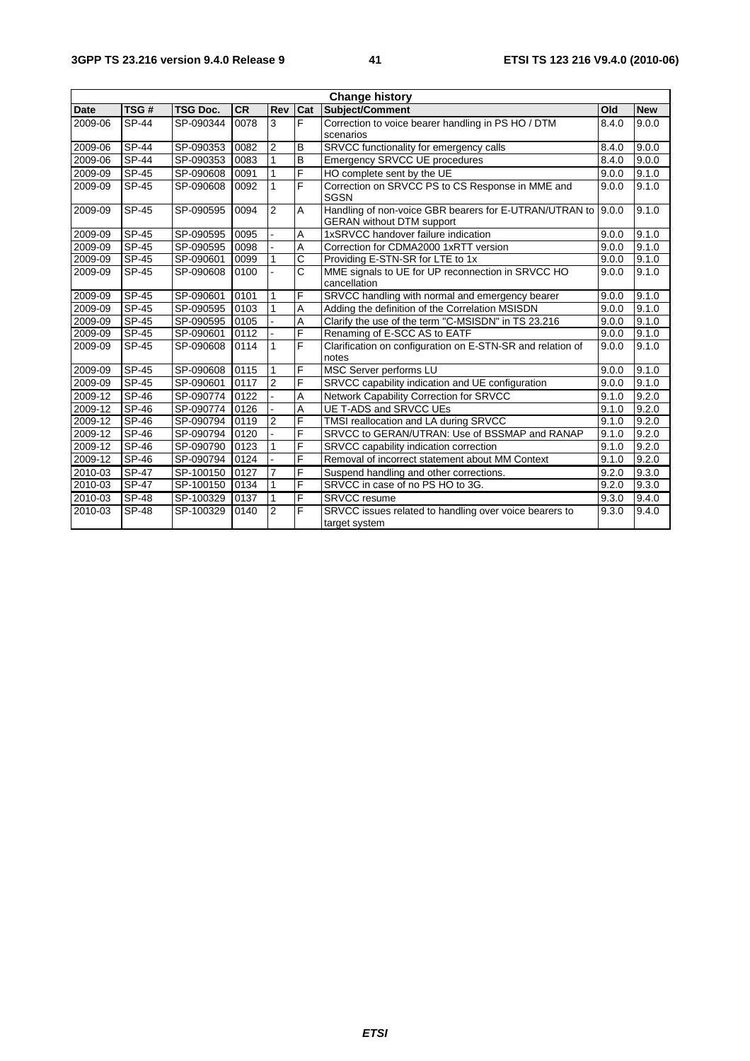| Change history | | | | | | | | |
|---|---|---|---|---|---|---|---|---|
| Date | TSG # | TSG Doc. | CR | Rev | Cat | Subject/Comment | Old | New |
| 2009-06 | SP-44 | SP-090344 | 0078 | 3 | F | Correction to voice bearer handling in PS HO / DTM scenarios | 8.4.0 | 9.0.0 |
| 2009-06 | SP-44 | SP-090353 | 0082 | 2 | B | SRVCC functionality for emergency calls | 8.4.0 | 9.0.0 |
| 2009-06 | SP-44 | SP-090353 | 0083 | 1 | B | Emergency SRVCC UE procedures | 8.4.0 | 9.0.0 |
| 2009-09 | SP-45 | SP-090608 | 0091 | 1 | F | HO complete sent by the UE | 9.0.0 | 9.1.0 |
| 2009-09 | SP-45 | SP-090608 | 0092 | 1 | F | Correction on SRVCC PS to CS Response in MME and SGSN | 9.0.0 | 9.1.0 |
| 2009-09 | SP-45 | SP-090595 | 0094 | 2 | A | Handling of non-voice GBR bearers for E-UTRAN/UTRAN to GERAN without DTM support | 9.0.0 | 9.1.0 |
| 2009-09 | SP-45 | SP-090595 | 0095 | - | A | 1xSRVCC handover failure indication | 9.0.0 | 9.1.0 |
| 2009-09 | SP-45 | SP-090595 | 0098 | - | A | Correction for CDMA2000 1xRTT version | 9.0.0 | 9.1.0 |
| 2009-09 | SP-45 | SP-090601 | 0099 | 1 | C | Providing E-STN-SR for LTE to 1x | 9.0.0 | 9.1.0 |
| 2009-09 | SP-45 | SP-090608 | 0100 | - | C | MME signals to UE for UP reconnection in SRVCC HO cancellation | 9.0.0 | 9.1.0 |
| 2009-09 | SP-45 | SP-090601 | 0101 | 1 | F | SRVCC handling with normal and emergency bearer | 9.0.0 | 9.1.0 |
| 2009-09 | SP-45 | SP-090595 | 0103 | 1 | A | Adding the definition of the Correlation MSISDN | 9.0.0 | 9.1.0 |
| 2009-09 | SP-45 | SP-090595 | 0105 | - | A | Clarify the use of the term "C-MSISDN" in TS 23.216 | 9.0.0 | 9.1.0 |
| 2009-09 | SP-45 | SP-090601 | 0112 | - | F | Renaming of E-SCC AS to EATF | 9.0.0 | 9.1.0 |
| 2009-09 | SP-45 | SP-090608 | 0114 | 1 | F | Clarification on configuration on E-STN-SR and relation of notes | 9.0.0 | 9.1.0 |
| 2009-09 | SP-45 | SP-090608 | 0115 | 1 | F | MSC Server performs LU | 9.0.0 | 9.1.0 |
| 2009-09 | SP-45 | SP-090601 | 0117 | 2 | F | SRVCC capability indication and UE configuration | 9.0.0 | 9.1.0 |
| 2009-12 | SP-46 | SP-090774 | 0122 | - | A | Network Capability Correction for SRVCC | 9.1.0 | 9.2.0 |
| 2009-12 | SP-46 | SP-090774 | 0126 | - | A | UE T-ADS and SRVCC UEs | 9.1.0 | 9.2.0 |
| 2009-12 | SP-46 | SP-090794 | 0119 | 2 | F | TMSI reallocation and LA during SRVCC | 9.1.0 | 9.2.0 |
| 2009-12 | SP-46 | SP-090794 | 0120 | - | F | SRVCC to GERAN/UTRAN: Use of BSSMAP and RANAP | 9.1.0 | 9.2.0 |
| 2009-12 | SP-46 | SP-090790 | 0123 | 1 | F | SRVCC capability indication correction | 9.1.0 | 9.2.0 |
| 2009-12 | SP-46 | SP-090794 | 0124 | - | F | Removal of incorrect statement about MM Context | 9.1.0 | 9.2.0 |
| 2010-03 | SP-47 | SP-100150 | 0127 | 7 | F | Suspend handling and other corrections. | 9.2.0 | 9.3.0 |
| 2010-03 | SP-47 | SP-100150 | 0134 | 1 | F | SRVCC in case of no PS HO to 3G. | 9.2.0 | 9.3.0 |
| 2010-03 | SP-48 | SP-100329 | 0137 | 1 | F | SRVCC resume | 9.3.0 | 9.4.0 |
| 2010-03 | SP-48 | SP-100329 | 0140 | 2 | F | SRVCC issues related to handling over voice bearers to target system | 9.3.0 | 9.4.0 |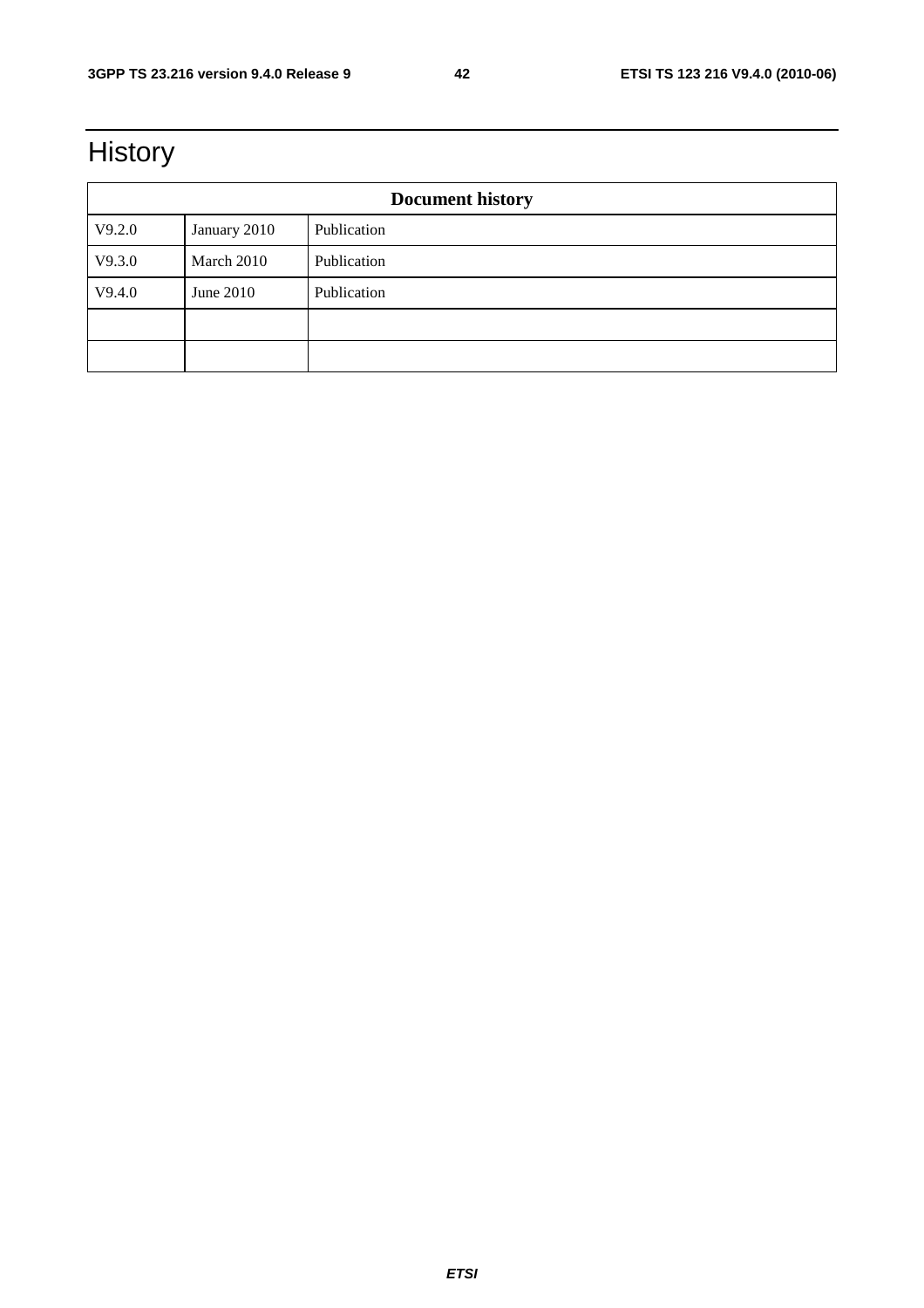# History

| Document history | | |
| --- | --- | --- |
| V9.2.0 | January 2010 | Publication |
| V9.3.0 | March 2010 | Publication |
| V9.4.0 | June 2010 | Publication |
| | | |
| | | |